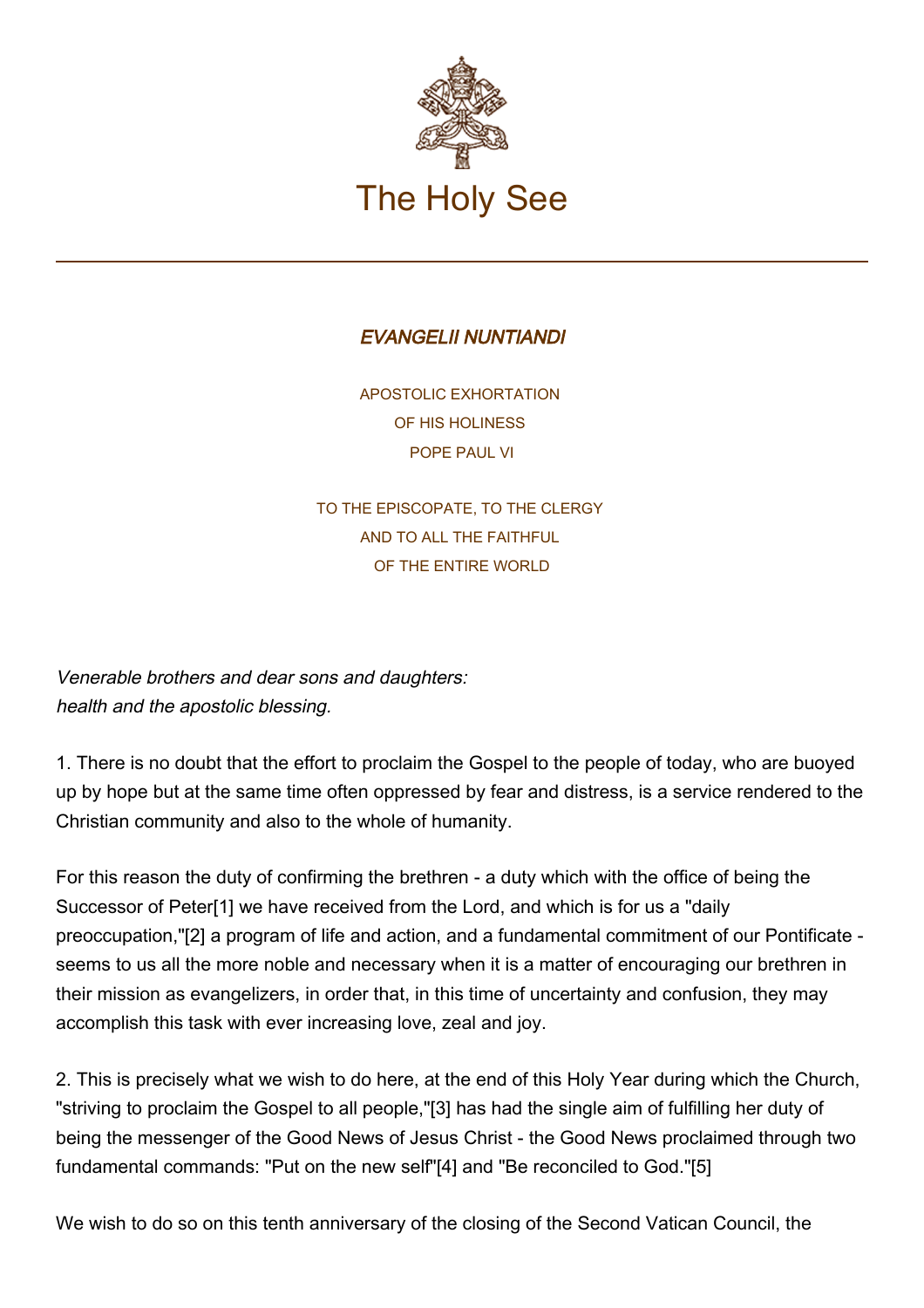# The Holy See

## *EVANGELII NUNTIANDI*

APOSTOLIC EXHORTATION
OF HIS HOLINESS
POPE PAUL VI

TO THE EPISCOPATE, TO THE CLERGY
AND TO ALL THE FAITHFUL
OF THE ENTIRE WORLD

*Venerable brothers and dear sons and daughters:*
*health and the apostolic blessing.*

1. There is no doubt that the effort to proclaim the Gospel to the people of today, who are buoyed up by hope but at the same time often oppressed by fear and distress, is a service rendered to the Christian community and also to the whole of humanity.

For this reason the duty of confirming the brethren - a duty which with the office of being the Successor of Peter[1] we have received from the Lord, and which is for us a "daily preoccupation,"[2] a program of life and action, and a fundamental commitment of our Pontificate - seems to us all the more noble and necessary when it is a matter of encouraging our brethren in their mission as evangelizers, in order that, in this time of uncertainty and confusion, they may accomplish this task with ever increasing love, zeal and joy.

2. This is precisely what we wish to do here, at the end of this Holy Year during which the Church, "striving to proclaim the Gospel to all people,"[3] has had the single aim of fulfilling her duty of being the messenger of the Good News of Jesus Christ - the Good News proclaimed through two fundamental commands: "Put on the new self"[4] and "Be reconciled to God."[5]

We wish to do so on this tenth anniversary of the closing of the Second Vatican Council, the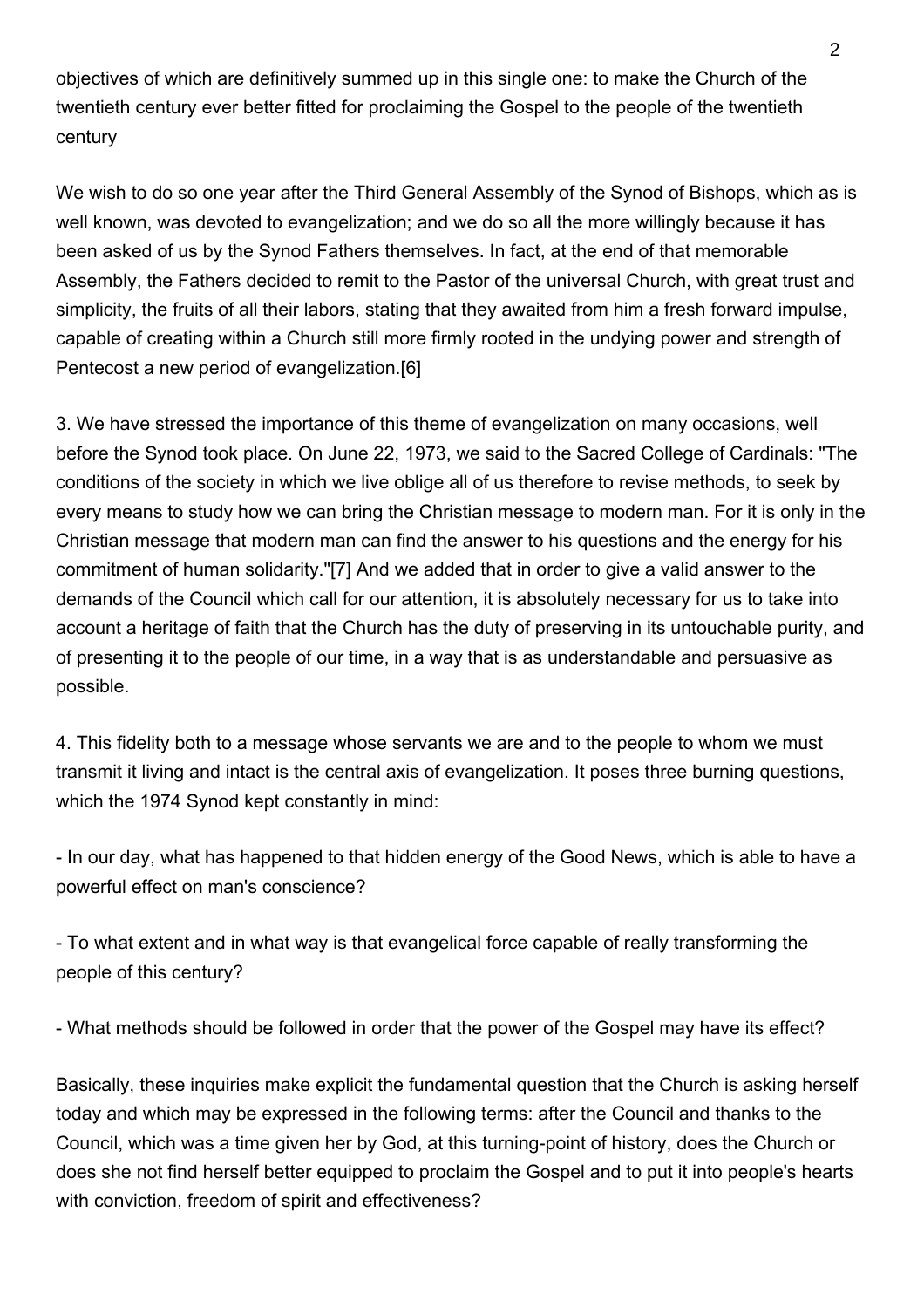objectives of which are definitively summed up in this single one: to make the Church of the twentieth century ever better fitted for proclaiming the Gospel to the people of the twentieth century

We wish to do so one year after the Third General Assembly of the Synod of Bishops, which as is well known, was devoted to evangelization; and we do so all the more willingly because it has been asked of us by the Synod Fathers themselves. In fact, at the end of that memorable Assembly, the Fathers decided to remit to the Pastor of the universal Church, with great trust and simplicity, the fruits of all their labors, stating that they awaited from him a fresh forward impulse, capable of creating within a Church still more firmly rooted in the undying power and strength of Pentecost a new period of evangelization.[6]

3. We have stressed the importance of this theme of evangelization on many occasions, well before the Synod took place. On June 22, 1973, we said to the Sacred College of Cardinals: "The conditions of the society in which we live oblige all of us therefore to revise methods, to seek by every means to study how we can bring the Christian message to modern man. For it is only in the Christian message that modern man can find the answer to his questions and the energy for his commitment of human solidarity."[7] And we added that in order to give a valid answer to the demands of the Council which call for our attention, it is absolutely necessary for us to take into account a heritage of faith that the Church has the duty of preserving in its untouchable purity, and of presenting it to the people of our time, in a way that is as understandable and persuasive as possible.

4. This fidelity both to a message whose servants we are and to the people to whom we must transmit it living and intact is the central axis of evangelization. It poses three burning questions, which the 1974 Synod kept constantly in mind:

- In our day, what has happened to that hidden energy of the Good News, which is able to have a powerful effect on man's conscience?

- To what extent and in what way is that evangelical force capable of really transforming the people of this century?

- What methods should be followed in order that the power of the Gospel may have its effect?

Basically, these inquiries make explicit the fundamental question that the Church is asking herself today and which may be expressed in the following terms: after the Council and thanks to the Council, which was a time given her by God, at this turning-point of history, does the Church or does she not find herself better equipped to proclaim the Gospel and to put it into people's hearts with conviction, freedom of spirit and effectiveness?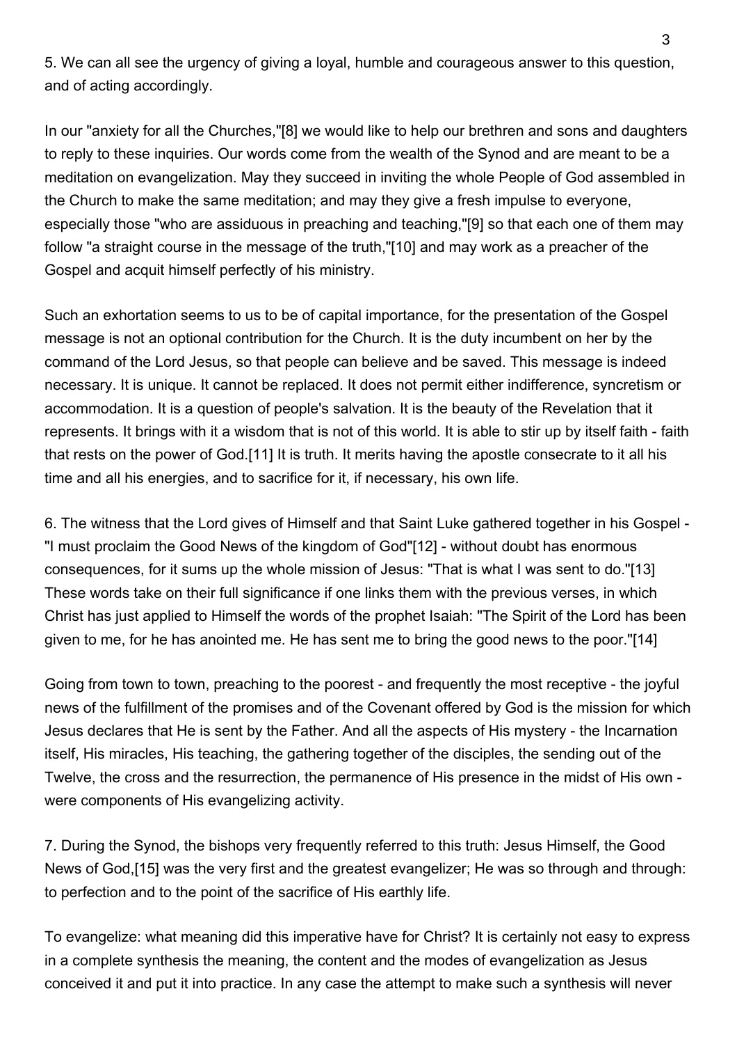5. We can all see the urgency of giving a loyal, humble and courageous answer to this question, and of acting accordingly.

In our "anxiety for all the Churches,"[8] we would like to help our brethren and sons and daughters to reply to these inquiries. Our words come from the wealth of the Synod and are meant to be a meditation on evangelization. May they succeed in inviting the whole People of God assembled in the Church to make the same meditation; and may they give a fresh impulse to everyone, especially those "who are assiduous in preaching and teaching,"[9] so that each one of them may follow "a straight course in the message of the truth,"[10] and may work as a preacher of the Gospel and acquit himself perfectly of his ministry.

Such an exhortation seems to us to be of capital importance, for the presentation of the Gospel message is not an optional contribution for the Church. It is the duty incumbent on her by the command of the Lord Jesus, so that people can believe and be saved. This message is indeed necessary. It is unique. It cannot be replaced. It does not permit either indifference, syncretism or accommodation. It is a question of people's salvation. It is the beauty of the Revelation that it represents. It brings with it a wisdom that is not of this world. It is able to stir up by itself faith - faith that rests on the power of God.[11] It is truth. It merits having the apostle consecrate to it all his time and all his energies, and to sacrifice for it, if necessary, his own life.

6. The witness that the Lord gives of Himself and that Saint Luke gathered together in his Gospel - "I must proclaim the Good News of the kingdom of God"[12] - without doubt has enormous consequences, for it sums up the whole mission of Jesus: "That is what I was sent to do."[13] These words take on their full significance if one links them with the previous verses, in which Christ has just applied to Himself the words of the prophet Isaiah: "The Spirit of the Lord has been given to me, for he has anointed me. He has sent me to bring the good news to the poor."[14]

Going from town to town, preaching to the poorest - and frequently the most receptive - the joyful news of the fulfillment of the promises and of the Covenant offered by God is the mission for which Jesus declares that He is sent by the Father. And all the aspects of His mystery - the Incarnation itself, His miracles, His teaching, the gathering together of the disciples, the sending out of the Twelve, the cross and the resurrection, the permanence of His presence in the midst of His own - were components of His evangelizing activity.

7. During the Synod, the bishops very frequently referred to this truth: Jesus Himself, the Good News of God,[15] was the very first and the greatest evangelizer; He was so through and through: to perfection and to the point of the sacrifice of His earthly life.

To evangelize: what meaning did this imperative have for Christ? It is certainly not easy to express in a complete synthesis the meaning, the content and the modes of evangelization as Jesus conceived it and put it into practice. In any case the attempt to make such a synthesis will never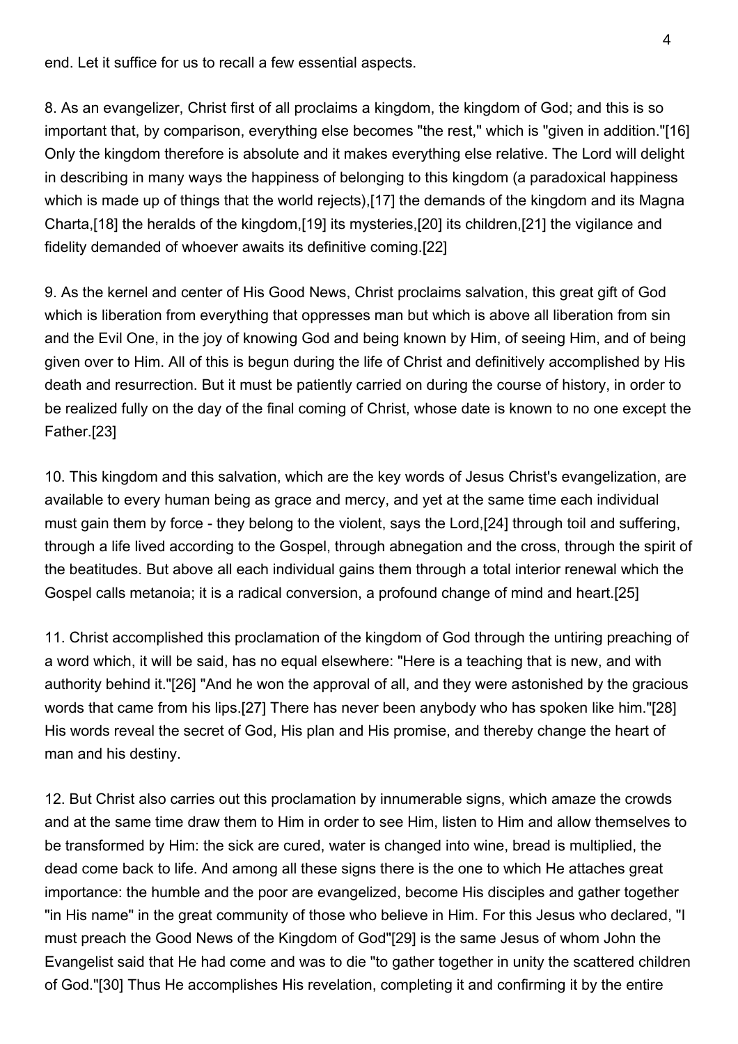end. Let it suffice for us to recall a few essential aspects.

8. As an evangelizer, Christ first of all proclaims a kingdom, the kingdom of God; and this is so important that, by comparison, everything else becomes "the rest," which is "given in addition."[16] Only the kingdom therefore is absolute and it makes everything else relative. The Lord will delight in describing in many ways the happiness of belonging to this kingdom (a paradoxical happiness which is made up of things that the world rejects),[17] the demands of the kingdom and its Magna Charta,[18] the heralds of the kingdom,[19] its mysteries,[20] its children,[21] the vigilance and fidelity demanded of whoever awaits its definitive coming.[22]

9. As the kernel and center of His Good News, Christ proclaims salvation, this great gift of God which is liberation from everything that oppresses man but which is above all liberation from sin and the Evil One, in the joy of knowing God and being known by Him, of seeing Him, and of being given over to Him. All of this is begun during the life of Christ and definitively accomplished by His death and resurrection. But it must be patiently carried on during the course of history, in order to be realized fully on the day of the final coming of Christ, whose date is known to no one except the Father.[23]

10. This kingdom and this salvation, which are the key words of Jesus Christ's evangelization, are available to every human being as grace and mercy, and yet at the same time each individual must gain them by force - they belong to the violent, says the Lord,[24] through toil and suffering, through a life lived according to the Gospel, through abnegation and the cross, through the spirit of the beatitudes. But above all each individual gains them through a total interior renewal which the Gospel calls metanoia; it is a radical conversion, a profound change of mind and heart.[25]

11. Christ accomplished this proclamation of the kingdom of God through the untiring preaching of a word which, it will be said, has no equal elsewhere: "Here is a teaching that is new, and with authority behind it."[26] "And he won the approval of all, and they were astonished by the gracious words that came from his lips.[27] There has never been anybody who has spoken like him."[28] His words reveal the secret of God, His plan and His promise, and thereby change the heart of man and his destiny.

12. But Christ also carries out this proclamation by innumerable signs, which amaze the crowds and at the same time draw them to Him in order to see Him, listen to Him and allow themselves to be transformed by Him: the sick are cured, water is changed into wine, bread is multiplied, the dead come back to life. And among all these signs there is the one to which He attaches great importance: the humble and the poor are evangelized, become His disciples and gather together "in His name" in the great community of those who believe in Him. For this Jesus who declared, "I must preach the Good News of the Kingdom of God"[29] is the same Jesus of whom John the Evangelist said that He had come and was to die "to gather together in unity the scattered children of God."[30] Thus He accomplishes His revelation, completing it and confirming it by the entire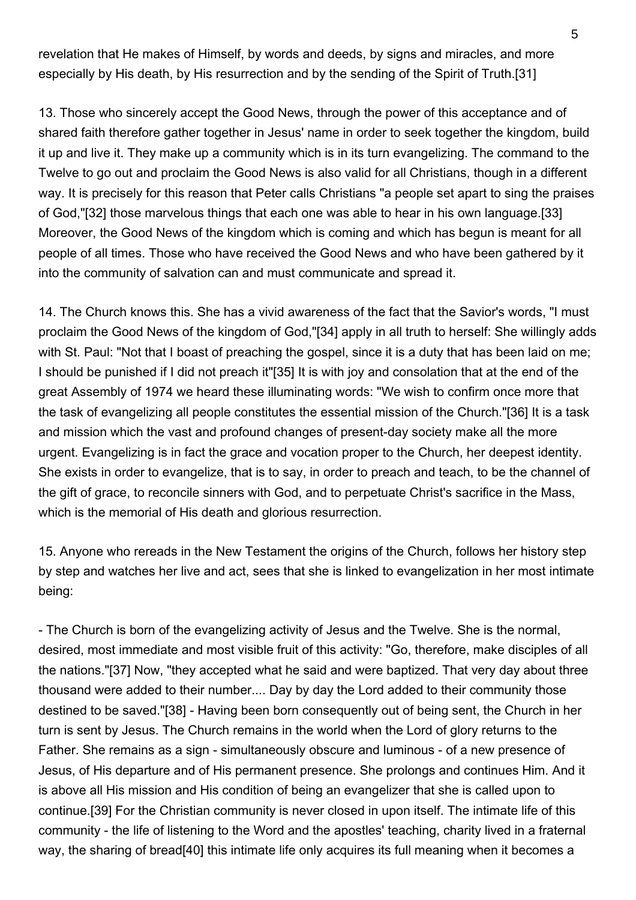revelation that He makes of Himself, by words and deeds, by signs and miracles, and more especially by His death, by His resurrection and by the sending of the Spirit of Truth.[31]

13. Those who sincerely accept the Good News, through the power of this acceptance and of shared faith therefore gather together in Jesus' name in order to seek together the kingdom, build it up and live it. They make up a community which is in its turn evangelizing. The command to the Twelve to go out and proclaim the Good News is also valid for all Christians, though in a different way. It is precisely for this reason that Peter calls Christians "a people set apart to sing the praises of God,"[32] those marvelous things that each one was able to hear in his own language.[33] Moreover, the Good News of the kingdom which is coming and which has begun is meant for all people of all times. Those who have received the Good News and who have been gathered by it into the community of salvation can and must communicate and spread it.

14. The Church knows this. She has a vivid awareness of the fact that the Savior's words, "I must proclaim the Good News of the kingdom of God,"[34] apply in all truth to herself: She willingly adds with St. Paul: "Not that I boast of preaching the gospel, since it is a duty that has been laid on me; I should be punished if I did not preach it"[35] It is with joy and consolation that at the end of the great Assembly of 1974 we heard these illuminating words: "We wish to confirm once more that the task of evangelizing all people constitutes the essential mission of the Church."[36] It is a task and mission which the vast and profound changes of present-day society make all the more urgent. Evangelizing is in fact the grace and vocation proper to the Church, her deepest identity. She exists in order to evangelize, that is to say, in order to preach and teach, to be the channel of the gift of grace, to reconcile sinners with God, and to perpetuate Christ's sacrifice in the Mass, which is the memorial of His death and glorious resurrection.

15. Anyone who rereads in the New Testament the origins of the Church, follows her history step by step and watches her live and act, sees that she is linked to evangelization in her most intimate being:

- The Church is born of the evangelizing activity of Jesus and the Twelve. She is the normal, desired, most immediate and most visible fruit of this activity: "Go, therefore, make disciples of all the nations."[37] Now, "they accepted what he said and were baptized. That very day about three thousand were added to their number.... Day by day the Lord added to their community those destined to be saved."[38] - Having been born consequently out of being sent, the Church in her turn is sent by Jesus. The Church remains in the world when the Lord of glory returns to the Father. She remains as a sign - simultaneously obscure and luminous - of a new presence of Jesus, of His departure and of His permanent presence. She prolongs and continues Him. And it is above all His mission and His condition of being an evangelizer that she is called upon to continue.[39] For the Christian community is never closed in upon itself. The intimate life of this community - the life of listening to the Word and the apostles' teaching, charity lived in a fraternal way, the sharing of bread[40] this intimate life only acquires its full meaning when it becomes a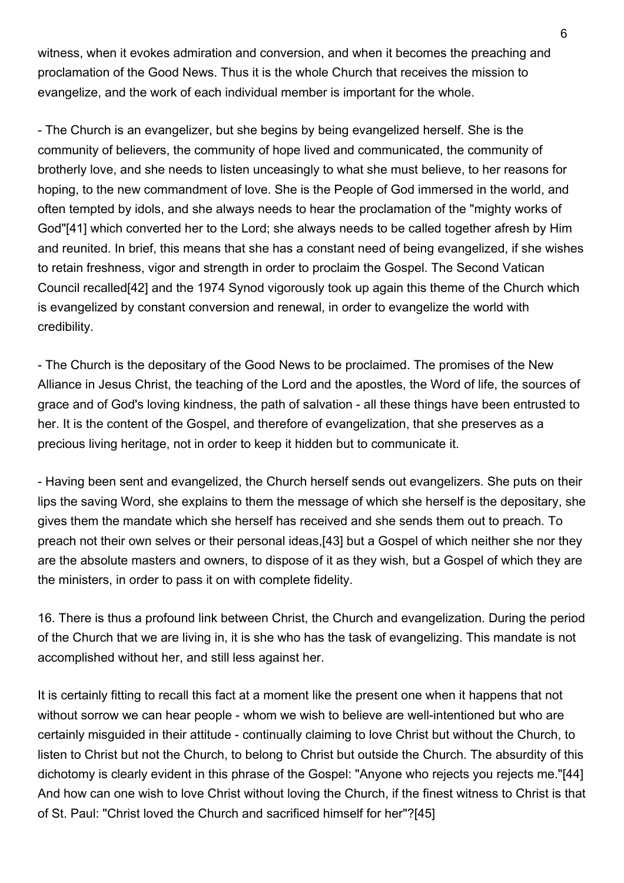witness, when it evokes admiration and conversion, and when it becomes the preaching and proclamation of the Good News. Thus it is the whole Church that receives the mission to evangelize, and the work of each individual member is important for the whole.

- The Church is an evangelizer, but she begins by being evangelized herself. She is the community of believers, the community of hope lived and communicated, the community of brotherly love, and she needs to listen unceasingly to what she must believe, to her reasons for hoping, to the new commandment of love. She is the People of God immersed in the world, and often tempted by idols, and she always needs to hear the proclamation of the "mighty works of God"[41] which converted her to the Lord; she always needs to be called together afresh by Him and reunited. In brief, this means that she has a constant need of being evangelized, if she wishes to retain freshness, vigor and strength in order to proclaim the Gospel. The Second Vatican Council recalled[42] and the 1974 Synod vigorously took up again this theme of the Church which is evangelized by constant conversion and renewal, in order to evangelize the world with credibility.

- The Church is the depositary of the Good News to be proclaimed. The promises of the New Alliance in Jesus Christ, the teaching of the Lord and the apostles, the Word of life, the sources of grace and of God's loving kindness, the path of salvation - all these things have been entrusted to her. It is the content of the Gospel, and therefore of evangelization, that she preserves as a precious living heritage, not in order to keep it hidden but to communicate it.

- Having been sent and evangelized, the Church herself sends out evangelizers. She puts on their lips the saving Word, she explains to them the message of which she herself is the depositary, she gives them the mandate which she herself has received and she sends them out to preach. To preach not their own selves or their personal ideas,[43] but a Gospel of which neither she nor they are the absolute masters and owners, to dispose of it as they wish, but a Gospel of which they are the ministers, in order to pass it on with complete fidelity.

16. There is thus a profound link between Christ, the Church and evangelization. During the period of the Church that we are living in, it is she who has the task of evangelizing. This mandate is not accomplished without her, and still less against her.

It is certainly fitting to recall this fact at a moment like the present one when it happens that not without sorrow we can hear people - whom we wish to believe are well-intentioned but who are certainly misguided in their attitude - continually claiming to love Christ but without the Church, to listen to Christ but not the Church, to belong to Christ but outside the Church. The absurdity of this dichotomy is clearly evident in this phrase of the Gospel: "Anyone who rejects you rejects me."[44] And how can one wish to love Christ without loving the Church, if the finest witness to Christ is that of St. Paul: "Christ loved the Church and sacrificed himself for her"?[45]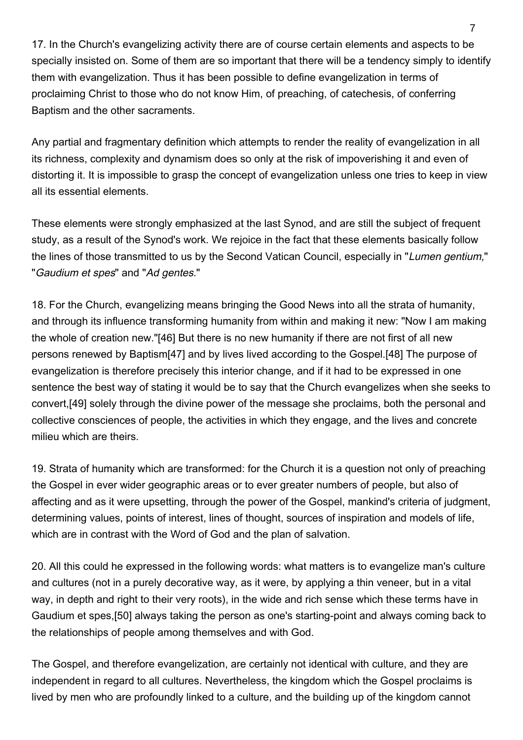17. In the Church's evangelizing activity there are of course certain elements and aspects to be specially insisted on. Some of them are so important that there will be a tendency simply to identify them with evangelization. Thus it has been possible to define evangelization in terms of proclaiming Christ to those who do not know Him, of preaching, of catechesis, of conferring Baptism and the other sacraments.

Any partial and fragmentary definition which attempts to render the reality of evangelization in all its richness, complexity and dynamism does so only at the risk of impoverishing it and even of distorting it. It is impossible to grasp the concept of evangelization unless one tries to keep in view all its essential elements.

These elements were strongly emphasized at the last Synod, and are still the subject of frequent study, as a result of the Synod's work. We rejoice in the fact that these elements basically follow the lines of those transmitted to us by the Second Vatican Council, especially in "*Lumen gentium,*" "*Gaudium et spes*" and "*Ad gentes*."

18. For the Church, evangelizing means bringing the Good News into all the strata of humanity, and through its influence transforming humanity from within and making it new: "Now I am making the whole of creation new."[46] But there is no new humanity if there are not first of all new persons renewed by Baptism[47] and by lives lived according to the Gospel.[48] The purpose of evangelization is therefore precisely this interior change, and if it had to be expressed in one sentence the best way of stating it would be to say that the Church evangelizes when she seeks to convert,[49] solely through the divine power of the message she proclaims, both the personal and collective consciences of people, the activities in which they engage, and the lives and concrete milieu which are theirs.

19. Strata of humanity which are transformed: for the Church it is a question not only of preaching the Gospel in ever wider geographic areas or to ever greater numbers of people, but also of affecting and as it were upsetting, through the power of the Gospel, mankind's criteria of judgment, determining values, points of interest, lines of thought, sources of inspiration and models of life, which are in contrast with the Word of God and the plan of salvation.

20. All this could he expressed in the following words: what matters is to evangelize man's culture and cultures (not in a purely decorative way, as it were, by applying a thin veneer, but in a vital way, in depth and right to their very roots), in the wide and rich sense which these terms have in Gaudium et spes,[50] always taking the person as one's starting-point and always coming back to the relationships of people among themselves and with God.

The Gospel, and therefore evangelization, are certainly not identical with culture, and they are independent in regard to all cultures. Nevertheless, the kingdom which the Gospel proclaims is lived by men who are profoundly linked to a culture, and the building up of the kingdom cannot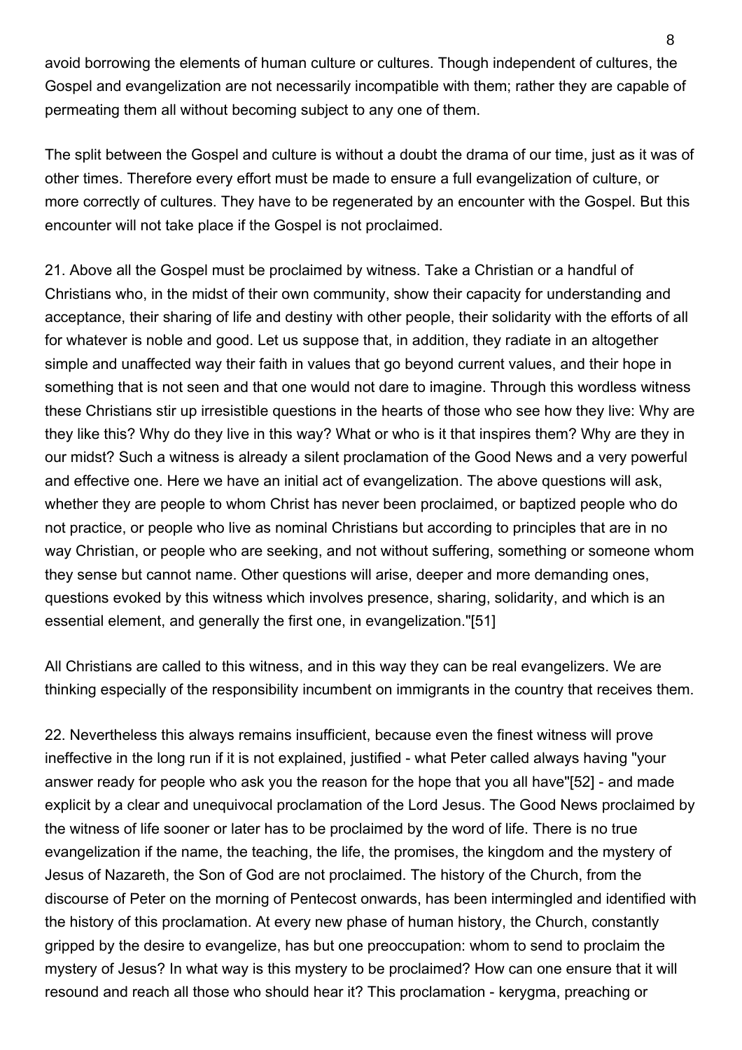avoid borrowing the elements of human culture or cultures. Though independent of cultures, the Gospel and evangelization are not necessarily incompatible with them; rather they are capable of permeating them all without becoming subject to any one of them.

The split between the Gospel and culture is without a doubt the drama of our time, just as it was of other times. Therefore every effort must be made to ensure a full evangelization of culture, or more correctly of cultures. They have to be regenerated by an encounter with the Gospel. But this encounter will not take place if the Gospel is not proclaimed.

21. Above all the Gospel must be proclaimed by witness. Take a Christian or a handful of Christians who, in the midst of their own community, show their capacity for understanding and acceptance, their sharing of life and destiny with other people, their solidarity with the efforts of all for whatever is noble and good. Let us suppose that, in addition, they radiate in an altogether simple and unaffected way their faith in values that go beyond current values, and their hope in something that is not seen and that one would not dare to imagine. Through this wordless witness these Christians stir up irresistible questions in the hearts of those who see how they live: Why are they like this? Why do they live in this way? What or who is it that inspires them? Why are they in our midst? Such a witness is already a silent proclamation of the Good News and a very powerful and effective one. Here we have an initial act of evangelization. The above questions will ask, whether they are people to whom Christ has never been proclaimed, or baptized people who do not practice, or people who live as nominal Christians but according to principles that are in no way Christian, or people who are seeking, and not without suffering, something or someone whom they sense but cannot name. Other questions will arise, deeper and more demanding ones, questions evoked by this witness which involves presence, sharing, solidarity, and which is an essential element, and generally the first one, in evangelization."[51]

All Christians are called to this witness, and in this way they can be real evangelizers. We are thinking especially of the responsibility incumbent on immigrants in the country that receives them.

22. Nevertheless this always remains insufficient, because even the finest witness will prove ineffective in the long run if it is not explained, justified - what Peter called always having "your answer ready for people who ask you the reason for the hope that you all have"[52] - and made explicit by a clear and unequivocal proclamation of the Lord Jesus. The Good News proclaimed by the witness of life sooner or later has to be proclaimed by the word of life. There is no true evangelization if the name, the teaching, the life, the promises, the kingdom and the mystery of Jesus of Nazareth, the Son of God are not proclaimed. The history of the Church, from the discourse of Peter on the morning of Pentecost onwards, has been intermingled and identified with the history of this proclamation. At every new phase of human history, the Church, constantly gripped by the desire to evangelize, has but one preoccupation: whom to send to proclaim the mystery of Jesus? In what way is this mystery to be proclaimed? How can one ensure that it will resound and reach all those who should hear it? This proclamation - kerygma, preaching or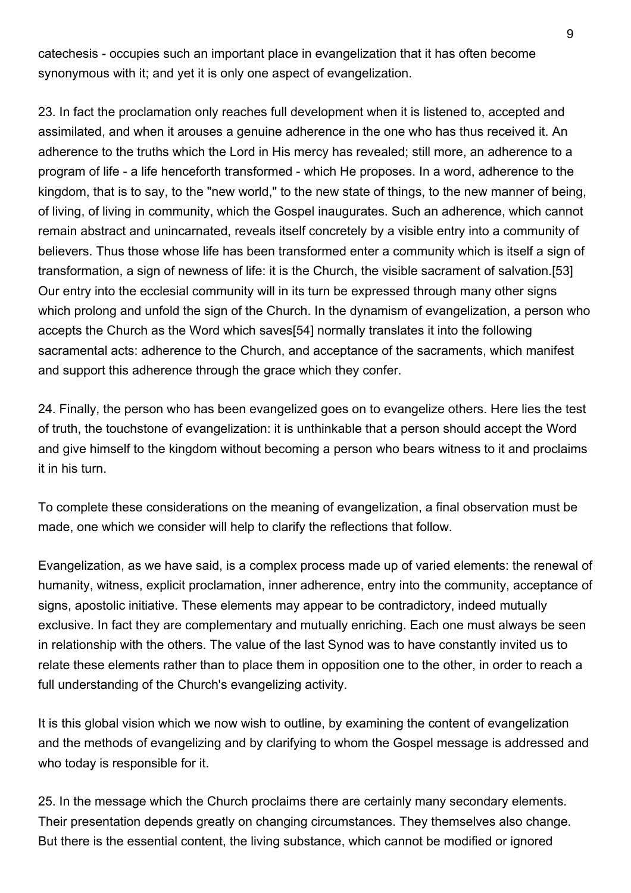catechesis - occupies such an important place in evangelization that it has often become synonymous with it; and yet it is only one aspect of evangelization.

23. In fact the proclamation only reaches full development when it is listened to, accepted and assimilated, and when it arouses a genuine adherence in the one who has thus received it. An adherence to the truths which the Lord in His mercy has revealed; still more, an adherence to a program of life - a life henceforth transformed - which He proposes. In a word, adherence to the kingdom, that is to say, to the "new world," to the new state of things, to the new manner of being, of living, of living in community, which the Gospel inaugurates. Such an adherence, which cannot remain abstract and unincarnated, reveals itself concretely by a visible entry into a community of believers. Thus those whose life has been transformed enter a community which is itself a sign of transformation, a sign of newness of life: it is the Church, the visible sacrament of salvation.[53] Our entry into the ecclesial community will in its turn be expressed through many other signs which prolong and unfold the sign of the Church. In the dynamism of evangelization, a person who accepts the Church as the Word which saves[54] normally translates it into the following sacramental acts: adherence to the Church, and acceptance of the sacraments, which manifest and support this adherence through the grace which they confer.

24. Finally, the person who has been evangelized goes on to evangelize others. Here lies the test of truth, the touchstone of evangelization: it is unthinkable that a person should accept the Word and give himself to the kingdom without becoming a person who bears witness to it and proclaims it in his turn.

To complete these considerations on the meaning of evangelization, a final observation must be made, one which we consider will help to clarify the reflections that follow.

Evangelization, as we have said, is a complex process made up of varied elements: the renewal of humanity, witness, explicit proclamation, inner adherence, entry into the community, acceptance of signs, apostolic initiative. These elements may appear to be contradictory, indeed mutually exclusive. In fact they are complementary and mutually enriching. Each one must always be seen in relationship with the others. The value of the last Synod was to have constantly invited us to relate these elements rather than to place them in opposition one to the other, in order to reach a full understanding of the Church's evangelizing activity.

It is this global vision which we now wish to outline, by examining the content of evangelization and the methods of evangelizing and by clarifying to whom the Gospel message is addressed and who today is responsible for it.

25. In the message which the Church proclaims there are certainly many secondary elements. Their presentation depends greatly on changing circumstances. They themselves also change. But there is the essential content, the living substance, which cannot be modified or ignored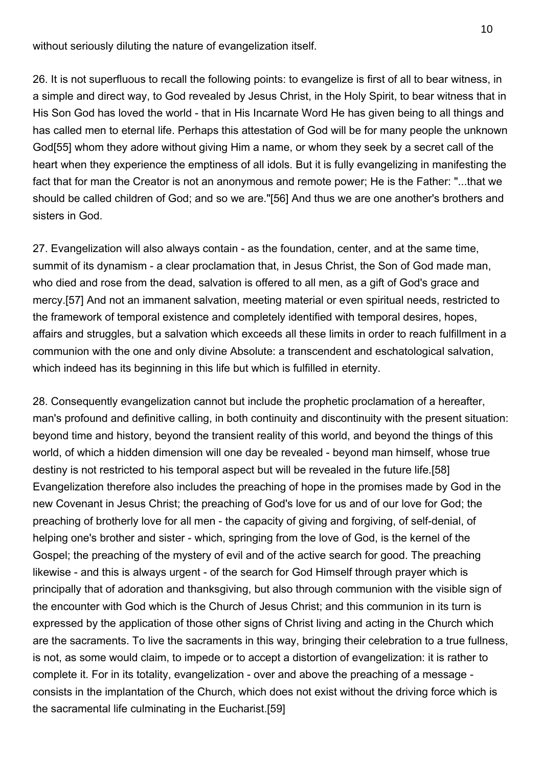without seriously diluting the nature of evangelization itself.

26. It is not superfluous to recall the following points: to evangelize is first of all to bear witness, in a simple and direct way, to God revealed by Jesus Christ, in the Holy Spirit, to bear witness that in His Son God has loved the world - that in His Incarnate Word He has given being to all things and has called men to eternal life. Perhaps this attestation of God will be for many people the unknown God[55] whom they adore without giving Him a name, or whom they seek by a secret call of the heart when they experience the emptiness of all idols. But it is fully evangelizing in manifesting the fact that for man the Creator is not an anonymous and remote power; He is the Father: "...that we should be called children of God; and so we are."[56] And thus we are one another's brothers and sisters in God.

27. Evangelization will also always contain - as the foundation, center, and at the same time, summit of its dynamism - a clear proclamation that, in Jesus Christ, the Son of God made man, who died and rose from the dead, salvation is offered to all men, as a gift of God's grace and mercy.[57] And not an immanent salvation, meeting material or even spiritual needs, restricted to the framework of temporal existence and completely identified with temporal desires, hopes, affairs and struggles, but a salvation which exceeds all these limits in order to reach fulfillment in a communion with the one and only divine Absolute: a transcendent and eschatological salvation, which indeed has its beginning in this life but which is fulfilled in eternity.

28. Consequently evangelization cannot but include the prophetic proclamation of a hereafter, man's profound and definitive calling, in both continuity and discontinuity with the present situation: beyond time and history, beyond the transient reality of this world, and beyond the things of this world, of which a hidden dimension will one day be revealed - beyond man himself, whose true destiny is not restricted to his temporal aspect but will be revealed in the future life.[58] Evangelization therefore also includes the preaching of hope in the promises made by God in the new Covenant in Jesus Christ; the preaching of God's love for us and of our love for God; the preaching of brotherly love for all men - the capacity of giving and forgiving, of self-denial, of helping one's brother and sister - which, springing from the love of God, is the kernel of the Gospel; the preaching of the mystery of evil and of the active search for good. The preaching likewise - and this is always urgent - of the search for God Himself through prayer which is principally that of adoration and thanksgiving, but also through communion with the visible sign of the encounter with God which is the Church of Jesus Christ; and this communion in its turn is expressed by the application of those other signs of Christ living and acting in the Church which are the sacraments. To live the sacraments in this way, bringing their celebration to a true fullness, is not, as some would claim, to impede or to accept a distortion of evangelization: it is rather to complete it. For in its totality, evangelization - over and above the preaching of a message - consists in the implantation of the Church, which does not exist without the driving force which is the sacramental life culminating in the Eucharist.[59]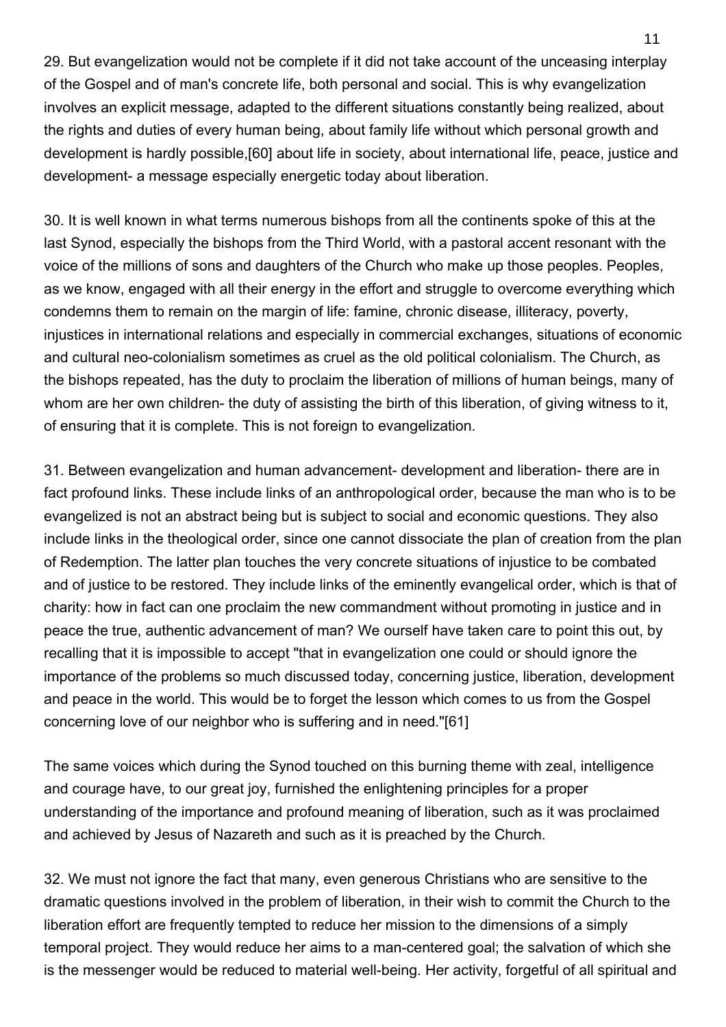29. But evangelization would not be complete if it did not take account of the unceasing interplay of the Gospel and of man's concrete life, both personal and social. This is why evangelization involves an explicit message, adapted to the different situations constantly being realized, about the rights and duties of every human being, about family life without which personal growth and development is hardly possible,[60] about life in society, about international life, peace, justice and development- a message especially energetic today about liberation.

30. It is well known in what terms numerous bishops from all the continents spoke of this at the last Synod, especially the bishops from the Third World, with a pastoral accent resonant with the voice of the millions of sons and daughters of the Church who make up those peoples. Peoples, as we know, engaged with all their energy in the effort and struggle to overcome everything which condemns them to remain on the margin of life: famine, chronic disease, illiteracy, poverty, injustices in international relations and especially in commercial exchanges, situations of economic and cultural neo-colonialism sometimes as cruel as the old political colonialism. The Church, as the bishops repeated, has the duty to proclaim the liberation of millions of human beings, many of whom are her own children- the duty of assisting the birth of this liberation, of giving witness to it, of ensuring that it is complete. This is not foreign to evangelization.

31. Between evangelization and human advancement- development and liberation- there are in fact profound links. These include links of an anthropological order, because the man who is to be evangelized is not an abstract being but is subject to social and economic questions. They also include links in the theological order, since one cannot dissociate the plan of creation from the plan of Redemption. The latter plan touches the very concrete situations of injustice to be combated and of justice to be restored. They include links of the eminently evangelical order, which is that of charity: how in fact can one proclaim the new commandment without promoting in justice and in peace the true, authentic advancement of man? We ourself have taken care to point this out, by recalling that it is impossible to accept "that in evangelization one could or should ignore the importance of the problems so much discussed today, concerning justice, liberation, development and peace in the world. This would be to forget the lesson which comes to us from the Gospel concerning love of our neighbor who is suffering and in need."[61]

The same voices which during the Synod touched on this burning theme with zeal, intelligence and courage have, to our great joy, furnished the enlightening principles for a proper understanding of the importance and profound meaning of liberation, such as it was proclaimed and achieved by Jesus of Nazareth and such as it is preached by the Church.

32. We must not ignore the fact that many, even generous Christians who are sensitive to the dramatic questions involved in the problem of liberation, in their wish to commit the Church to the liberation effort are frequently tempted to reduce her mission to the dimensions of a simply temporal project. They would reduce her aims to a man-centered goal; the salvation of which she is the messenger would be reduced to material well-being. Her activity, forgetful of all spiritual and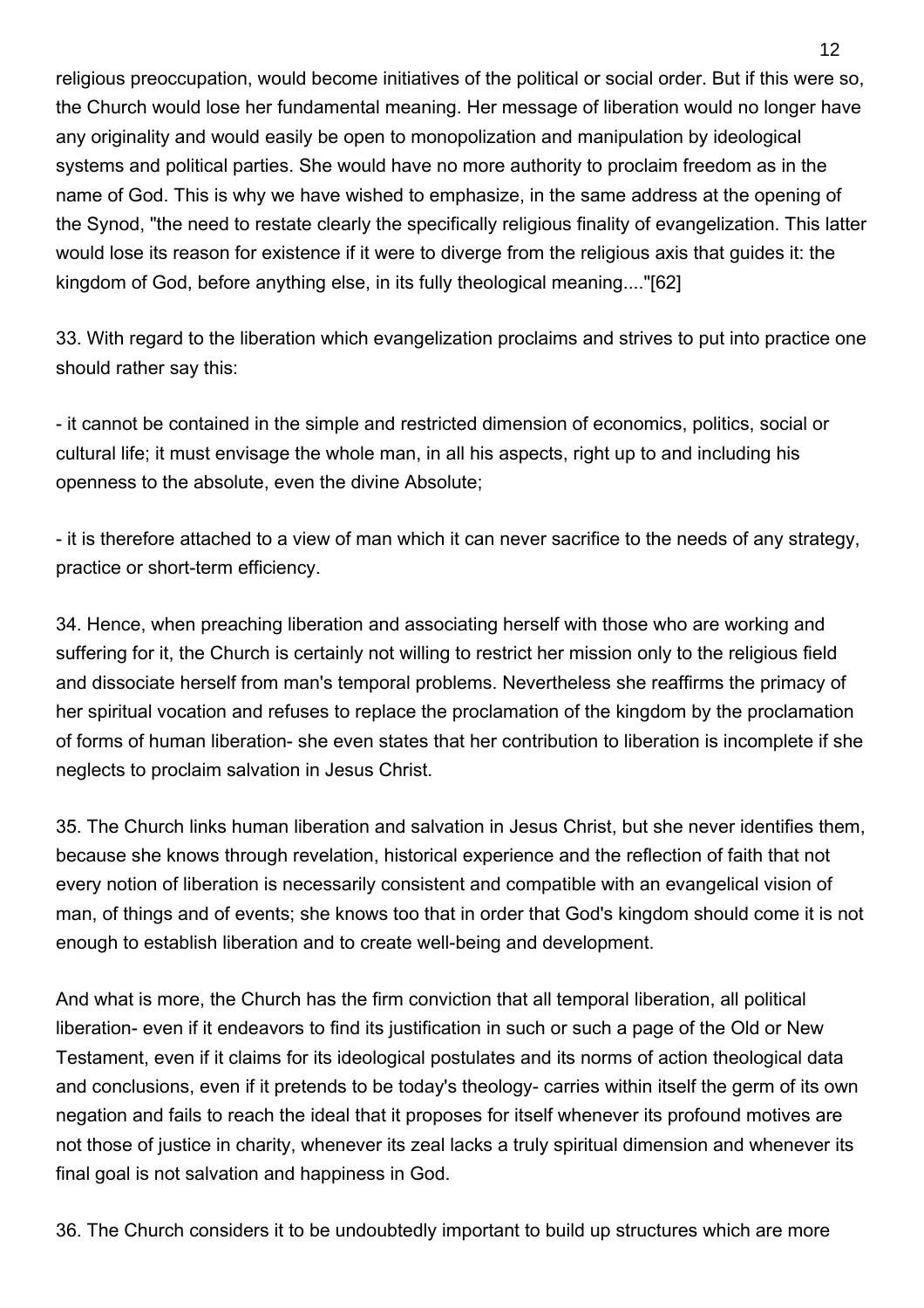religious preoccupation, would become initiatives of the political or social order. But if this were so, the Church would lose her fundamental meaning. Her message of liberation would no longer have any originality and would easily be open to monopolization and manipulation by ideological systems and political parties. She would have no more authority to proclaim freedom as in the name of God. This is why we have wished to emphasize, in the same address at the opening of the Synod, "the need to restate clearly the specifically religious finality of evangelization. This latter would lose its reason for existence if it were to diverge from the religious axis that guides it: the kingdom of God, before anything else, in its fully theological meaning...."[62]

33. With regard to the liberation which evangelization proclaims and strives to put into practice one should rather say this:

- it cannot be contained in the simple and restricted dimension of economics, politics, social or cultural life; it must envisage the whole man, in all his aspects, right up to and including his openness to the absolute, even the divine Absolute;

- it is therefore attached to a view of man which it can never sacrifice to the needs of any strategy, practice or short-term efficiency.

34. Hence, when preaching liberation and associating herself with those who are working and suffering for it, the Church is certainly not willing to restrict her mission only to the religious field and dissociate herself from man's temporal problems. Nevertheless she reaffirms the primacy of her spiritual vocation and refuses to replace the proclamation of the kingdom by the proclamation of forms of human liberation- she even states that her contribution to liberation is incomplete if she neglects to proclaim salvation in Jesus Christ.

35. The Church links human liberation and salvation in Jesus Christ, but she never identifies them, because she knows through revelation, historical experience and the reflection of faith that not every notion of liberation is necessarily consistent and compatible with an evangelical vision of man, of things and of events; she knows too that in order that God's kingdom should come it is not enough to establish liberation and to create well-being and development.

And what is more, the Church has the firm conviction that all temporal liberation, all political liberation- even if it endeavors to find its justification in such or such a page of the Old or New Testament, even if it claims for its ideological postulates and its norms of action theological data and conclusions, even if it pretends to be today's theology- carries within itself the germ of its own negation and fails to reach the ideal that it proposes for itself whenever its profound motives are not those of justice in charity, whenever its zeal lacks a truly spiritual dimension and whenever its final goal is not salvation and happiness in God.

36. The Church considers it to be undoubtedly important to build up structures which are more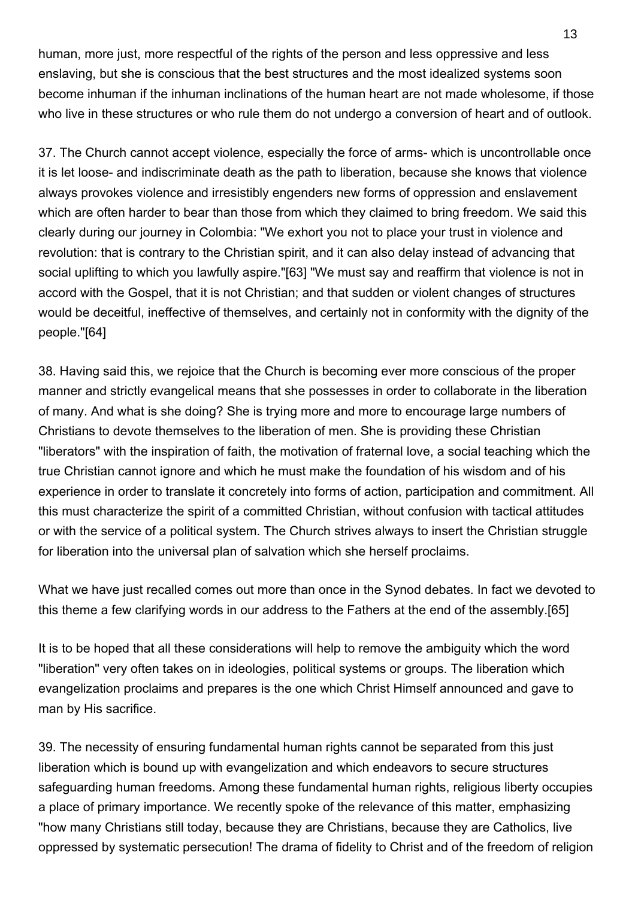human, more just, more respectful of the rights of the person and less oppressive and less enslaving, but she is conscious that the best structures and the most idealized systems soon become inhuman if the inhuman inclinations of the human heart are not made wholesome, if those who live in these structures or who rule them do not undergo a conversion of heart and of outlook.

37. The Church cannot accept violence, especially the force of arms- which is uncontrollable once it is let loose- and indiscriminate death as the path to liberation, because she knows that violence always provokes violence and irresistibly engenders new forms of oppression and enslavement which are often harder to bear than those from which they claimed to bring freedom. We said this clearly during our journey in Colombia: "We exhort you not to place your trust in violence and revolution: that is contrary to the Christian spirit, and it can also delay instead of advancing that social uplifting to which you lawfully aspire."[63] "We must say and reaffirm that violence is not in accord with the Gospel, that it is not Christian; and that sudden or violent changes of structures would be deceitful, ineffective of themselves, and certainly not in conformity with the dignity of the people."[64]

38. Having said this, we rejoice that the Church is becoming ever more conscious of the proper manner and strictly evangelical means that she possesses in order to collaborate in the liberation of many. And what is she doing? She is trying more and more to encourage large numbers of Christians to devote themselves to the liberation of men. She is providing these Christian "liberators" with the inspiration of faith, the motivation of fraternal love, a social teaching which the true Christian cannot ignore and which he must make the foundation of his wisdom and of his experience in order to translate it concretely into forms of action, participation and commitment. All this must characterize the spirit of a committed Christian, without confusion with tactical attitudes or with the service of a political system. The Church strives always to insert the Christian struggle for liberation into the universal plan of salvation which she herself proclaims.

What we have just recalled comes out more than once in the Synod debates. In fact we devoted to this theme a few clarifying words in our address to the Fathers at the end of the assembly.[65]

It is to be hoped that all these considerations will help to remove the ambiguity which the word "liberation" very often takes on in ideologies, political systems or groups. The liberation which evangelization proclaims and prepares is the one which Christ Himself announced and gave to man by His sacrifice.

39. The necessity of ensuring fundamental human rights cannot be separated from this just liberation which is bound up with evangelization and which endeavors to secure structures safeguarding human freedoms. Among these fundamental human rights, religious liberty occupies a place of primary importance. We recently spoke of the relevance of this matter, emphasizing "how many Christians still today, because they are Christians, because they are Catholics, live oppressed by systematic persecution! The drama of fidelity to Christ and of the freedom of religion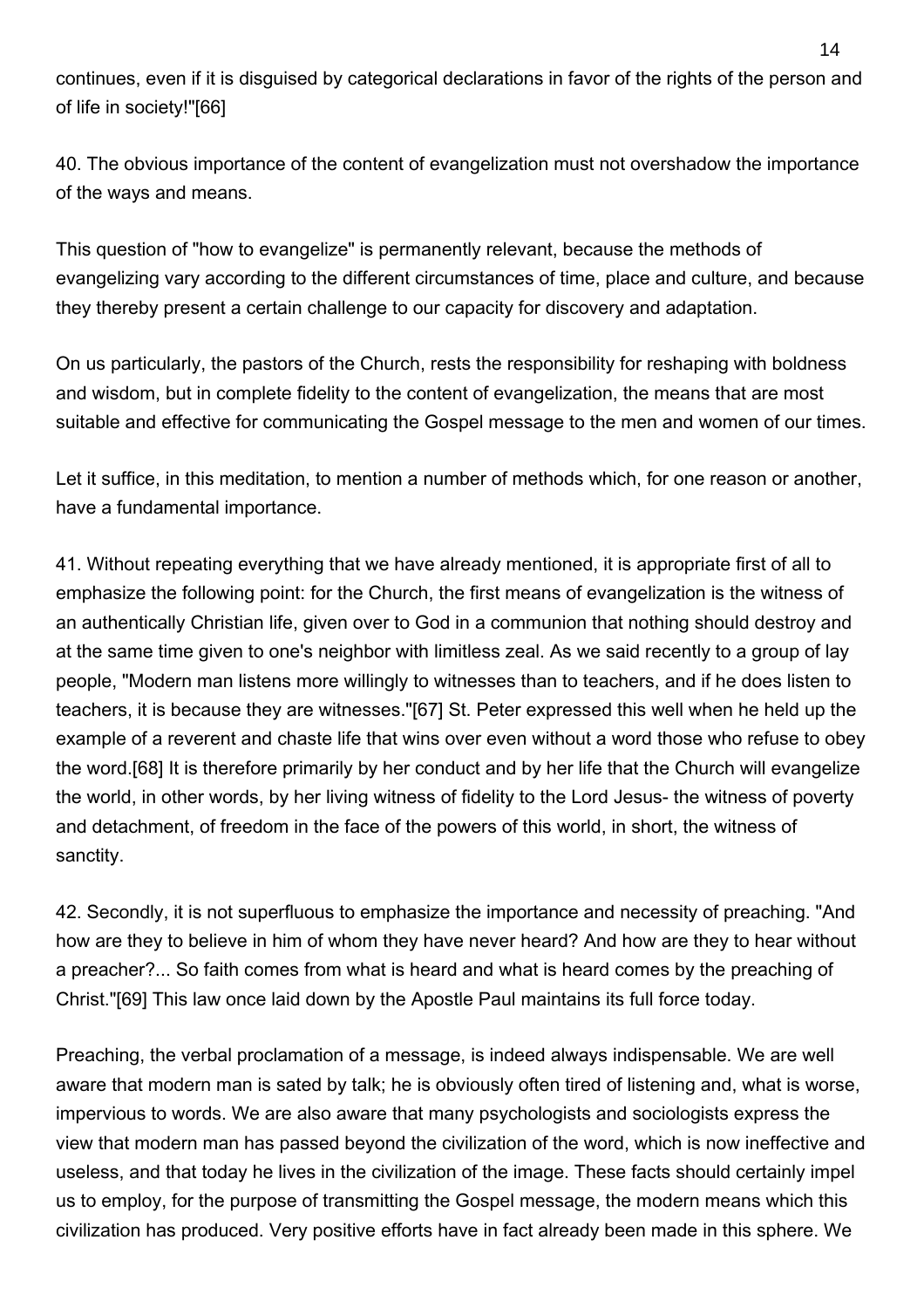continues, even if it is disguised by categorical declarations in favor of the rights of the person and of life in society!"[66]

40. The obvious importance of the content of evangelization must not overshadow the importance of the ways and means.

This question of "how to evangelize" is permanently relevant, because the methods of evangelizing vary according to the different circumstances of time, place and culture, and because they thereby present a certain challenge to our capacity for discovery and adaptation.

On us particularly, the pastors of the Church, rests the responsibility for reshaping with boldness and wisdom, but in complete fidelity to the content of evangelization, the means that are most suitable and effective for communicating the Gospel message to the men and women of our times.

Let it suffice, in this meditation, to mention a number of methods which, for one reason or another, have a fundamental importance.

41. Without repeating everything that we have already mentioned, it is appropriate first of all to emphasize the following point: for the Church, the first means of evangelization is the witness of an authentically Christian life, given over to God in a communion that nothing should destroy and at the same time given to one's neighbor with limitless zeal. As we said recently to a group of lay people, "Modern man listens more willingly to witnesses than to teachers, and if he does listen to teachers, it is because they are witnesses."[67] St. Peter expressed this well when he held up the example of a reverent and chaste life that wins over even without a word those who refuse to obey the word.[68] It is therefore primarily by her conduct and by her life that the Church will evangelize the world, in other words, by her living witness of fidelity to the Lord Jesus- the witness of poverty and detachment, of freedom in the face of the powers of this world, in short, the witness of sanctity.

42. Secondly, it is not superfluous to emphasize the importance and necessity of preaching. "And how are they to believe in him of whom they have never heard? And how are they to hear without a preacher?... So faith comes from what is heard and what is heard comes by the preaching of Christ."[69] This law once laid down by the Apostle Paul maintains its full force today.

Preaching, the verbal proclamation of a message, is indeed always indispensable. We are well aware that modern man is sated by talk; he is obviously often tired of listening and, what is worse, impervious to words. We are also aware that many psychologists and sociologists express the view that modern man has passed beyond the civilization of the word, which is now ineffective and useless, and that today he lives in the civilization of the image. These facts should certainly impel us to employ, for the purpose of transmitting the Gospel message, the modern means which this civilization has produced. Very positive efforts have in fact already been made in this sphere. We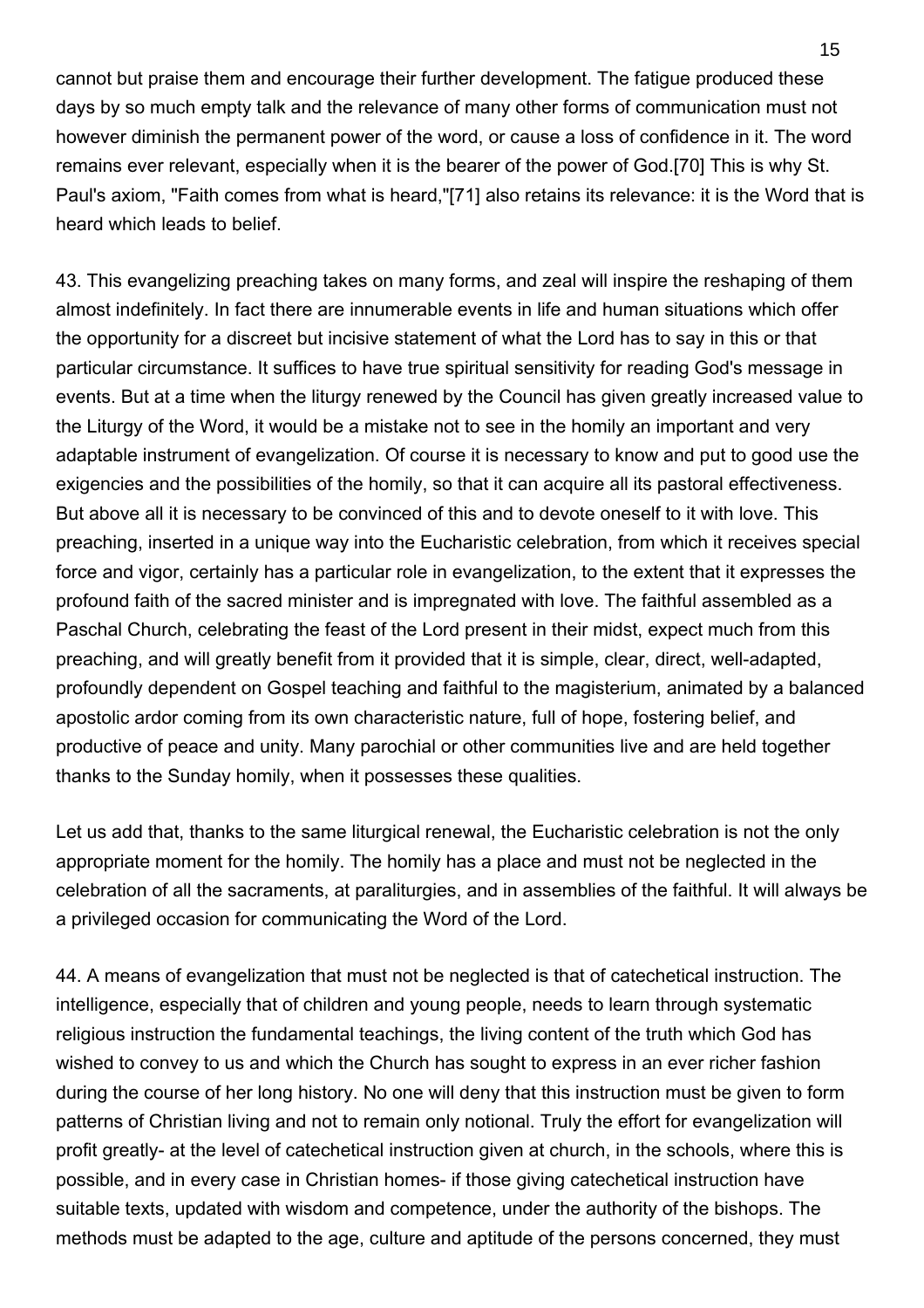cannot but praise them and encourage their further development. The fatigue produced these days by so much empty talk and the relevance of many other forms of communication must not however diminish the permanent power of the word, or cause a loss of confidence in it. The word remains ever relevant, especially when it is the bearer of the power of God.[70] This is why St. Paul's axiom, "Faith comes from what is heard,"[71] also retains its relevance: it is the Word that is heard which leads to belief.

43. This evangelizing preaching takes on many forms, and zeal will inspire the reshaping of them almost indefinitely. In fact there are innumerable events in life and human situations which offer the opportunity for a discreet but incisive statement of what the Lord has to say in this or that particular circumstance. It suffices to have true spiritual sensitivity for reading God's message in events. But at a time when the liturgy renewed by the Council has given greatly increased value to the Liturgy of the Word, it would be a mistake not to see in the homily an important and very adaptable instrument of evangelization. Of course it is necessary to know and put to good use the exigencies and the possibilities of the homily, so that it can acquire all its pastoral effectiveness. But above all it is necessary to be convinced of this and to devote oneself to it with love. This preaching, inserted in a unique way into the Eucharistic celebration, from which it receives special force and vigor, certainly has a particular role in evangelization, to the extent that it expresses the profound faith of the sacred minister and is impregnated with love. The faithful assembled as a Paschal Church, celebrating the feast of the Lord present in their midst, expect much from this preaching, and will greatly benefit from it provided that it is simple, clear, direct, well-adapted, profoundly dependent on Gospel teaching and faithful to the magisterium, animated by a balanced apostolic ardor coming from its own characteristic nature, full of hope, fostering belief, and productive of peace and unity. Many parochial or other communities live and are held together thanks to the Sunday homily, when it possesses these qualities.

Let us add that, thanks to the same liturgical renewal, the Eucharistic celebration is not the only appropriate moment for the homily. The homily has a place and must not be neglected in the celebration of all the sacraments, at paraliturgies, and in assemblies of the faithful. It will always be a privileged occasion for communicating the Word of the Lord.

44. A means of evangelization that must not be neglected is that of catechetical instruction. The intelligence, especially that of children and young people, needs to learn through systematic religious instruction the fundamental teachings, the living content of the truth which God has wished to convey to us and which the Church has sought to express in an ever richer fashion during the course of her long history. No one will deny that this instruction must be given to form patterns of Christian living and not to remain only notional. Truly the effort for evangelization will profit greatly- at the level of catechetical instruction given at church, in the schools, where this is possible, and in every case in Christian homes- if those giving catechetical instruction have suitable texts, updated with wisdom and competence, under the authority of the bishops. The methods must be adapted to the age, culture and aptitude of the persons concerned, they must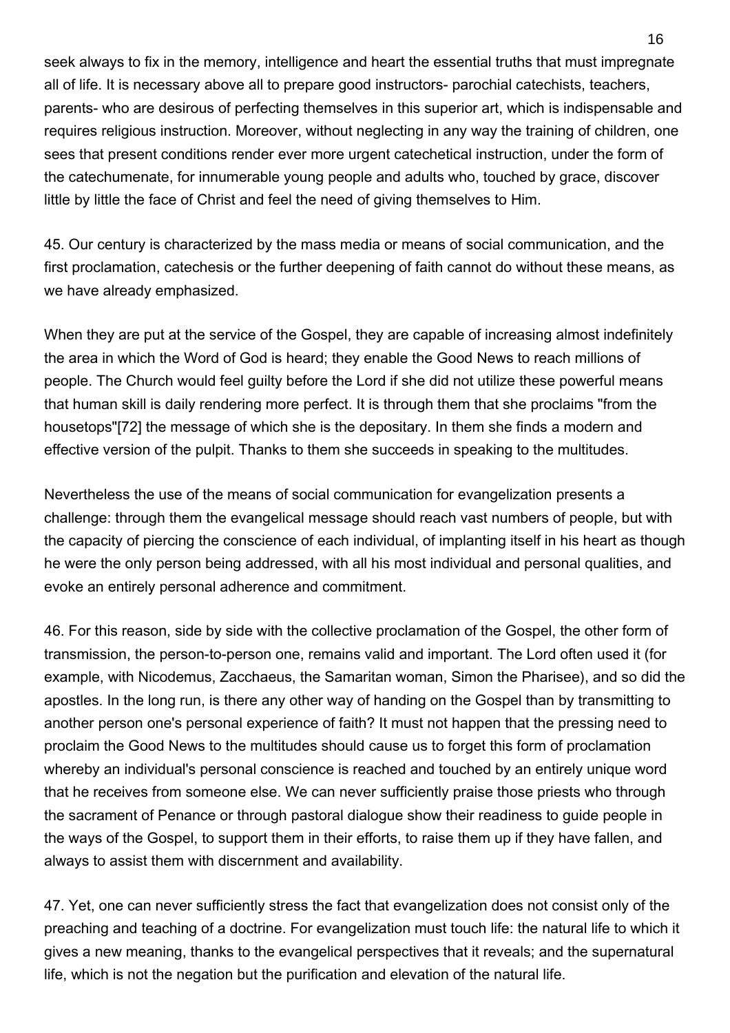seek always to fix in the memory, intelligence and heart the essential truths that must impregnate all of life. It is necessary above all to prepare good instructors- parochial catechists, teachers, parents- who are desirous of perfecting themselves in this superior art, which is indispensable and requires religious instruction. Moreover, without neglecting in any way the training of children, one sees that present conditions render ever more urgent catechetical instruction, under the form of the catechumenate, for innumerable young people and adults who, touched by grace, discover little by little the face of Christ and feel the need of giving themselves to Him.

45. Our century is characterized by the mass media or means of social communication, and the first proclamation, catechesis or the further deepening of faith cannot do without these means, as we have already emphasized.

When they are put at the service of the Gospel, they are capable of increasing almost indefinitely the area in which the Word of God is heard; they enable the Good News to reach millions of people. The Church would feel guilty before the Lord if she did not utilize these powerful means that human skill is daily rendering more perfect. It is through them that she proclaims "from the housetops"[72] the message of which she is the depositary. In them she finds a modern and effective version of the pulpit. Thanks to them she succeeds in speaking to the multitudes.

Nevertheless the use of the means of social communication for evangelization presents a challenge: through them the evangelical message should reach vast numbers of people, but with the capacity of piercing the conscience of each individual, of implanting itself in his heart as though he were the only person being addressed, with all his most individual and personal qualities, and evoke an entirely personal adherence and commitment.

46. For this reason, side by side with the collective proclamation of the Gospel, the other form of transmission, the person-to-person one, remains valid and important. The Lord often used it (for example, with Nicodemus, Zacchaeus, the Samaritan woman, Simon the Pharisee), and so did the apostles. In the long run, is there any other way of handing on the Gospel than by transmitting to another person one's personal experience of faith? It must not happen that the pressing need to proclaim the Good News to the multitudes should cause us to forget this form of proclamation whereby an individual's personal conscience is reached and touched by an entirely unique word that he receives from someone else. We can never sufficiently praise those priests who through the sacrament of Penance or through pastoral dialogue show their readiness to guide people in the ways of the Gospel, to support them in their efforts, to raise them up if they have fallen, and always to assist them with discernment and availability.

47. Yet, one can never sufficiently stress the fact that evangelization does not consist only of the preaching and teaching of a doctrine. For evangelization must touch life: the natural life to which it gives a new meaning, thanks to the evangelical perspectives that it reveals; and the supernatural life, which is not the negation but the purification and elevation of the natural life.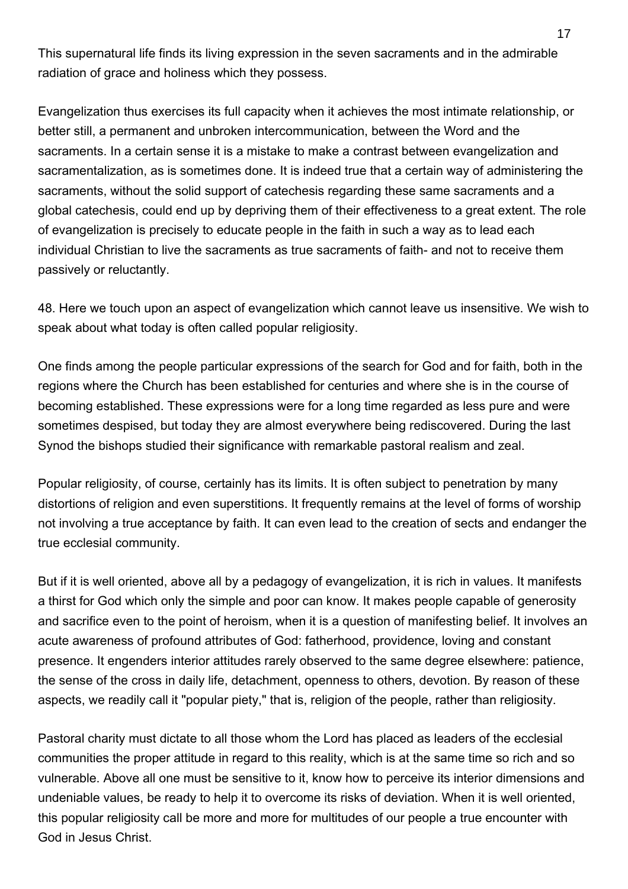This supernatural life finds its living expression in the seven sacraments and in the admirable radiation of grace and holiness which they possess.

Evangelization thus exercises its full capacity when it achieves the most intimate relationship, or better still, a permanent and unbroken intercommunication, between the Word and the sacraments. In a certain sense it is a mistake to make a contrast between evangelization and sacramentalization, as is sometimes done. It is indeed true that a certain way of administering the sacraments, without the solid support of catechesis regarding these same sacraments and a global catechesis, could end up by depriving them of their effectiveness to a great extent. The role of evangelization is precisely to educate people in the faith in such a way as to lead each individual Christian to live the sacraments as true sacraments of faith- and not to receive them passively or reluctantly.

48. Here we touch upon an aspect of evangelization which cannot leave us insensitive. We wish to speak about what today is often called popular religiosity.

One finds among the people particular expressions of the search for God and for faith, both in the regions where the Church has been established for centuries and where she is in the course of becoming established. These expressions were for a long time regarded as less pure and were sometimes despised, but today they are almost everywhere being rediscovered. During the last Synod the bishops studied their significance with remarkable pastoral realism and zeal.

Popular religiosity, of course, certainly has its limits. It is often subject to penetration by many distortions of religion and even superstitions. It frequently remains at the level of forms of worship not involving a true acceptance by faith. It can even lead to the creation of sects and endanger the true ecclesial community.

But if it is well oriented, above all by a pedagogy of evangelization, it is rich in values. It manifests a thirst for God which only the simple and poor can know. It makes people capable of generosity and sacrifice even to the point of heroism, when it is a question of manifesting belief. It involves an acute awareness of profound attributes of God: fatherhood, providence, loving and constant presence. It engenders interior attitudes rarely observed to the same degree elsewhere: patience, the sense of the cross in daily life, detachment, openness to others, devotion. By reason of these aspects, we readily call it "popular piety," that is, religion of the people, rather than religiosity.

Pastoral charity must dictate to all those whom the Lord has placed as leaders of the ecclesial communities the proper attitude in regard to this reality, which is at the same time so rich and so vulnerable. Above all one must be sensitive to it, know how to perceive its interior dimensions and undeniable values, be ready to help it to overcome its risks of deviation. When it is well oriented, this popular religiosity call be more and more for multitudes of our people a true encounter with God in Jesus Christ.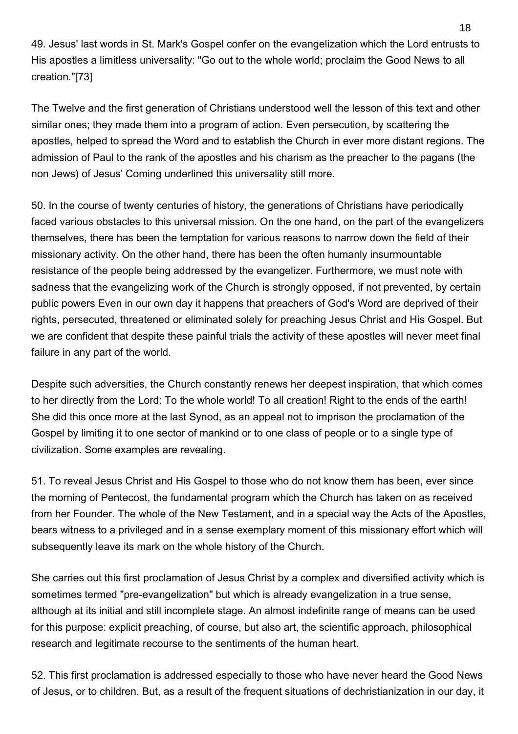49. Jesus' last words in St. Mark's Gospel confer on the evangelization which the Lord entrusts to His apostles a limitless universality: "Go out to the whole world; proclaim the Good News to all creation."[73]

The Twelve and the first generation of Christians understood well the lesson of this text and other similar ones; they made them into a program of action. Even persecution, by scattering the apostles, helped to spread the Word and to establish the Church in ever more distant regions. The admission of Paul to the rank of the apostles and his charism as the preacher to the pagans (the non Jews) of Jesus' Coming underlined this universality still more.

50. In the course of twenty centuries of history, the generations of Christians have periodically faced various obstacles to this universal mission. On the one hand, on the part of the evangelizers themselves, there has been the temptation for various reasons to narrow down the field of their missionary activity. On the other hand, there has been the often humanly insurmountable resistance of the people being addressed by the evangelizer. Furthermore, we must note with sadness that the evangelizing work of the Church is strongly opposed, if not prevented, by certain public powers Even in our own day it happens that preachers of God's Word are deprived of their rights, persecuted, threatened or eliminated solely for preaching Jesus Christ and His Gospel. But we are confident that despite these painful trials the activity of these apostles will never meet final failure in any part of the world.

Despite such adversities, the Church constantly renews her deepest inspiration, that which comes to her directly from the Lord: To the whole world! To all creation! Right to the ends of the earth! She did this once more at the last Synod, as an appeal not to imprison the proclamation of the Gospel by limiting it to one sector of mankind or to one class of people or to a single type of civilization. Some examples are revealing.

51. To reveal Jesus Christ and His Gospel to those who do not know them has been, ever since the morning of Pentecost, the fundamental program which the Church has taken on as received from her Founder. The whole of the New Testament, and in a special way the Acts of the Apostles, bears witness to a privileged and in a sense exemplary moment of this missionary effort which will subsequently leave its mark on the whole history of the Church.

She carries out this first proclamation of Jesus Christ by a complex and diversified activity which is sometimes termed "pre-evangelization" but which is already evangelization in a true sense, although at its initial and still incomplete stage. An almost indefinite range of means can be used for this purpose: explicit preaching, of course, but also art, the scientific approach, philosophical research and legitimate recourse to the sentiments of the human heart.

52. This first proclamation is addressed especially to those who have never heard the Good News of Jesus, or to children. But, as a result of the frequent situations of dechristianization in our day, it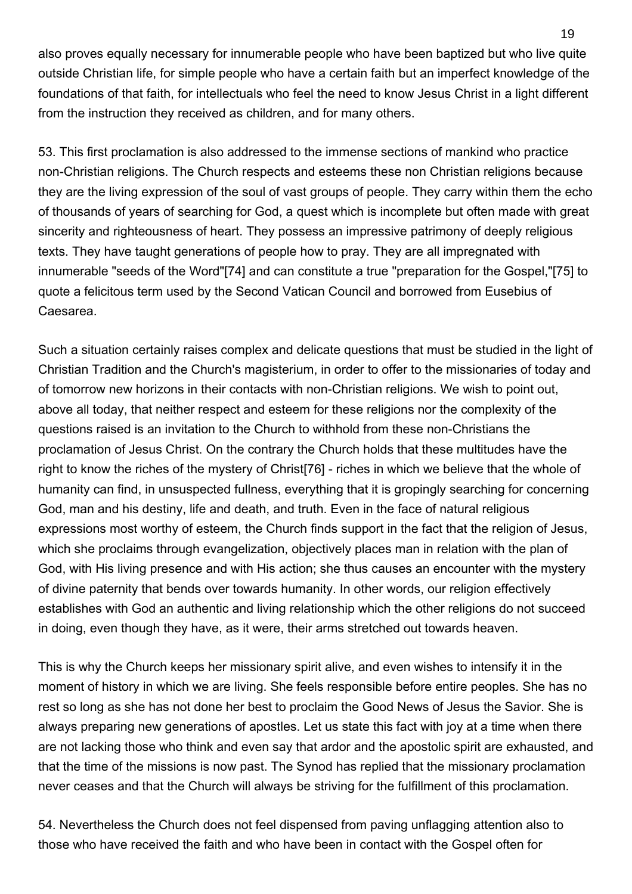also proves equally necessary for innumerable people who have been baptized but who live quite outside Christian life, for simple people who have a certain faith but an imperfect knowledge of the foundations of that faith, for intellectuals who feel the need to know Jesus Christ in a light different from the instruction they received as children, and for many others.

53. This first proclamation is also addressed to the immense sections of mankind who practice non-Christian religions. The Church respects and esteems these non Christian religions because they are the living expression of the soul of vast groups of people. They carry within them the echo of thousands of years of searching for God, a quest which is incomplete but often made with great sincerity and righteousness of heart. They possess an impressive patrimony of deeply religious texts. They have taught generations of people how to pray. They are all impregnated with innumerable "seeds of the Word"[74] and can constitute a true "preparation for the Gospel,"[75] to quote a felicitous term used by the Second Vatican Council and borrowed from Eusebius of Caesarea.

Such a situation certainly raises complex and delicate questions that must be studied in the light of Christian Tradition and the Church's magisterium, in order to offer to the missionaries of today and of tomorrow new horizons in their contacts with non-Christian religions. We wish to point out, above all today, that neither respect and esteem for these religions nor the complexity of the questions raised is an invitation to the Church to withhold from these non-Christians the proclamation of Jesus Christ. On the contrary the Church holds that these multitudes have the right to know the riches of the mystery of Christ[76] - riches in which we believe that the whole of humanity can find, in unsuspected fullness, everything that it is gropingly searching for concerning God, man and his destiny, life and death, and truth. Even in the face of natural religious expressions most worthy of esteem, the Church finds support in the fact that the religion of Jesus, which she proclaims through evangelization, objectively places man in relation with the plan of God, with His living presence and with His action; she thus causes an encounter with the mystery of divine paternity that bends over towards humanity. In other words, our religion effectively establishes with God an authentic and living relationship which the other religions do not succeed in doing, even though they have, as it were, their arms stretched out towards heaven.

This is why the Church keeps her missionary spirit alive, and even wishes to intensify it in the moment of history in which we are living. She feels responsible before entire peoples. She has no rest so long as she has not done her best to proclaim the Good News of Jesus the Savior. She is always preparing new generations of apostles. Let us state this fact with joy at a time when there are not lacking those who think and even say that ardor and the apostolic spirit are exhausted, and that the time of the missions is now past. The Synod has replied that the missionary proclamation never ceases and that the Church will always be striving for the fulfillment of this proclamation.

54. Nevertheless the Church does not feel dispensed from paving unflagging attention also to those who have received the faith and who have been in contact with the Gospel often for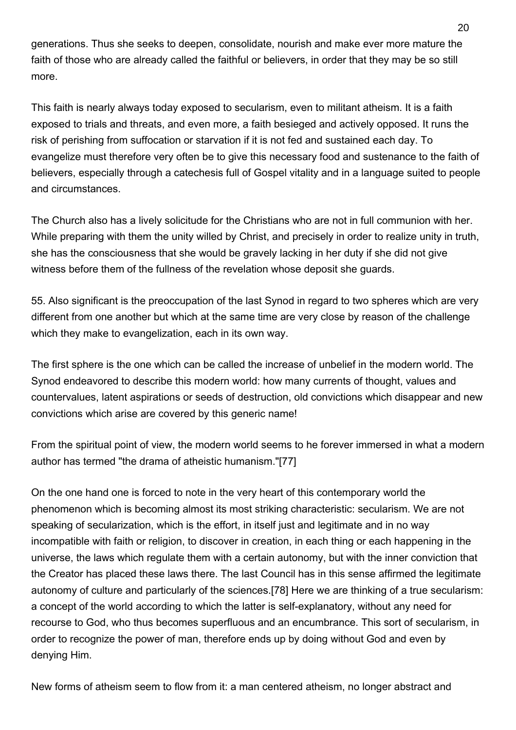generations. Thus she seeks to deepen, consolidate, nourish and make ever more mature the faith of those who are already called the faithful or believers, in order that they may be so still more.

This faith is nearly always today exposed to secularism, even to militant atheism. It is a faith exposed to trials and threats, and even more, a faith besieged and actively opposed. It runs the risk of perishing from suffocation or starvation if it is not fed and sustained each day. To evangelize must therefore very often be to give this necessary food and sustenance to the faith of believers, especially through a catechesis full of Gospel vitality and in a language suited to people and circumstances.

The Church also has a lively solicitude for the Christians who are not in full communion with her. While preparing with them the unity willed by Christ, and precisely in order to realize unity in truth, she has the consciousness that she would be gravely lacking in her duty if she did not give witness before them of the fullness of the revelation whose deposit she guards.

55. Also significant is the preoccupation of the last Synod in regard to two spheres which are very different from one another but which at the same time are very close by reason of the challenge which they make to evangelization, each in its own way.

The first sphere is the one which can be called the increase of unbelief in the modern world. The Synod endeavored to describe this modern world: how many currents of thought, values and countervalues, latent aspirations or seeds of destruction, old convictions which disappear and new convictions which arise are covered by this generic name!

From the spiritual point of view, the modern world seems to he forever immersed in what a modern author has termed "the drama of atheistic humanism."[77]

On the one hand one is forced to note in the very heart of this contemporary world the phenomenon which is becoming almost its most striking characteristic: secularism. We are not speaking of secularization, which is the effort, in itself just and legitimate and in no way incompatible with faith or religion, to discover in creation, in each thing or each happening in the universe, the laws which regulate them with a certain autonomy, but with the inner conviction that the Creator has placed these laws there. The last Council has in this sense affirmed the legitimate autonomy of culture and particularly of the sciences.[78] Here we are thinking of a true secularism: a concept of the world according to which the latter is self-explanatory, without any need for recourse to God, who thus becomes superfluous and an encumbrance. This sort of secularism, in order to recognize the power of man, therefore ends up by doing without God and even by denying Him.

New forms of atheism seem to flow from it: a man centered atheism, no longer abstract and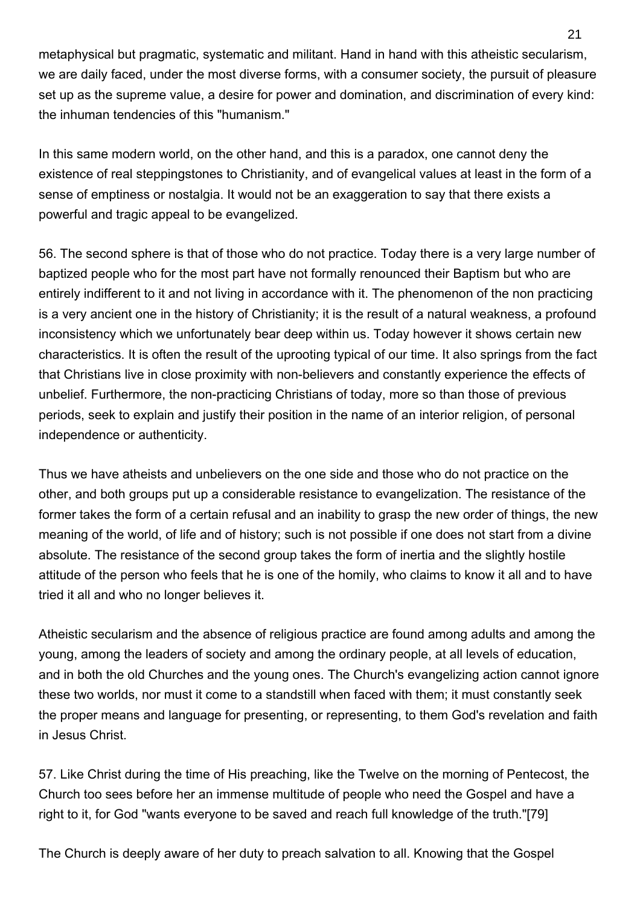metaphysical but pragmatic, systematic and militant. Hand in hand with this atheistic secularism, we are daily faced, under the most diverse forms, with a consumer society, the pursuit of pleasure set up as the supreme value, a desire for power and domination, and discrimination of every kind: the inhuman tendencies of this "humanism."

In this same modern world, on the other hand, and this is a paradox, one cannot deny the existence of real steppingstones to Christianity, and of evangelical values at least in the form of a sense of emptiness or nostalgia. It would not be an exaggeration to say that there exists a powerful and tragic appeal to be evangelized.

56. The second sphere is that of those who do not practice. Today there is a very large number of baptized people who for the most part have not formally renounced their Baptism but who are entirely indifferent to it and not living in accordance with it. The phenomenon of the non practicing is a very ancient one in the history of Christianity; it is the result of a natural weakness, a profound inconsistency which we unfortunately bear deep within us. Today however it shows certain new characteristics. It is often the result of the uprooting typical of our time. It also springs from the fact that Christians live in close proximity with non-believers and constantly experience the effects of unbelief. Furthermore, the non-practicing Christians of today, more so than those of previous periods, seek to explain and justify their position in the name of an interior religion, of personal independence or authenticity.

Thus we have atheists and unbelievers on the one side and those who do not practice on the other, and both groups put up a considerable resistance to evangelization. The resistance of the former takes the form of a certain refusal and an inability to grasp the new order of things, the new meaning of the world, of life and of history; such is not possible if one does not start from a divine absolute. The resistance of the second group takes the form of inertia and the slightly hostile attitude of the person who feels that he is one of the homily, who claims to know it all and to have tried it all and who no longer believes it.

Atheistic secularism and the absence of religious practice are found among adults and among the young, among the leaders of society and among the ordinary people, at all levels of education, and in both the old Churches and the young ones. The Church's evangelizing action cannot ignore these two worlds, nor must it come to a standstill when faced with them; it must constantly seek the proper means and language for presenting, or representing, to them God's revelation and faith in Jesus Christ.

57. Like Christ during the time of His preaching, like the Twelve on the morning of Pentecost, the Church too sees before her an immense multitude of people who need the Gospel and have a right to it, for God "wants everyone to be saved and reach full knowledge of the truth."[79]

The Church is deeply aware of her duty to preach salvation to all. Knowing that the Gospel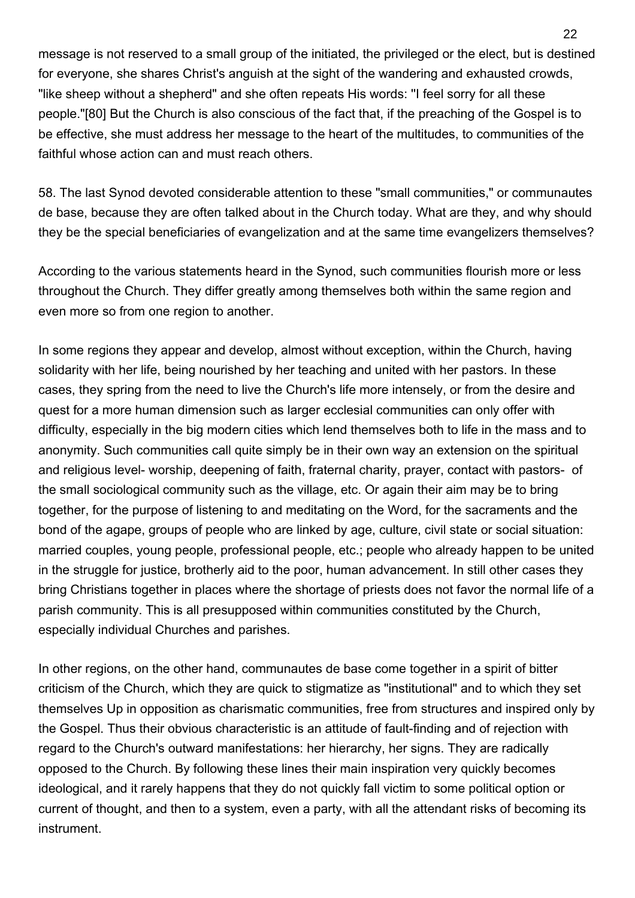message is not reserved to a small group of the initiated, the privileged or the elect, but is destined for everyone, she shares Christ's anguish at the sight of the wandering and exhausted crowds, "like sheep without a shepherd" and she often repeats His words: "I feel sorry for all these people."[80] But the Church is also conscious of the fact that, if the preaching of the Gospel is to be effective, she must address her message to the heart of the multitudes, to communities of the faithful whose action can and must reach others.

58. The last Synod devoted considerable attention to these "small communities," or communautes de base, because they are often talked about in the Church today. What are they, and why should they be the special beneficiaries of evangelization and at the same time evangelizers themselves?

According to the various statements heard in the Synod, such communities flourish more or less throughout the Church. They differ greatly among themselves both within the same region and even more so from one region to another.

In some regions they appear and develop, almost without exception, within the Church, having solidarity with her life, being nourished by her teaching and united with her pastors. In these cases, they spring from the need to live the Church's life more intensely, or from the desire and quest for a more human dimension such as larger ecclesial communities can only offer with difficulty, especially in the big modern cities which lend themselves both to life in the mass and to anonymity. Such communities call quite simply be in their own way an extension on the spiritual and religious level- worship, deepening of faith, fraternal charity, prayer, contact with pastors- of the small sociological community such as the village, etc. Or again their aim may be to bring together, for the purpose of listening to and meditating on the Word, for the sacraments and the bond of the agape, groups of people who are linked by age, culture, civil state or social situation: married couples, young people, professional people, etc.; people who already happen to be united in the struggle for justice, brotherly aid to the poor, human advancement. In still other cases they bring Christians together in places where the shortage of priests does not favor the normal life of a parish community. This is all presupposed within communities constituted by the Church, especially individual Churches and parishes.

In other regions, on the other hand, communautes de base come together in a spirit of bitter criticism of the Church, which they are quick to stigmatize as "institutional" and to which they set themselves Up in opposition as charismatic communities, free from structures and inspired only by the Gospel. Thus their obvious characteristic is an attitude of fault-finding and of rejection with regard to the Church's outward manifestations: her hierarchy, her signs. They are radically opposed to the Church. By following these lines their main inspiration very quickly becomes ideological, and it rarely happens that they do not quickly fall victim to some political option or current of thought, and then to a system, even a party, with all the attendant risks of becoming its instrument.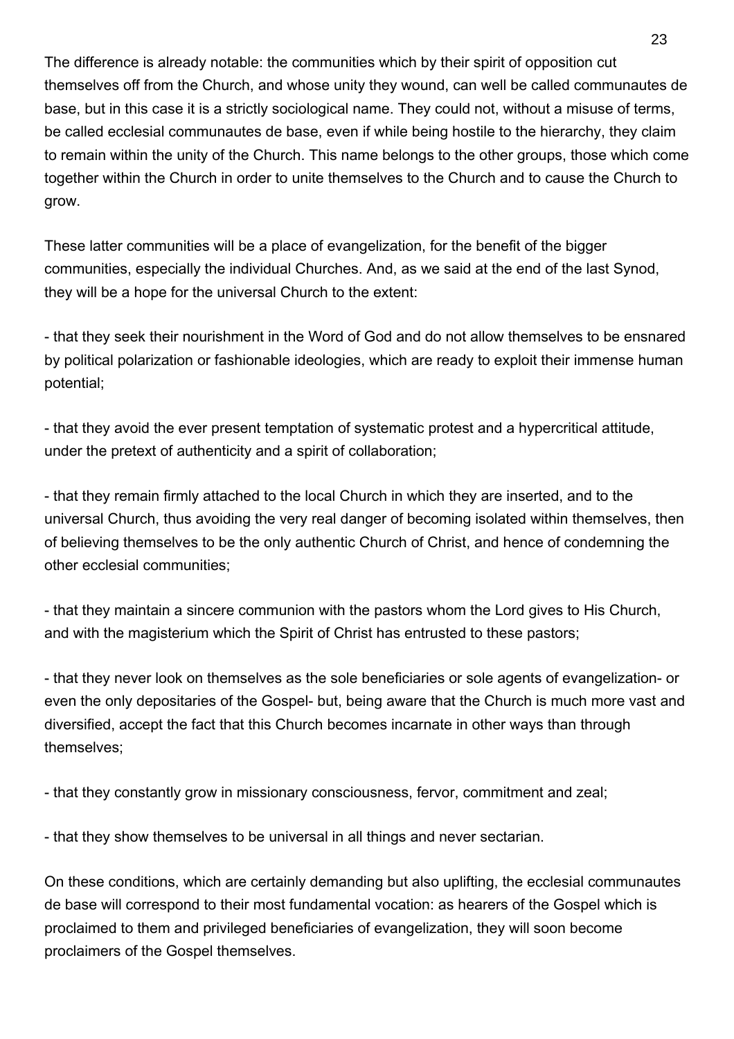The difference is already notable: the communities which by their spirit of opposition cut themselves off from the Church, and whose unity they wound, can well be called communautes de base, but in this case it is a strictly sociological name. They could not, without a misuse of terms, be called ecclesial communautes de base, even if while being hostile to the hierarchy, they claim to remain within the unity of the Church. This name belongs to the other groups, those which come together within the Church in order to unite themselves to the Church and to cause the Church to grow.

These latter communities will be a place of evangelization, for the benefit of the bigger communities, especially the individual Churches. And, as we said at the end of the last Synod, they will be a hope for the universal Church to the extent:

- that they seek their nourishment in the Word of God and do not allow themselves to be ensnared by political polarization or fashionable ideologies, which are ready to exploit their immense human potential;

- that they avoid the ever present temptation of systematic protest and a hypercritical attitude, under the pretext of authenticity and a spirit of collaboration;

- that they remain firmly attached to the local Church in which they are inserted, and to the universal Church, thus avoiding the very real danger of becoming isolated within themselves, then of believing themselves to be the only authentic Church of Christ, and hence of condemning the other ecclesial communities;

- that they maintain a sincere communion with the pastors whom the Lord gives to His Church, and with the magisterium which the Spirit of Christ has entrusted to these pastors;

- that they never look on themselves as the sole beneficiaries or sole agents of evangelization- or even the only depositaries of the Gospel- but, being aware that the Church is much more vast and diversified, accept the fact that this Church becomes incarnate in other ways than through themselves;

- that they constantly grow in missionary consciousness, fervor, commitment and zeal;

- that they show themselves to be universal in all things and never sectarian.

On these conditions, which are certainly demanding but also uplifting, the ecclesial communautes de base will correspond to their most fundamental vocation: as hearers of the Gospel which is proclaimed to them and privileged beneficiaries of evangelization, they will soon become proclaimers of the Gospel themselves.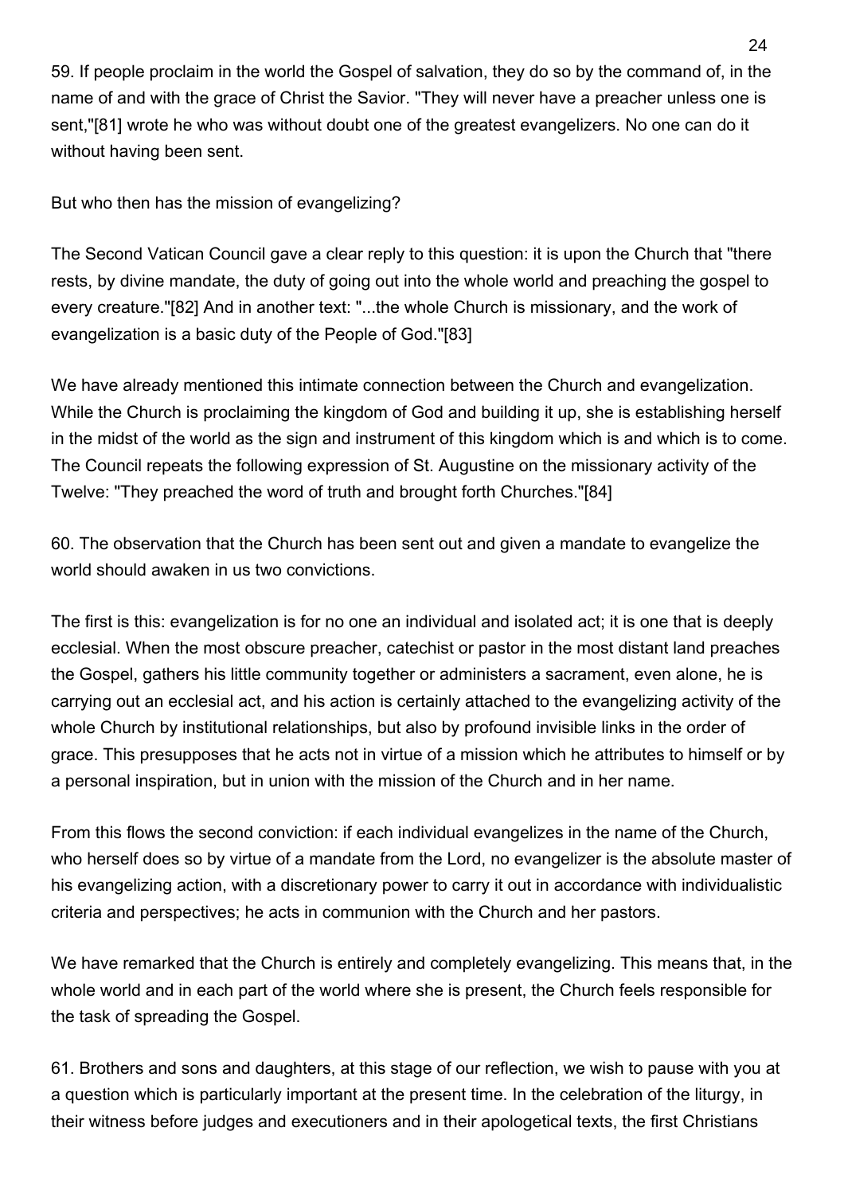59. If people proclaim in the world the Gospel of salvation, they do so by the command of, in the name of and with the grace of Christ the Savior. "They will never have a preacher unless one is sent,"[81] wrote he who was without doubt one of the greatest evangelizers. No one can do it without having been sent.

But who then has the mission of evangelizing?

The Second Vatican Council gave a clear reply to this question: it is upon the Church that "there rests, by divine mandate, the duty of going out into the whole world and preaching the gospel to every creature."[82] And in another text: "...the whole Church is missionary, and the work of evangelization is a basic duty of the People of God."[83]

We have already mentioned this intimate connection between the Church and evangelization. While the Church is proclaiming the kingdom of God and building it up, she is establishing herself in the midst of the world as the sign and instrument of this kingdom which is and which is to come. The Council repeats the following expression of St. Augustine on the missionary activity of the Twelve: "They preached the word of truth and brought forth Churches."[84]

60. The observation that the Church has been sent out and given a mandate to evangelize the world should awaken in us two convictions.

The first is this: evangelization is for no one an individual and isolated act; it is one that is deeply ecclesial. When the most obscure preacher, catechist or pastor in the most distant land preaches the Gospel, gathers his little community together or administers a sacrament, even alone, he is carrying out an ecclesial act, and his action is certainly attached to the evangelizing activity of the whole Church by institutional relationships, but also by profound invisible links in the order of grace. This presupposes that he acts not in virtue of a mission which he attributes to himself or by a personal inspiration, but in union with the mission of the Church and in her name.

From this flows the second conviction: if each individual evangelizes in the name of the Church, who herself does so by virtue of a mandate from the Lord, no evangelizer is the absolute master of his evangelizing action, with a discretionary power to carry it out in accordance with individualistic criteria and perspectives; he acts in communion with the Church and her pastors.

We have remarked that the Church is entirely and completely evangelizing. This means that, in the whole world and in each part of the world where she is present, the Church feels responsible for the task of spreading the Gospel.

61. Brothers and sons and daughters, at this stage of our reflection, we wish to pause with you at a question which is particularly important at the present time. In the celebration of the liturgy, in their witness before judges and executioners and in their apologetical texts, the first Christians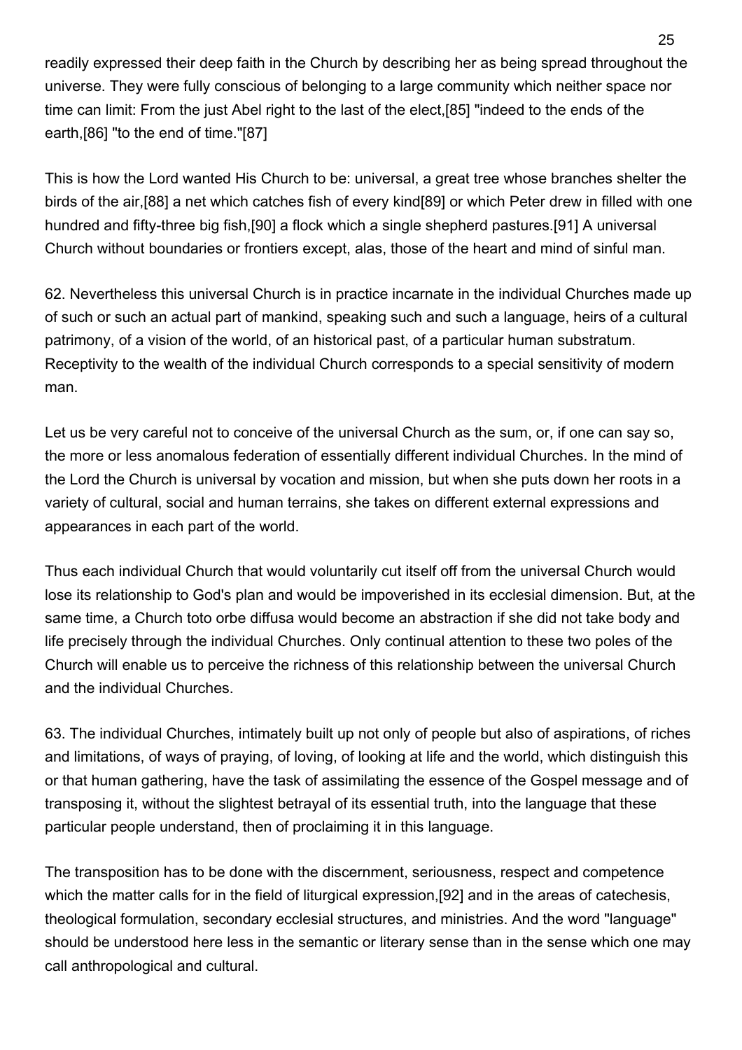readily expressed their deep faith in the Church by describing her as being spread throughout the universe. They were fully conscious of belonging to a large community which neither space nor time can limit: From the just Abel right to the last of the elect,[85] "indeed to the ends of the earth,[86] "to the end of time."[87]

This is how the Lord wanted His Church to be: universal, a great tree whose branches shelter the birds of the air,[88] a net which catches fish of every kind[89] or which Peter drew in filled with one hundred and fifty-three big fish,[90] a flock which a single shepherd pastures.[91] A universal Church without boundaries or frontiers except, alas, those of the heart and mind of sinful man.

62. Nevertheless this universal Church is in practice incarnate in the individual Churches made up of such or such an actual part of mankind, speaking such and such a language, heirs of a cultural patrimony, of a vision of the world, of an historical past, of a particular human substratum. Receptivity to the wealth of the individual Church corresponds to a special sensitivity of modern man.

Let us be very careful not to conceive of the universal Church as the sum, or, if one can say so, the more or less anomalous federation of essentially different individual Churches. In the mind of the Lord the Church is universal by vocation and mission, but when she puts down her roots in a variety of cultural, social and human terrains, she takes on different external expressions and appearances in each part of the world.

Thus each individual Church that would voluntarily cut itself off from the universal Church would lose its relationship to God's plan and would be impoverished in its ecclesial dimension. But, at the same time, a Church toto orbe diffusa would become an abstraction if she did not take body and life precisely through the individual Churches. Only continual attention to these two poles of the Church will enable us to perceive the richness of this relationship between the universal Church and the individual Churches.

63. The individual Churches, intimately built up not only of people but also of aspirations, of riches and limitations, of ways of praying, of loving, of looking at life and the world, which distinguish this or that human gathering, have the task of assimilating the essence of the Gospel message and of transposing it, without the slightest betrayal of its essential truth, into the language that these particular people understand, then of proclaiming it in this language.

The transposition has to be done with the discernment, seriousness, respect and competence which the matter calls for in the field of liturgical expression,[92] and in the areas of catechesis, theological formulation, secondary ecclesial structures, and ministries. And the word "language" should be understood here less in the semantic or literary sense than in the sense which one may call anthropological and cultural.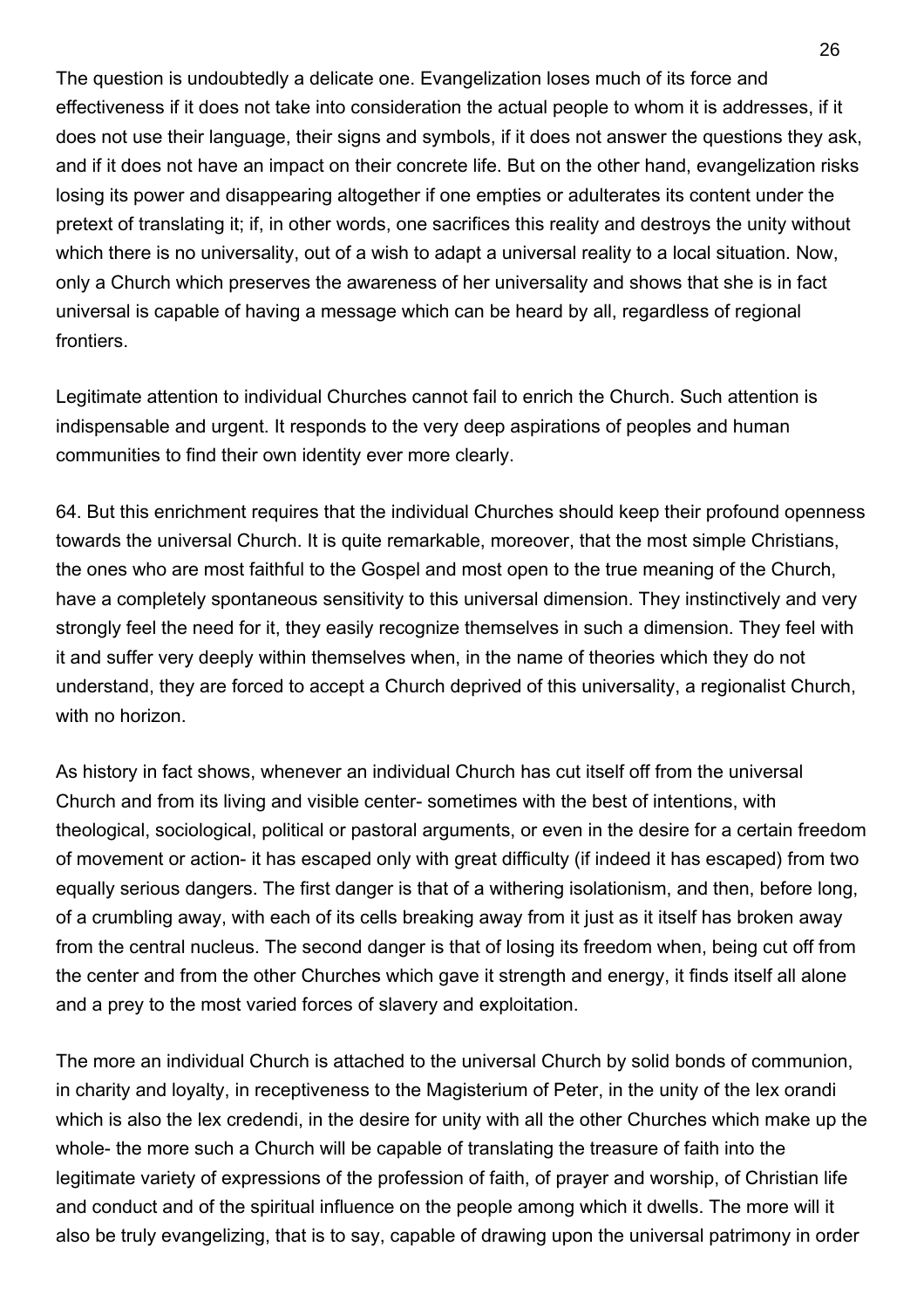The question is undoubtedly a delicate one. Evangelization loses much of its force and effectiveness if it does not take into consideration the actual people to whom it is addresses, if it does not use their language, their signs and symbols, if it does not answer the questions they ask, and if it does not have an impact on their concrete life. But on the other hand, evangelization risks losing its power and disappearing altogether if one empties or adulterates its content under the pretext of translating it; if, in other words, one sacrifices this reality and destroys the unity without which there is no universality, out of a wish to adapt a universal reality to a local situation. Now, only a Church which preserves the awareness of her universality and shows that she is in fact universal is capable of having a message which can be heard by all, regardless of regional frontiers.

Legitimate attention to individual Churches cannot fail to enrich the Church. Such attention is indispensable and urgent. It responds to the very deep aspirations of peoples and human communities to find their own identity ever more clearly.

64. But this enrichment requires that the individual Churches should keep their profound openness towards the universal Church. It is quite remarkable, moreover, that the most simple Christians, the ones who are most faithful to the Gospel and most open to the true meaning of the Church, have a completely spontaneous sensitivity to this universal dimension. They instinctively and very strongly feel the need for it, they easily recognize themselves in such a dimension. They feel with it and suffer very deeply within themselves when, in the name of theories which they do not understand, they are forced to accept a Church deprived of this universality, a regionalist Church, with no horizon.

As history in fact shows, whenever an individual Church has cut itself off from the universal Church and from its living and visible center- sometimes with the best of intentions, with theological, sociological, political or pastoral arguments, or even in the desire for a certain freedom of movement or action- it has escaped only with great difficulty (if indeed it has escaped) from two equally serious dangers. The first danger is that of a withering isolationism, and then, before long, of a crumbling away, with each of its cells breaking away from it just as it itself has broken away from the central nucleus. The second danger is that of losing its freedom when, being cut off from the center and from the other Churches which gave it strength and energy, it finds itself all alone and a prey to the most varied forces of slavery and exploitation.

The more an individual Church is attached to the universal Church by solid bonds of communion, in charity and loyalty, in receptiveness to the Magisterium of Peter, in the unity of the lex orandi which is also the lex credendi, in the desire for unity with all the other Churches which make up the whole- the more such a Church will be capable of translating the treasure of faith into the legitimate variety of expressions of the profession of faith, of prayer and worship, of Christian life and conduct and of the spiritual influence on the people among which it dwells. The more will it also be truly evangelizing, that is to say, capable of drawing upon the universal patrimony in order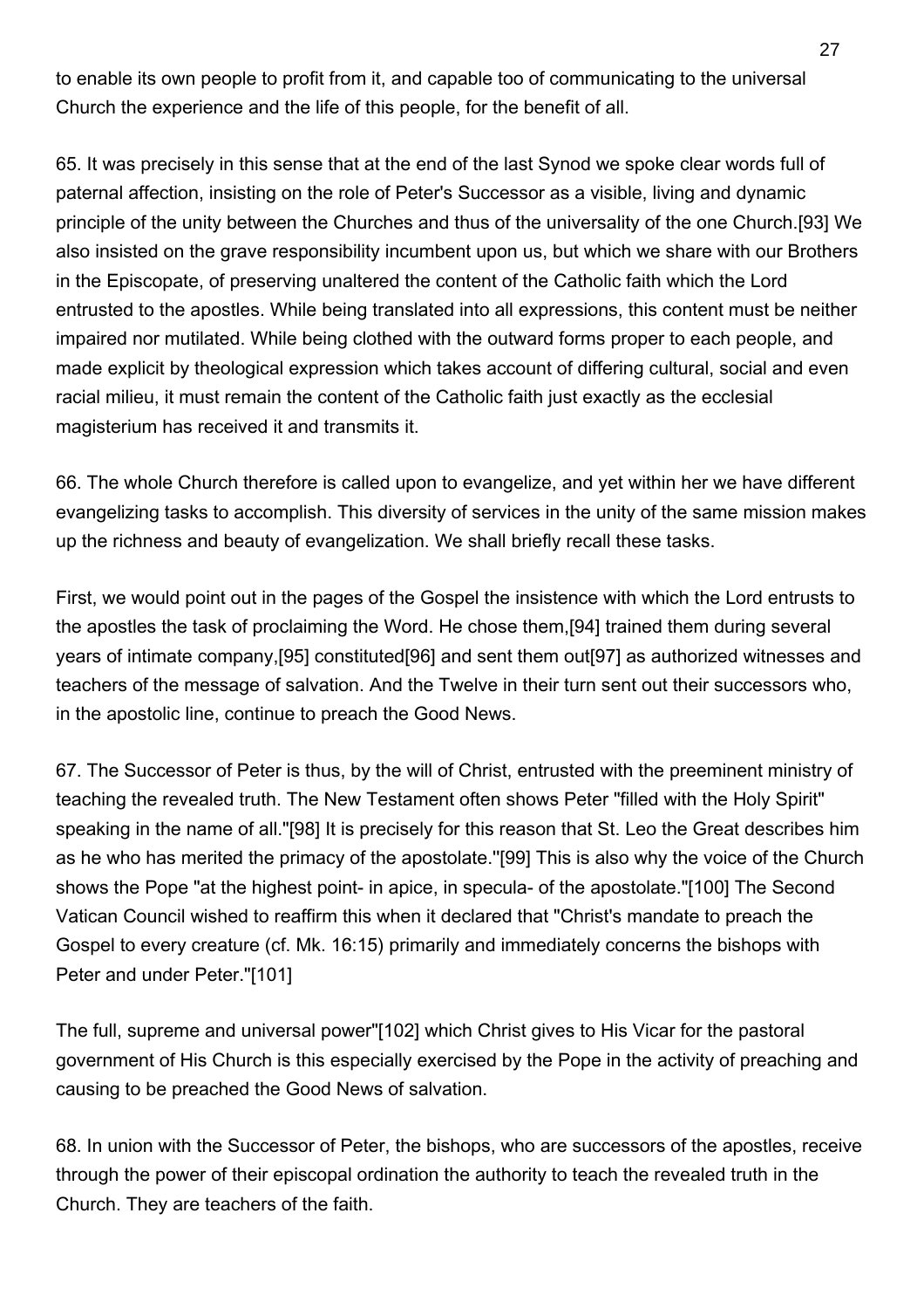to enable its own people to profit from it, and capable too of communicating to the universal Church the experience and the life of this people, for the benefit of all.

65. It was precisely in this sense that at the end of the last Synod we spoke clear words full of paternal affection, insisting on the role of Peter's Successor as a visible, living and dynamic principle of the unity between the Churches and thus of the universality of the one Church.[93] We also insisted on the grave responsibility incumbent upon us, but which we share with our Brothers in the Episcopate, of preserving unaltered the content of the Catholic faith which the Lord entrusted to the apostles. While being translated into all expressions, this content must be neither impaired nor mutilated. While being clothed with the outward forms proper to each people, and made explicit by theological expression which takes account of differing cultural, social and even racial milieu, it must remain the content of the Catholic faith just exactly as the ecclesial magisterium has received it and transmits it.

66. The whole Church therefore is called upon to evangelize, and yet within her we have different evangelizing tasks to accomplish. This diversity of services in the unity of the same mission makes up the richness and beauty of evangelization. We shall briefly recall these tasks.

First, we would point out in the pages of the Gospel the insistence with which the Lord entrusts to the apostles the task of proclaiming the Word. He chose them,[94] trained them during several years of intimate company,[95] constituted[96] and sent them out[97] as authorized witnesses and teachers of the message of salvation. And the Twelve in their turn sent out their successors who, in the apostolic line, continue to preach the Good News.

67. The Successor of Peter is thus, by the will of Christ, entrusted with the preeminent ministry of teaching the revealed truth. The New Testament often shows Peter "filled with the Holy Spirit" speaking in the name of all."[98] It is precisely for this reason that St. Leo the Great describes him as he who has merited the primacy of the apostolate."[99] This is also why the voice of the Church shows the Pope "at the highest point- in apice, in specula- of the apostolate."[100] The Second Vatican Council wished to reaffirm this when it declared that "Christ's mandate to preach the Gospel to every creature (cf. Mk. 16:15) primarily and immediately concerns the bishops with Peter and under Peter."[101]

The full, supreme and universal power"[102] which Christ gives to His Vicar for the pastoral government of His Church is this especially exercised by the Pope in the activity of preaching and causing to be preached the Good News of salvation.

68. In union with the Successor of Peter, the bishops, who are successors of the apostles, receive through the power of their episcopal ordination the authority to teach the revealed truth in the Church. They are teachers of the faith.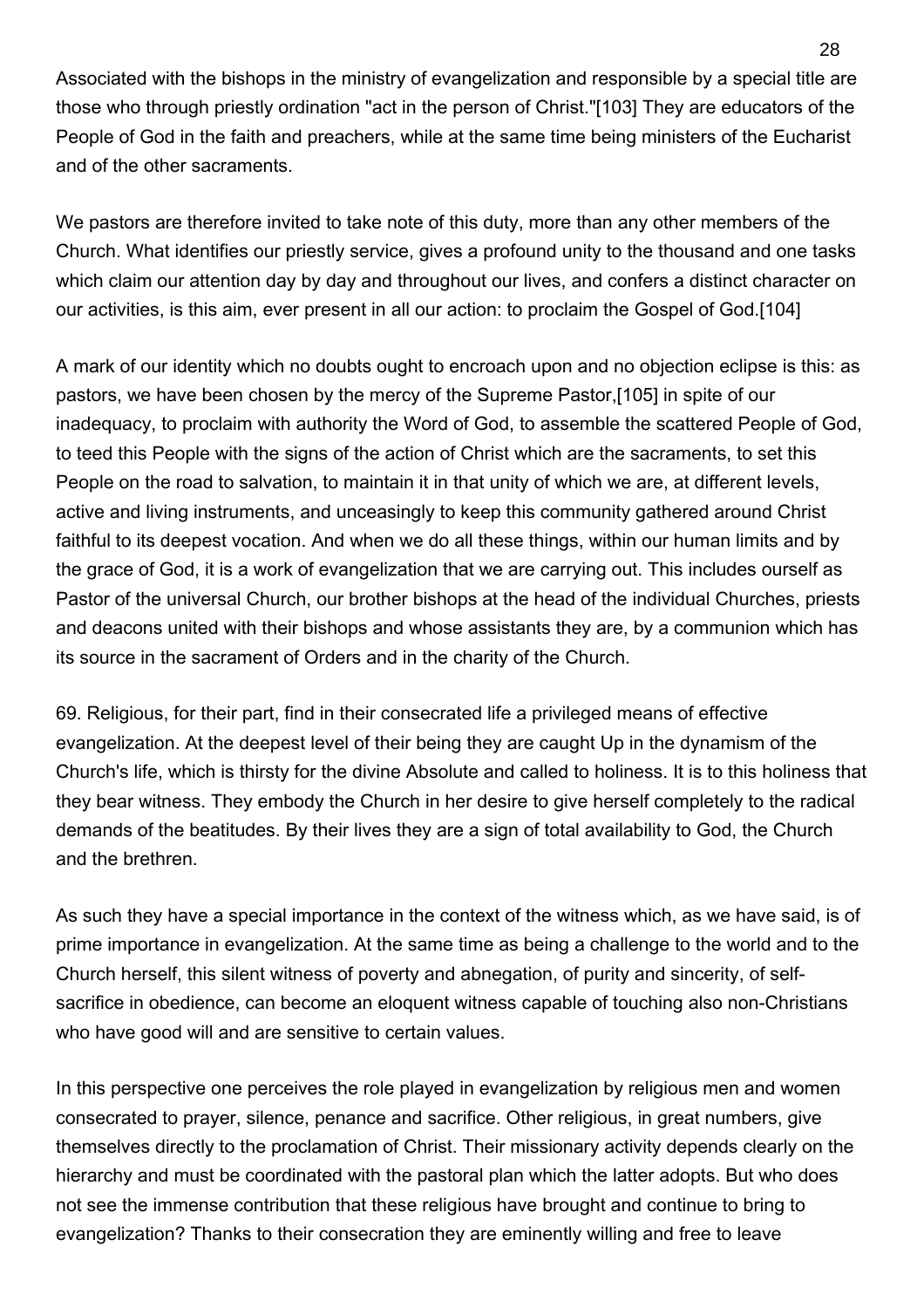Associated with the bishops in the ministry of evangelization and responsible by a special title are those who through priestly ordination "act in the person of Christ."[103] They are educators of the People of God in the faith and preachers, while at the same time being ministers of the Eucharist and of the other sacraments.

We pastors are therefore invited to take note of this duty, more than any other members of the Church. What identifies our priestly service, gives a profound unity to the thousand and one tasks which claim our attention day by day and throughout our lives, and confers a distinct character on our activities, is this aim, ever present in all our action: to proclaim the Gospel of God.[104]

A mark of our identity which no doubts ought to encroach upon and no objection eclipse is this: as pastors, we have been chosen by the mercy of the Supreme Pastor,[105] in spite of our inadequacy, to proclaim with authority the Word of God, to assemble the scattered People of God, to teed this People with the signs of the action of Christ which are the sacraments, to set this People on the road to salvation, to maintain it in that unity of which we are, at different levels, active and living instruments, and unceasingly to keep this community gathered around Christ faithful to its deepest vocation. And when we do all these things, within our human limits and by the grace of God, it is a work of evangelization that we are carrying out. This includes ourself as Pastor of the universal Church, our brother bishops at the head of the individual Churches, priests and deacons united with their bishops and whose assistants they are, by a communion which has its source in the sacrament of Orders and in the charity of the Church.

69. Religious, for their part, find in their consecrated life a privileged means of effective evangelization. At the deepest level of their being they are caught Up in the dynamism of the Church's life, which is thirsty for the divine Absolute and called to holiness. It is to this holiness that they bear witness. They embody the Church in her desire to give herself completely to the radical demands of the beatitudes. By their lives they are a sign of total availability to God, the Church and the brethren.

As such they have a special importance in the context of the witness which, as we have said, is of prime importance in evangelization. At the same time as being a challenge to the world and to the Church herself, this silent witness of poverty and abnegation, of purity and sincerity, of self-sacrifice in obedience, can become an eloquent witness capable of touching also non-Christians who have good will and are sensitive to certain values.

In this perspective one perceives the role played in evangelization by religious men and women consecrated to prayer, silence, penance and sacrifice. Other religious, in great numbers, give themselves directly to the proclamation of Christ. Their missionary activity depends clearly on the hierarchy and must be coordinated with the pastoral plan which the latter adopts. But who does not see the immense contribution that these religious have brought and continue to bring to evangelization? Thanks to their consecration they are eminently willing and free to leave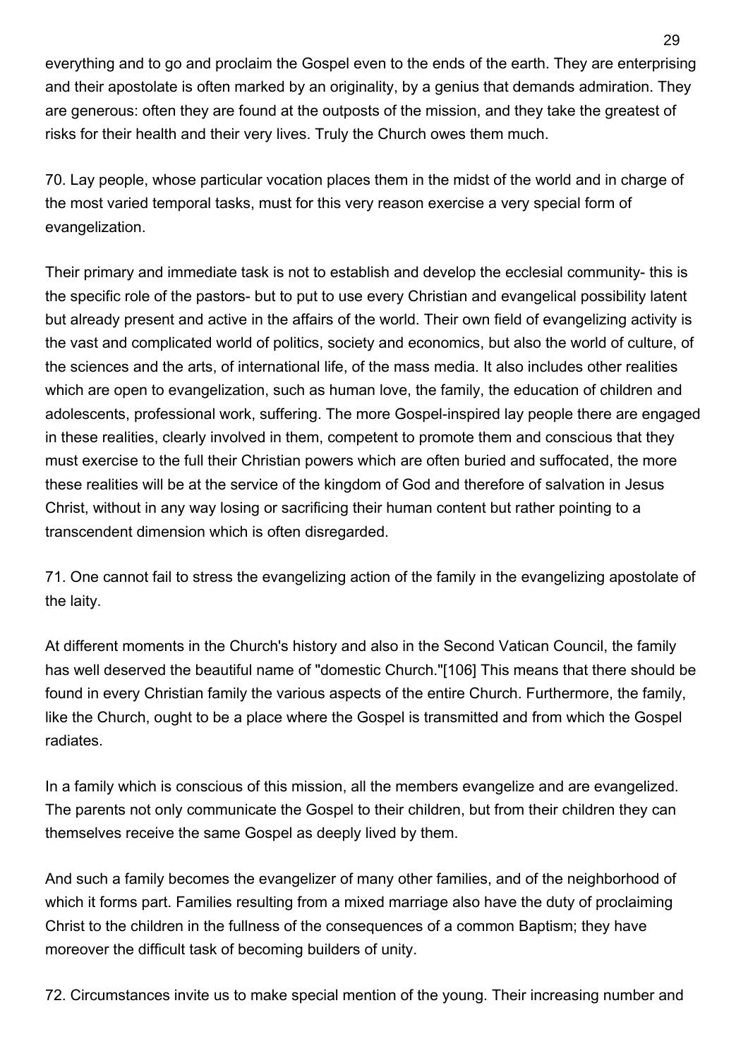everything and to go and proclaim the Gospel even to the ends of the earth. They are enterprising and their apostolate is often marked by an originality, by a genius that demands admiration. They are generous: often they are found at the outposts of the mission, and they take the greatest of risks for their health and their very lives. Truly the Church owes them much.

70. Lay people, whose particular vocation places them in the midst of the world and in charge of the most varied temporal tasks, must for this very reason exercise a very special form of evangelization.

Their primary and immediate task is not to establish and develop the ecclesial community- this is the specific role of the pastors- but to put to use every Christian and evangelical possibility latent but already present and active in the affairs of the world. Their own field of evangelizing activity is the vast and complicated world of politics, society and economics, but also the world of culture, of the sciences and the arts, of international life, of the mass media. It also includes other realities which are open to evangelization, such as human love, the family, the education of children and adolescents, professional work, suffering. The more Gospel-inspired lay people there are engaged in these realities, clearly involved in them, competent to promote them and conscious that they must exercise to the full their Christian powers which are often buried and suffocated, the more these realities will be at the service of the kingdom of God and therefore of salvation in Jesus Christ, without in any way losing or sacrificing their human content but rather pointing to a transcendent dimension which is often disregarded.

71. One cannot fail to stress the evangelizing action of the family in the evangelizing apostolate of the laity.

At different moments in the Church's history and also in the Second Vatican Council, the family has well deserved the beautiful name of "domestic Church."[106] This means that there should be found in every Christian family the various aspects of the entire Church. Furthermore, the family, like the Church, ought to be a place where the Gospel is transmitted and from which the Gospel radiates.

In a family which is conscious of this mission, all the members evangelize and are evangelized. The parents not only communicate the Gospel to their children, but from their children they can themselves receive the same Gospel as deeply lived by them.

And such a family becomes the evangelizer of many other families, and of the neighborhood of which it forms part. Families resulting from a mixed marriage also have the duty of proclaiming Christ to the children in the fullness of the consequences of a common Baptism; they have moreover the difficult task of becoming builders of unity.

72. Circumstances invite us to make special mention of the young. Their increasing number and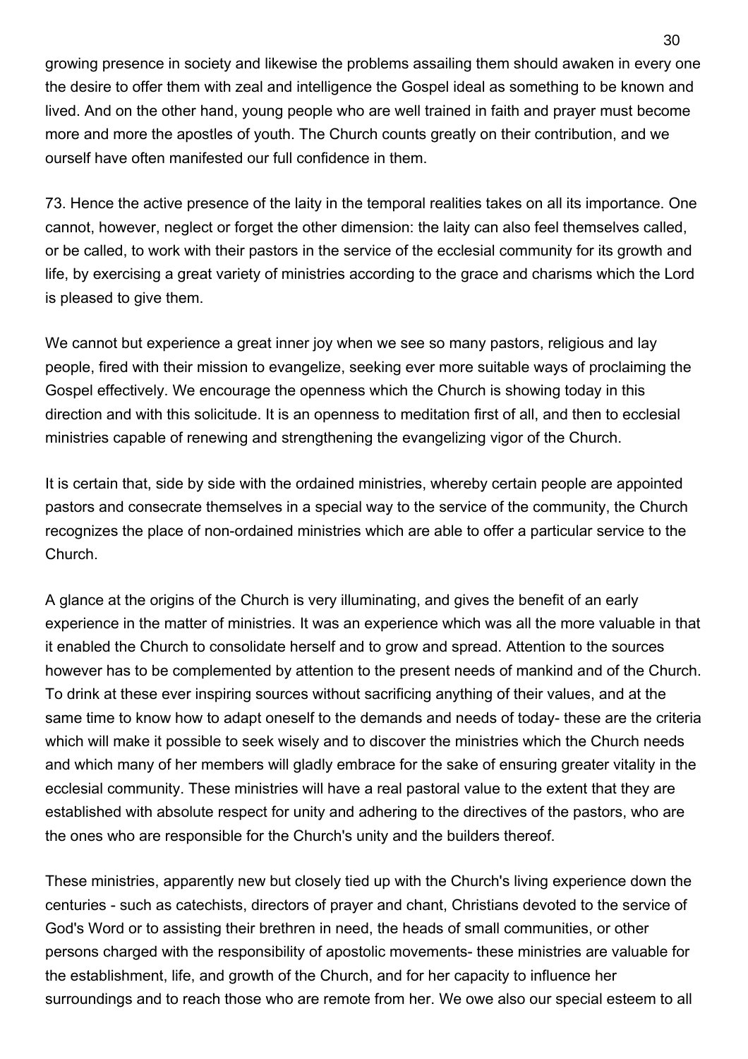growing presence in society and likewise the problems assailing them should awaken in every one the desire to offer them with zeal and intelligence the Gospel ideal as something to be known and lived. And on the other hand, young people who are well trained in faith and prayer must become more and more the apostles of youth. The Church counts greatly on their contribution, and we ourself have often manifested our full confidence in them.

73. Hence the active presence of the laity in the temporal realities takes on all its importance. One cannot, however, neglect or forget the other dimension: the laity can also feel themselves called, or be called, to work with their pastors in the service of the ecclesial community for its growth and life, by exercising a great variety of ministries according to the grace and charisms which the Lord is pleased to give them.

We cannot but experience a great inner joy when we see so many pastors, religious and lay people, fired with their mission to evangelize, seeking ever more suitable ways of proclaiming the Gospel effectively. We encourage the openness which the Church is showing today in this direction and with this solicitude. It is an openness to meditation first of all, and then to ecclesial ministries capable of renewing and strengthening the evangelizing vigor of the Church.

It is certain that, side by side with the ordained ministries, whereby certain people are appointed pastors and consecrate themselves in a special way to the service of the community, the Church recognizes the place of non-ordained ministries which are able to offer a particular service to the Church.

A glance at the origins of the Church is very illuminating, and gives the benefit of an early experience in the matter of ministries. It was an experience which was all the more valuable in that it enabled the Church to consolidate herself and to grow and spread. Attention to the sources however has to be complemented by attention to the present needs of mankind and of the Church. To drink at these ever inspiring sources without sacrificing anything of their values, and at the same time to know how to adapt oneself to the demands and needs of today- these are the criteria which will make it possible to seek wisely and to discover the ministries which the Church needs and which many of her members will gladly embrace for the sake of ensuring greater vitality in the ecclesial community. These ministries will have a real pastoral value to the extent that they are established with absolute respect for unity and adhering to the directives of the pastors, who are the ones who are responsible for the Church's unity and the builders thereof.

These ministries, apparently new but closely tied up with the Church's living experience down the centuries - such as catechists, directors of prayer and chant, Christians devoted to the service of God's Word or to assisting their brethren in need, the heads of small communities, or other persons charged with the responsibility of apostolic movements- these ministries are valuable for the establishment, life, and growth of the Church, and for her capacity to influence her surroundings and to reach those who are remote from her. We owe also our special esteem to all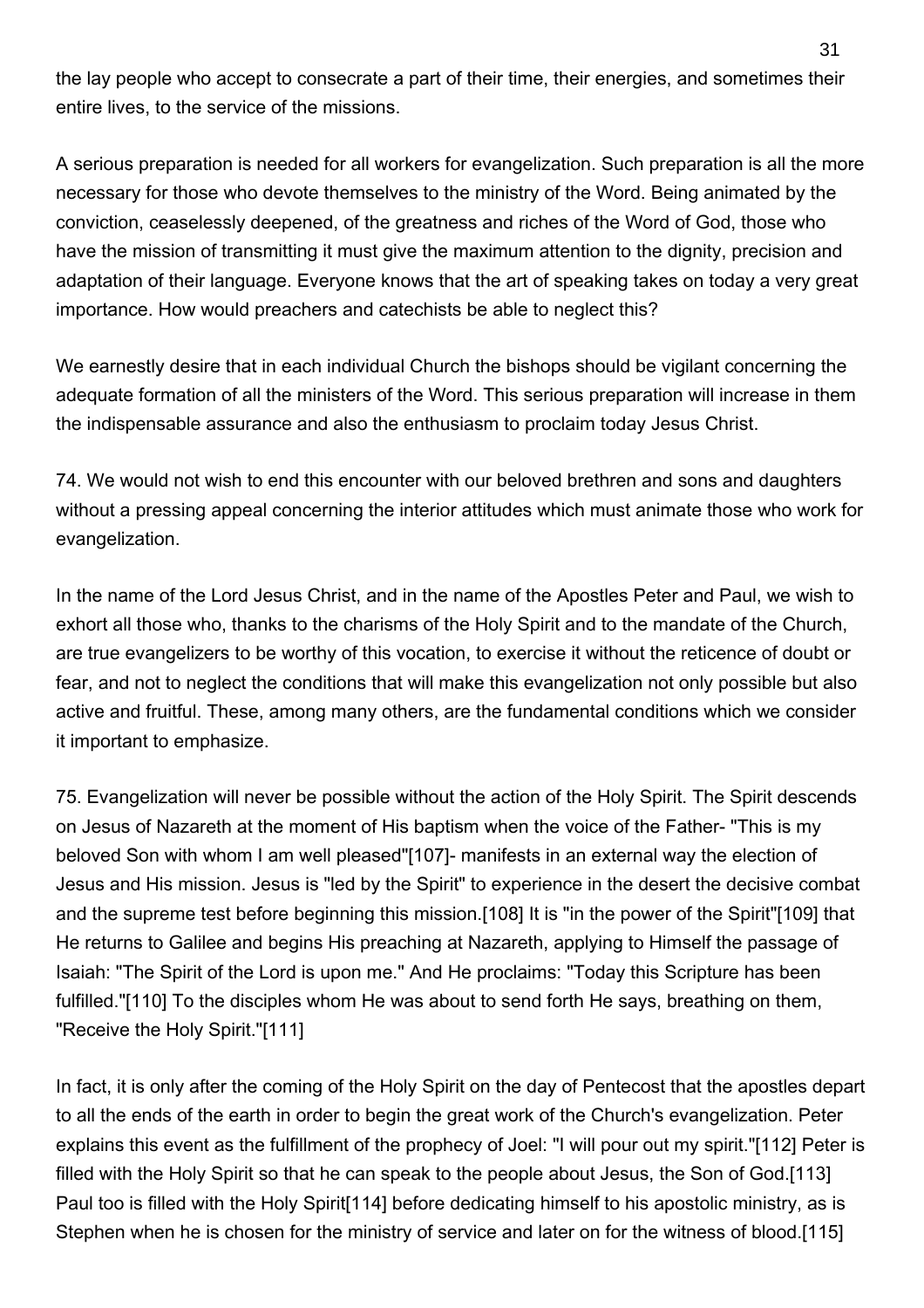the lay people who accept to consecrate a part of their time, their energies, and sometimes their entire lives, to the service of the missions.

A serious preparation is needed for all workers for evangelization. Such preparation is all the more necessary for those who devote themselves to the ministry of the Word. Being animated by the conviction, ceaselessly deepened, of the greatness and riches of the Word of God, those who have the mission of transmitting it must give the maximum attention to the dignity, precision and adaptation of their language. Everyone knows that the art of speaking takes on today a very great importance. How would preachers and catechists be able to neglect this?

We earnestly desire that in each individual Church the bishops should be vigilant concerning the adequate formation of all the ministers of the Word. This serious preparation will increase in them the indispensable assurance and also the enthusiasm to proclaim today Jesus Christ.

74. We would not wish to end this encounter with our beloved brethren and sons and daughters without a pressing appeal concerning the interior attitudes which must animate those who work for evangelization.

In the name of the Lord Jesus Christ, and in the name of the Apostles Peter and Paul, we wish to exhort all those who, thanks to the charisms of the Holy Spirit and to the mandate of the Church, are true evangelizers to be worthy of this vocation, to exercise it without the reticence of doubt or fear, and not to neglect the conditions that will make this evangelization not only possible but also active and fruitful. These, among many others, are the fundamental conditions which we consider it important to emphasize.

75. Evangelization will never be possible without the action of the Holy Spirit. The Spirit descends on Jesus of Nazareth at the moment of His baptism when the voice of the Father- "This is my beloved Son with whom I am well pleased"[107]- manifests in an external way the election of Jesus and His mission. Jesus is "led by the Spirit" to experience in the desert the decisive combat and the supreme test before beginning this mission.[108] It is "in the power of the Spirit"[109] that He returns to Galilee and begins His preaching at Nazareth, applying to Himself the passage of Isaiah: "The Spirit of the Lord is upon me." And He proclaims: "Today this Scripture has been fulfilled."[110] To the disciples whom He was about to send forth He says, breathing on them, "Receive the Holy Spirit."[111]

In fact, it is only after the coming of the Holy Spirit on the day of Pentecost that the apostles depart to all the ends of the earth in order to begin the great work of the Church's evangelization. Peter explains this event as the fulfillment of the prophecy of Joel: "I will pour out my spirit."[112] Peter is filled with the Holy Spirit so that he can speak to the people about Jesus, the Son of God.[113] Paul too is filled with the Holy Spirit[114] before dedicating himself to his apostolic ministry, as is Stephen when he is chosen for the ministry of service and later on for the witness of blood.[115]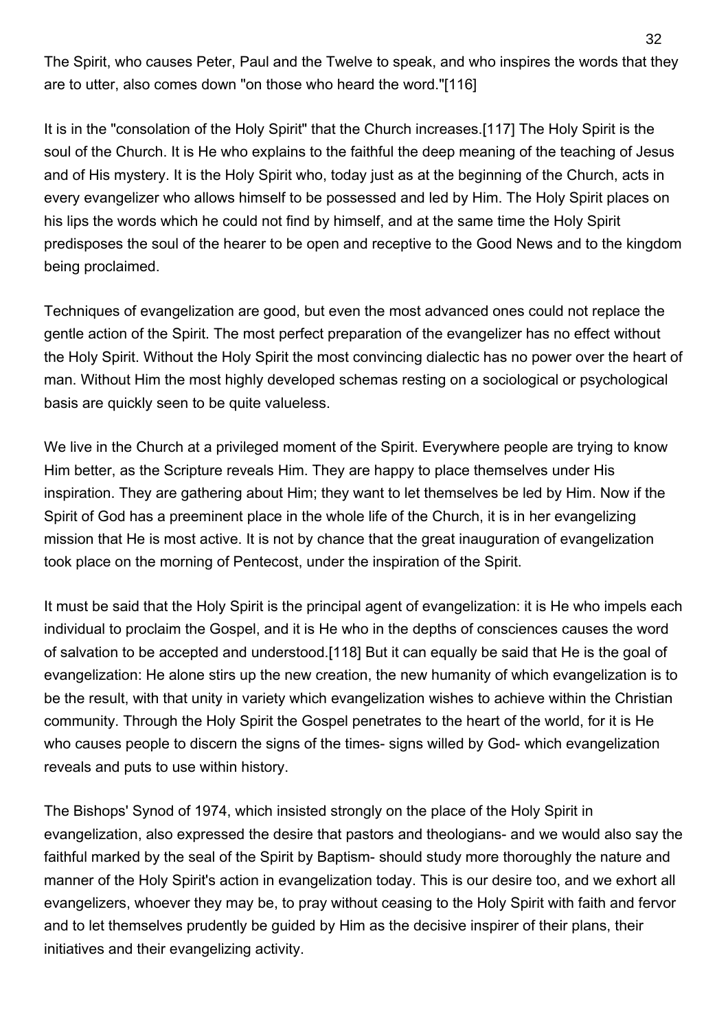The Spirit, who causes Peter, Paul and the Twelve to speak, and who inspires the words that they are to utter, also comes down "on those who heard the word."[116]

It is in the "consolation of the Holy Spirit" that the Church increases.[117] The Holy Spirit is the soul of the Church. It is He who explains to the faithful the deep meaning of the teaching of Jesus and of His mystery. It is the Holy Spirit who, today just as at the beginning of the Church, acts in every evangelizer who allows himself to be possessed and led by Him. The Holy Spirit places on his lips the words which he could not find by himself, and at the same time the Holy Spirit predisposes the soul of the hearer to be open and receptive to the Good News and to the kingdom being proclaimed.

Techniques of evangelization are good, but even the most advanced ones could not replace the gentle action of the Spirit. The most perfect preparation of the evangelizer has no effect without the Holy Spirit. Without the Holy Spirit the most convincing dialectic has no power over the heart of man. Without Him the most highly developed schemas resting on a sociological or psychological basis are quickly seen to be quite valueless.

We live in the Church at a privileged moment of the Spirit. Everywhere people are trying to know Him better, as the Scripture reveals Him. They are happy to place themselves under His inspiration. They are gathering about Him; they want to let themselves be led by Him. Now if the Spirit of God has a preeminent place in the whole life of the Church, it is in her evangelizing mission that He is most active. It is not by chance that the great inauguration of evangelization took place on the morning of Pentecost, under the inspiration of the Spirit.

It must be said that the Holy Spirit is the principal agent of evangelization: it is He who impels each individual to proclaim the Gospel, and it is He who in the depths of consciences causes the word of salvation to be accepted and understood.[118] But it can equally be said that He is the goal of evangelization: He alone stirs up the new creation, the new humanity of which evangelization is to be the result, with that unity in variety which evangelization wishes to achieve within the Christian community. Through the Holy Spirit the Gospel penetrates to the heart of the world, for it is He who causes people to discern the signs of the times- signs willed by God- which evangelization reveals and puts to use within history.

The Bishops' Synod of 1974, which insisted strongly on the place of the Holy Spirit in evangelization, also expressed the desire that pastors and theologians- and we would also say the faithful marked by the seal of the Spirit by Baptism- should study more thoroughly the nature and manner of the Holy Spirit's action in evangelization today. This is our desire too, and we exhort all evangelizers, whoever they may be, to pray without ceasing to the Holy Spirit with faith and fervor and to let themselves prudently be guided by Him as the decisive inspirer of their plans, their initiatives and their evangelizing activity.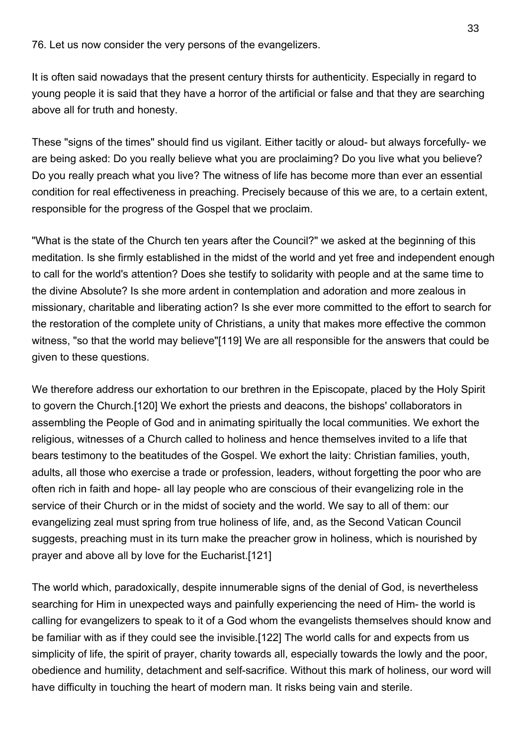76. Let us now consider the very persons of the evangelizers.

It is often said nowadays that the present century thirsts for authenticity. Especially in regard to young people it is said that they have a horror of the artificial or false and that they are searching above all for truth and honesty.

These "signs of the times" should find us vigilant. Either tacitly or aloud- but always forcefully- we are being asked: Do you really believe what you are proclaiming? Do you live what you believe? Do you really preach what you live? The witness of life has become more than ever an essential condition for real effectiveness in preaching. Precisely because of this we are, to a certain extent, responsible for the progress of the Gospel that we proclaim.

"What is the state of the Church ten years after the Council?" we asked at the beginning of this meditation. Is she firmly established in the midst of the world and yet free and independent enough to call for the world's attention? Does she testify to solidarity with people and at the same time to the divine Absolute? Is she more ardent in contemplation and adoration and more zealous in missionary, charitable and liberating action? Is she ever more committed to the effort to search for the restoration of the complete unity of Christians, a unity that makes more effective the common witness, "so that the world may believe"[119] We are all responsible for the answers that could be given to these questions.

We therefore address our exhortation to our brethren in the Episcopate, placed by the Holy Spirit to govern the Church.[120] We exhort the priests and deacons, the bishops' collaborators in assembling the People of God and in animating spiritually the local communities. We exhort the religious, witnesses of a Church called to holiness and hence themselves invited to a life that bears testimony to the beatitudes of the Gospel. We exhort the laity: Christian families, youth, adults, all those who exercise a trade or profession, leaders, without forgetting the poor who are often rich in faith and hope- all lay people who are conscious of their evangelizing role in the service of their Church or in the midst of society and the world. We say to all of them: our evangelizing zeal must spring from true holiness of life, and, as the Second Vatican Council suggests, preaching must in its turn make the preacher grow in holiness, which is nourished by prayer and above all by love for the Eucharist.[121]

The world which, paradoxically, despite innumerable signs of the denial of God, is nevertheless searching for Him in unexpected ways and painfully experiencing the need of Him- the world is calling for evangelizers to speak to it of a God whom the evangelists themselves should know and be familiar with as if they could see the invisible.[122] The world calls for and expects from us simplicity of life, the spirit of prayer, charity towards all, especially towards the lowly and the poor, obedience and humility, detachment and self-sacrifice. Without this mark of holiness, our word will have difficulty in touching the heart of modern man. It risks being vain and sterile.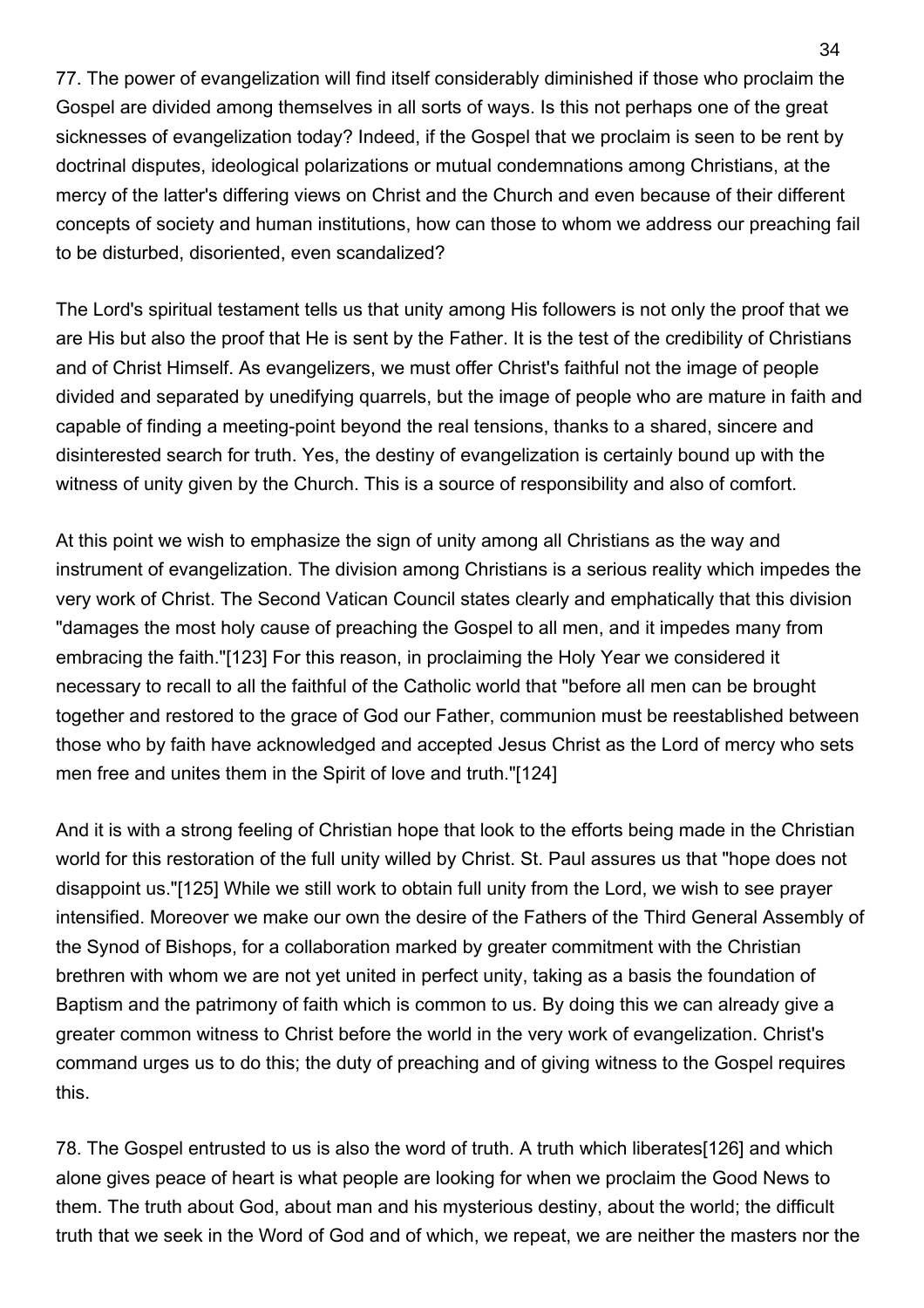77. The power of evangelization will find itself considerably diminished if those who proclaim the Gospel are divided among themselves in all sorts of ways. Is this not perhaps one of the great sicknesses of evangelization today? Indeed, if the Gospel that we proclaim is seen to be rent by doctrinal disputes, ideological polarizations or mutual condemnations among Christians, at the mercy of the latter's differing views on Christ and the Church and even because of their different concepts of society and human institutions, how can those to whom we address our preaching fail to be disturbed, disoriented, even scandalized?

The Lord's spiritual testament tells us that unity among His followers is not only the proof that we are His but also the proof that He is sent by the Father. It is the test of the credibility of Christians and of Christ Himself. As evangelizers, we must offer Christ's faithful not the image of people divided and separated by unedifying quarrels, but the image of people who are mature in faith and capable of finding a meeting-point beyond the real tensions, thanks to a shared, sincere and disinterested search for truth. Yes, the destiny of evangelization is certainly bound up with the witness of unity given by the Church. This is a source of responsibility and also of comfort.

At this point we wish to emphasize the sign of unity among all Christians as the way and instrument of evangelization. The division among Christians is a serious reality which impedes the very work of Christ. The Second Vatican Council states clearly and emphatically that this division "damages the most holy cause of preaching the Gospel to all men, and it impedes many from embracing the faith."[123] For this reason, in proclaiming the Holy Year we considered it necessary to recall to all the faithful of the Catholic world that "before all men can be brought together and restored to the grace of God our Father, communion must be reestablished between those who by faith have acknowledged and accepted Jesus Christ as the Lord of mercy who sets men free and unites them in the Spirit of love and truth."[124]

And it is with a strong feeling of Christian hope that look to the efforts being made in the Christian world for this restoration of the full unity willed by Christ. St. Paul assures us that "hope does not disappoint us."[125] While we still work to obtain full unity from the Lord, we wish to see prayer intensified. Moreover we make our own the desire of the Fathers of the Third General Assembly of the Synod of Bishops, for a collaboration marked by greater commitment with the Christian brethren with whom we are not yet united in perfect unity, taking as a basis the foundation of Baptism and the patrimony of faith which is common to us. By doing this we can already give a greater common witness to Christ before the world in the very work of evangelization. Christ's command urges us to do this; the duty of preaching and of giving witness to the Gospel requires this.

78. The Gospel entrusted to us is also the word of truth. A truth which liberates[126] and which alone gives peace of heart is what people are looking for when we proclaim the Good News to them. The truth about God, about man and his mysterious destiny, about the world; the difficult truth that we seek in the Word of God and of which, we repeat, we are neither the masters nor the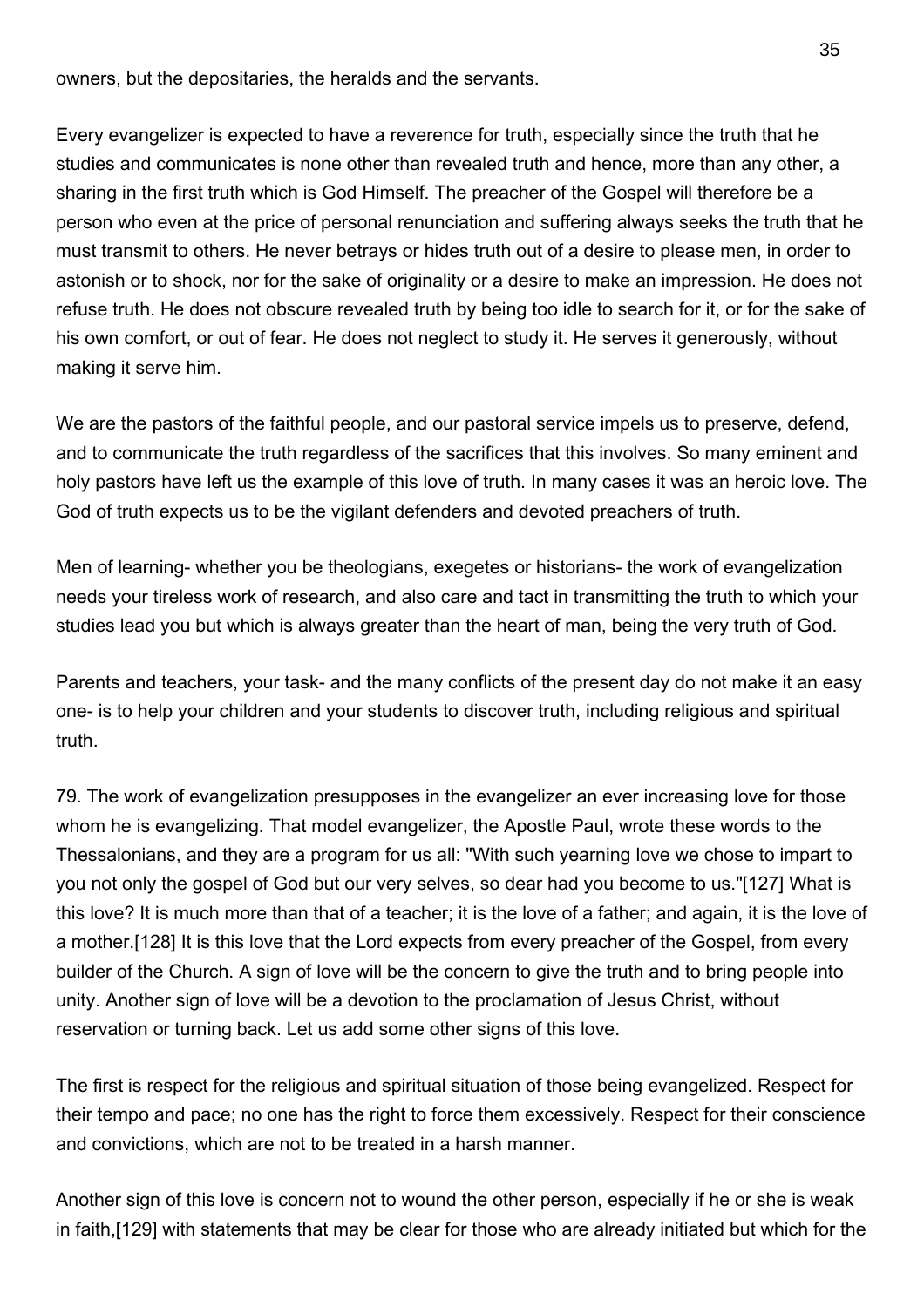owners, but the depositaries, the heralds and the servants.

Every evangelizer is expected to have a reverence for truth, especially since the truth that he studies and communicates is none other than revealed truth and hence, more than any other, a sharing in the first truth which is God Himself. The preacher of the Gospel will therefore be a person who even at the price of personal renunciation and suffering always seeks the truth that he must transmit to others. He never betrays or hides truth out of a desire to please men, in order to astonish or to shock, nor for the sake of originality or a desire to make an impression. He does not refuse truth. He does not obscure revealed truth by being too idle to search for it, or for the sake of his own comfort, or out of fear. He does not neglect to study it. He serves it generously, without making it serve him.

We are the pastors of the faithful people, and our pastoral service impels us to preserve, defend, and to communicate the truth regardless of the sacrifices that this involves. So many eminent and holy pastors have left us the example of this love of truth. In many cases it was an heroic love. The God of truth expects us to be the vigilant defenders and devoted preachers of truth.

Men of learning- whether you be theologians, exegetes or historians- the work of evangelization needs your tireless work of research, and also care and tact in transmitting the truth to which your studies lead you but which is always greater than the heart of man, being the very truth of God.

Parents and teachers, your task- and the many conflicts of the present day do not make it an easy one- is to help your children and your students to discover truth, including religious and spiritual truth.

79. The work of evangelization presupposes in the evangelizer an ever increasing love for those whom he is evangelizing. That model evangelizer, the Apostle Paul, wrote these words to the Thessalonians, and they are a program for us all: "With such yearning love we chose to impart to you not only the gospel of God but our very selves, so dear had you become to us."[127] What is this love? It is much more than that of a teacher; it is the love of a father; and again, it is the love of a mother.[128] It is this love that the Lord expects from every preacher of the Gospel, from every builder of the Church. A sign of love will be the concern to give the truth and to bring people into unity. Another sign of love will be a devotion to the proclamation of Jesus Christ, without reservation or turning back. Let us add some other signs of this love.

The first is respect for the religious and spiritual situation of those being evangelized. Respect for their tempo and pace; no one has the right to force them excessively. Respect for their conscience and convictions, which are not to be treated in a harsh manner.

Another sign of this love is concern not to wound the other person, especially if he or she is weak in faith,[129] with statements that may be clear for those who are already initiated but which for the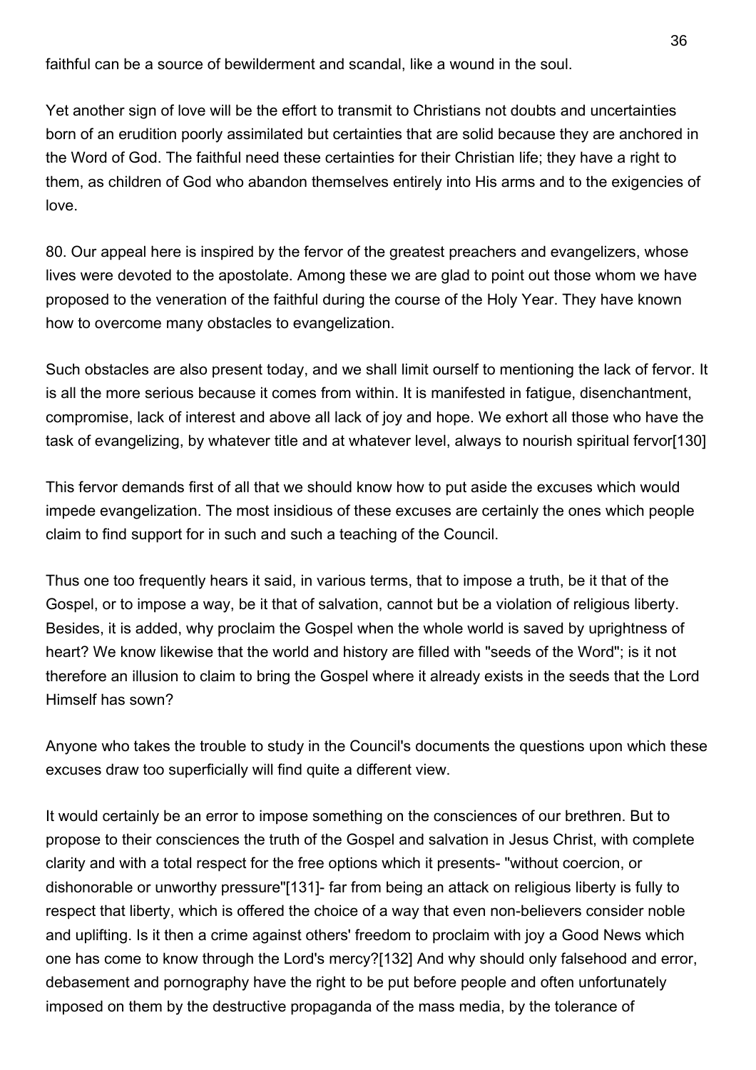faithful can be a source of bewilderment and scandal, like a wound in the soul.

Yet another sign of love will be the effort to transmit to Christians not doubts and uncertainties born of an erudition poorly assimilated but certainties that are solid because they are anchored in the Word of God. The faithful need these certainties for their Christian life; they have a right to them, as children of God who abandon themselves entirely into His arms and to the exigencies of love.

80. Our appeal here is inspired by the fervor of the greatest preachers and evangelizers, whose lives were devoted to the apostolate. Among these we are glad to point out those whom we have proposed to the veneration of the faithful during the course of the Holy Year. They have known how to overcome many obstacles to evangelization.

Such obstacles are also present today, and we shall limit ourself to mentioning the lack of fervor. It is all the more serious because it comes from within. It is manifested in fatigue, disenchantment, compromise, lack of interest and above all lack of joy and hope. We exhort all those who have the task of evangelizing, by whatever title and at whatever level, always to nourish spiritual fervor[130]

This fervor demands first of all that we should know how to put aside the excuses which would impede evangelization. The most insidious of these excuses are certainly the ones which people claim to find support for in such and such a teaching of the Council.

Thus one too frequently hears it said, in various terms, that to impose a truth, be it that of the Gospel, or to impose a way, be it that of salvation, cannot but be a violation of religious liberty. Besides, it is added, why proclaim the Gospel when the whole world is saved by uprightness of heart? We know likewise that the world and history are filled with "seeds of the Word"; is it not therefore an illusion to claim to bring the Gospel where it already exists in the seeds that the Lord Himself has sown?

Anyone who takes the trouble to study in the Council's documents the questions upon which these excuses draw too superficially will find quite a different view.

It would certainly be an error to impose something on the consciences of our brethren. But to propose to their consciences the truth of the Gospel and salvation in Jesus Christ, with complete clarity and with a total respect for the free options which it presents- "without coercion, or dishonorable or unworthy pressure"[131]- far from being an attack on religious liberty is fully to respect that liberty, which is offered the choice of a way that even non-believers consider noble and uplifting. Is it then a crime against others' freedom to proclaim with joy a Good News which one has come to know through the Lord's mercy?[132] And why should only falsehood and error, debasement and pornography have the right to be put before people and often unfortunately imposed on them by the destructive propaganda of the mass media, by the tolerance of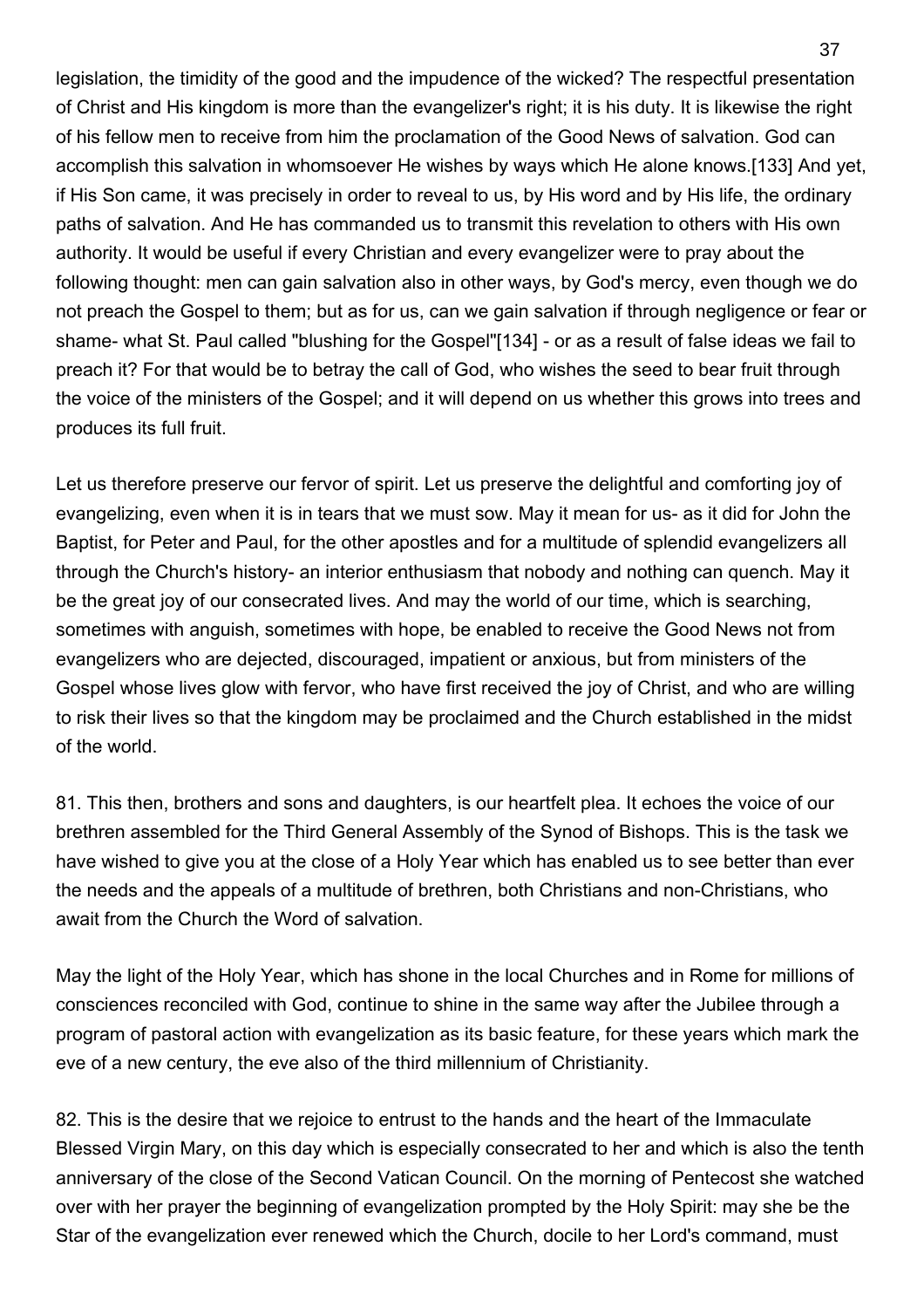legislation, the timidity of the good and the impudence of the wicked? The respectful presentation of Christ and His kingdom is more than the evangelizer's right; it is his duty. It is likewise the right of his fellow men to receive from him the proclamation of the Good News of salvation. God can accomplish this salvation in whomsoever He wishes by ways which He alone knows.[133] And yet, if His Son came, it was precisely in order to reveal to us, by His word and by His life, the ordinary paths of salvation. And He has commanded us to transmit this revelation to others with His own authority. It would be useful if every Christian and every evangelizer were to pray about the following thought: men can gain salvation also in other ways, by God's mercy, even though we do not preach the Gospel to them; but as for us, can we gain salvation if through negligence or fear or shame- what St. Paul called "blushing for the Gospel"[134] - or as a result of false ideas we fail to preach it? For that would be to betray the call of God, who wishes the seed to bear fruit through the voice of the ministers of the Gospel; and it will depend on us whether this grows into trees and produces its full fruit.

Let us therefore preserve our fervor of spirit. Let us preserve the delightful and comforting joy of evangelizing, even when it is in tears that we must sow. May it mean for us- as it did for John the Baptist, for Peter and Paul, for the other apostles and for a multitude of splendid evangelizers all through the Church's history- an interior enthusiasm that nobody and nothing can quench. May it be the great joy of our consecrated lives. And may the world of our time, which is searching, sometimes with anguish, sometimes with hope, be enabled to receive the Good News not from evangelizers who are dejected, discouraged, impatient or anxious, but from ministers of the Gospel whose lives glow with fervor, who have first received the joy of Christ, and who are willing to risk their lives so that the kingdom may be proclaimed and the Church established in the midst of the world.

81. This then, brothers and sons and daughters, is our heartfelt plea. It echoes the voice of our brethren assembled for the Third General Assembly of the Synod of Bishops. This is the task we have wished to give you at the close of a Holy Year which has enabled us to see better than ever the needs and the appeals of a multitude of brethren, both Christians and non-Christians, who await from the Church the Word of salvation.

May the light of the Holy Year, which has shone in the local Churches and in Rome for millions of consciences reconciled with God, continue to shine in the same way after the Jubilee through a program of pastoral action with evangelization as its basic feature, for these years which mark the eve of a new century, the eve also of the third millennium of Christianity.

82. This is the desire that we rejoice to entrust to the hands and the heart of the Immaculate Blessed Virgin Mary, on this day which is especially consecrated to her and which is also the tenth anniversary of the close of the Second Vatican Council. On the morning of Pentecost she watched over with her prayer the beginning of evangelization prompted by the Holy Spirit: may she be the Star of the evangelization ever renewed which the Church, docile to her Lord's command, must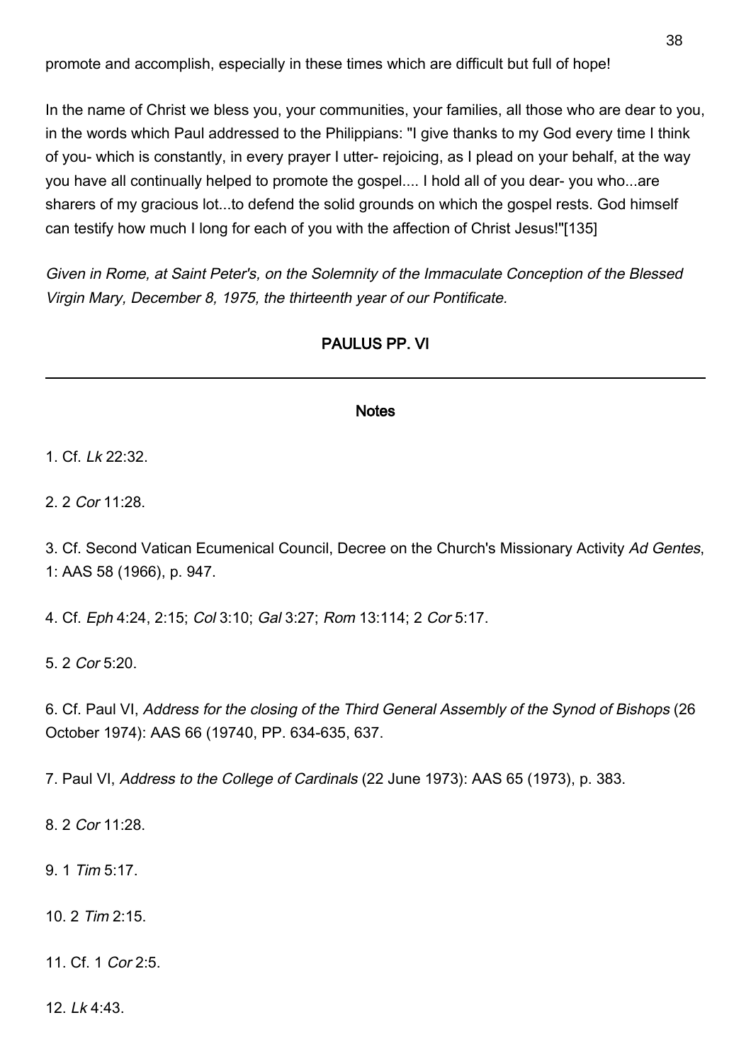promote and accomplish, especially in these times which are difficult but full of hope!

In the name of Christ we bless you, your communities, your families, all those who are dear to you, in the words which Paul addressed to the Philippians: "I give thanks to my God every time I think of you- which is constantly, in every prayer I utter- rejoicing, as I plead on your behalf, at the way you have all continually helped to promote the gospel.... I hold all of you dear- you who...are sharers of my gracious lot...to defend the solid grounds on which the gospel rests. God himself can testify how much I long for each of you with the affection of Christ Jesus!"[135]

*Given in Rome, at Saint Peter's, on the Solemnity of the Immaculate Conception of the Blessed Virgin Mary, December 8, 1975, the thirteenth year of our Pontificate.*

**PAULUS PP. VI**

---

**Notes**

1. Cf. *Lk* 22:32.

2. 2 *Cor* 11:28.

3. Cf. Second Vatican Ecumenical Council, Decree on the Church's Missionary Activity *Ad Gentes*, 1: AAS 58 (1966), p. 947.

4. Cf. *Eph* 4:24, 2:15; *Col* 3:10; *Gal* 3:27; *Rom* 13:114; 2 *Cor* 5:17.

5. 2 *Cor* 5:20.

6. Cf. Paul VI, *Address for the closing of the Third General Assembly of the Synod of Bishops* (26 October 1974): AAS 66 (19740, PP. 634-635, 637.

7. Paul VI, *Address to the College of Cardinals* (22 June 1973): AAS 65 (1973), p. 383.

8. 2 *Cor* 11:28.

9. 1 *Tim* 5:17.

10. 2 *Tim* 2:15.

11. Cf. 1 *Cor* 2:5.

12. *Lk* 4:43.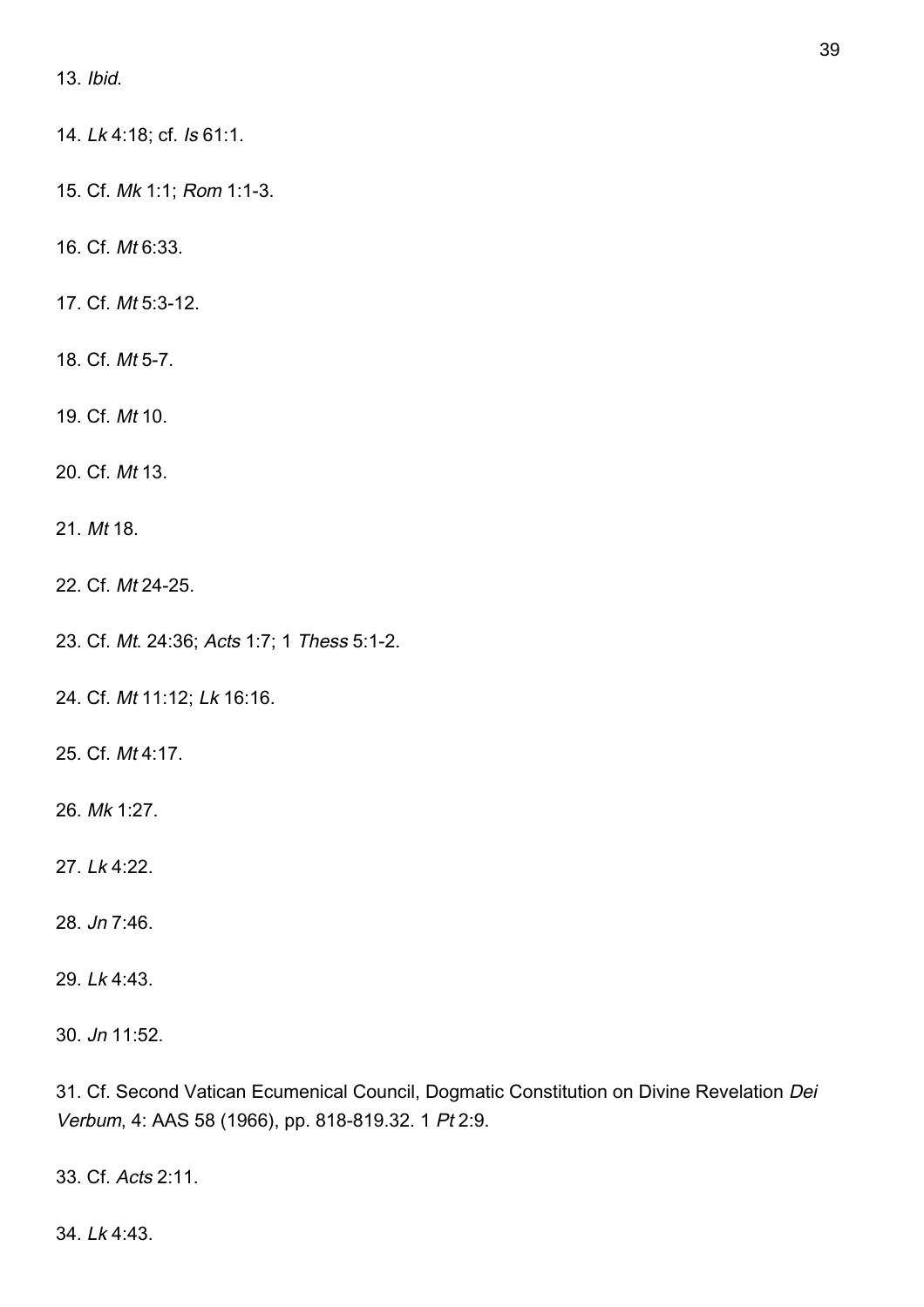13. *Ibid.*

14. *Lk* 4:18; cf. *Is* 61:1.

15. Cf. *Mk* 1:1; *Rom* 1:1-3.

16. Cf. *Mt* 6:33.

17. Cf. *Mt* 5:3-12.

18. Cf. *Mt* 5-7.

19. Cf. *Mt* 10.

20. Cf. *Mt* 13.

21. *Mt* 18.

22. Cf. *Mt* 24-25.

23. Cf. *Mt.* 24:36; *Acts* 1:7; 1 *Thess* 5:1-2.

24. Cf. *Mt* 11:12; *Lk* 16:16.

25. Cf. *Mt* 4:17.

26. *Mk* 1:27.

27. *Lk* 4:22.

28. *Jn* 7:46.

29. *Lk* 4:43.

30. *Jn* 11:52.

31. Cf. Second Vatican Ecumenical Council, Dogmatic Constitution on Divine Revelation *Dei Verbum*, 4: AAS 58 (1966), pp. 818-819.32. 1 *Pt* 2:9.

33. Cf. *Acts* 2:11.

34. *Lk* 4:43.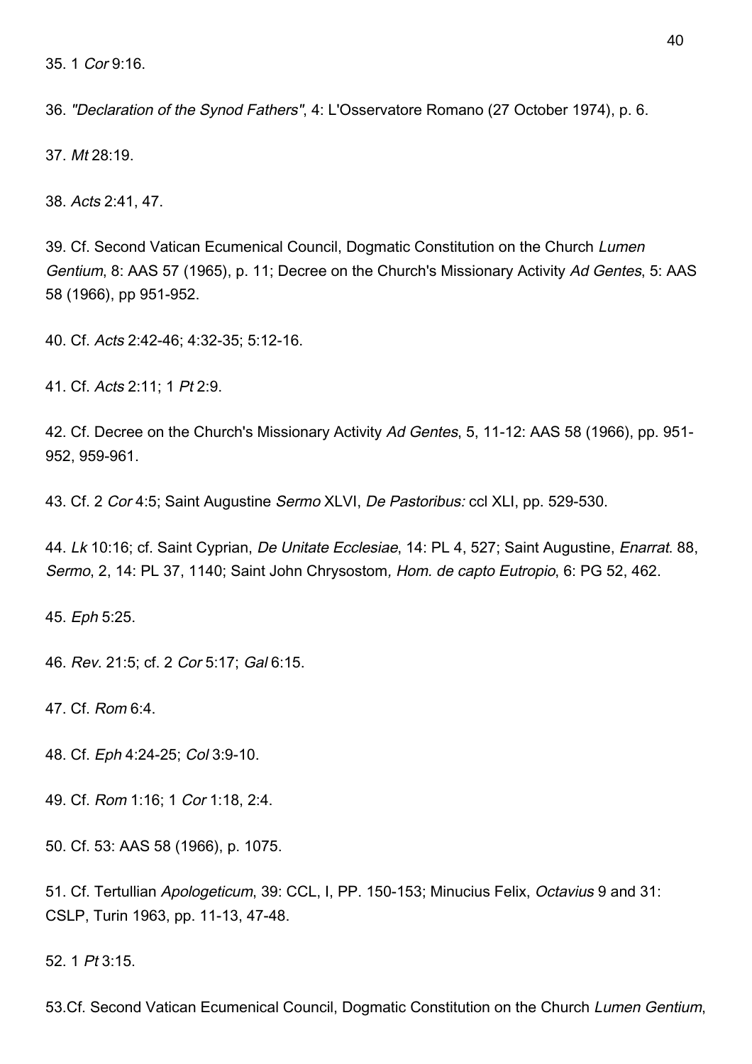35. 1 *Cor* 9:16.

36. *"Declaration of the Synod Fathers"*, 4: L'Osservatore Romano (27 October 1974), p. 6.

37. *Mt* 28:19.

38. *Acts* 2:41, 47.

39. Cf. Second Vatican Ecumenical Council, Dogmatic Constitution on the Church *Lumen Gentium*, 8: AAS 57 (1965), p. 11; Decree on the Church's Missionary Activity *Ad Gentes*, 5: AAS 58 (1966), pp 951-952.

40. Cf. *Acts* 2:42-46; 4:32-35; 5:12-16.

41. Cf. *Acts* 2:11; 1 *Pt* 2:9.

42. Cf. Decree on the Church's Missionary Activity *Ad Gentes*, 5, 11-12: AAS 58 (1966), pp. 951-952, 959-961.

43. Cf. 2 *Cor* 4:5; Saint Augustine *Sermo* XLVI, *De Pastoribus:* ccl XLI, pp. 529-530.

44. *Lk* 10:16; cf. Saint Cyprian, *De Unitate Ecclesiae*, 14: PL 4, 527; Saint Augustine, *Enarrat*. 88, *Sermo*, 2, 14: PL 37, 1140; Saint John Chrysostom*, Hom. de capto Eutropio*, 6: PG 52, 462.

45. *Eph* 5:25.

46. *Rev*. 21:5; cf. 2 *Cor* 5:17; *Gal* 6:15.

47. Cf. *Rom* 6:4.

48. Cf. *Eph* 4:24-25; *Col* 3:9-10.

49. Cf. *Rom* 1:16; 1 *Cor* 1:18, 2:4.

50. Cf. 53: AAS 58 (1966), p. 1075.

51. Cf. Tertullian *Apologeticum*, 39: CCL, I, PP. 150-153; Minucius Felix, *Octavius* 9 and 31: CSLP, Turin 1963, pp. 11-13, 47-48.

52. 1 *Pt* 3:15.

53.Cf. Second Vatican Ecumenical Council, Dogmatic Constitution on the Church *Lumen Gentium*,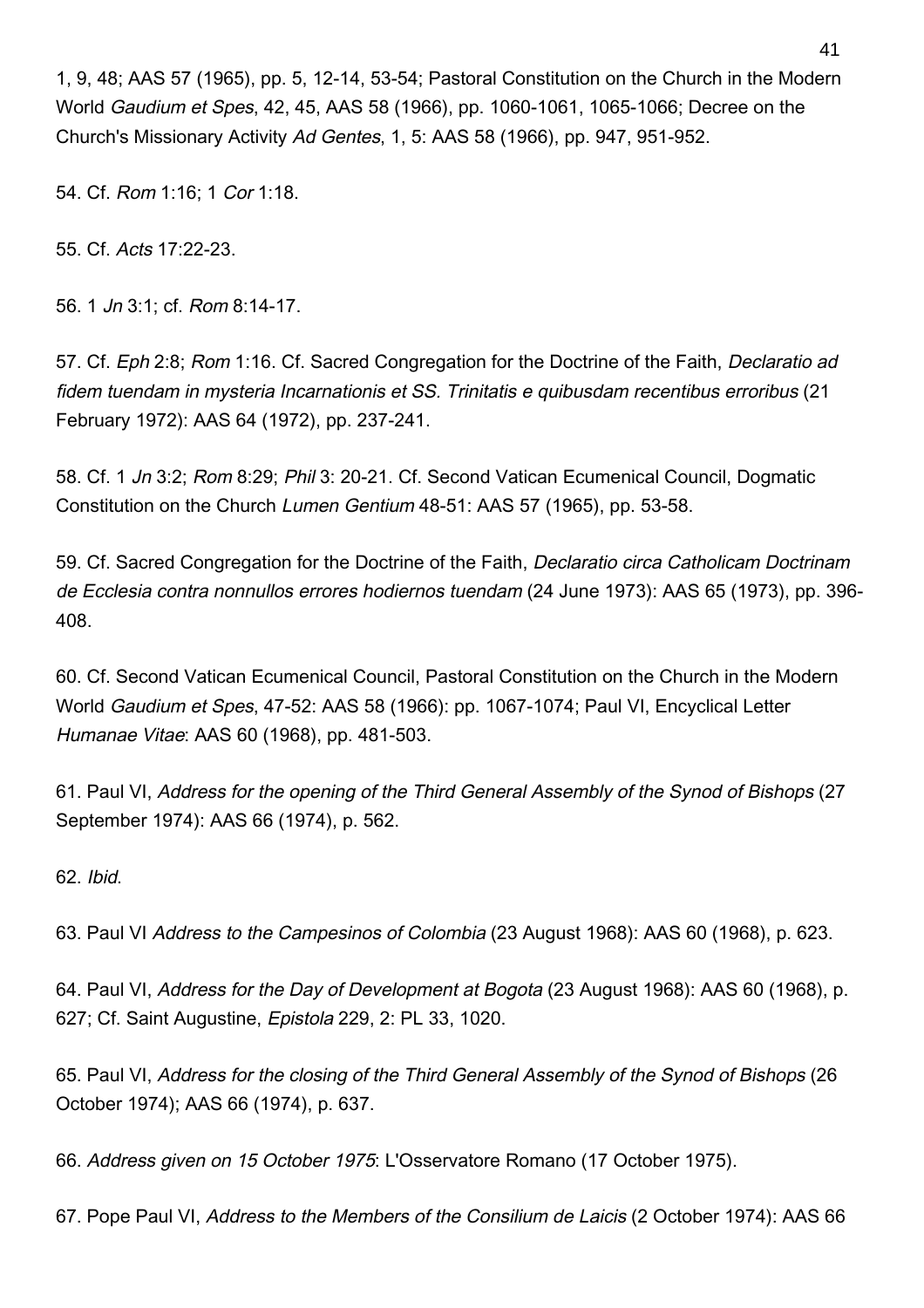1, 9, 48; AAS 57 (1965), pp. 5, 12-14, 53-54; Pastoral Constitution on the Church in the Modern World *Gaudium et Spes*, 42, 45, AAS 58 (1966), pp. 1060-1061, 1065-1066; Decree on the Church's Missionary Activity *Ad Gentes*, 1, 5: AAS 58 (1966), pp. 947, 951-952.

54. Cf. *Rom* 1:16; 1 *Cor* 1:18.

55. Cf. *Acts* 17:22-23.

56. 1 *Jn* 3:1; cf. *Rom* 8:14-17.

57. Cf. *Eph* 2:8; *Rom* 1:16. Cf. Sacred Congregation for the Doctrine of the Faith, *Declaratio ad fidem tuendam in mysteria Incarnationis et SS. Trinitatis e quibusdam recentibus erroribus* (21 February 1972): AAS 64 (1972), pp. 237-241.

58. Cf. 1 *Jn* 3:2; *Rom* 8:29; *Phil* 3: 20-21. Cf. Second Vatican Ecumenical Council, Dogmatic Constitution on the Church *Lumen Gentium* 48-51: AAS 57 (1965), pp. 53-58.

59. Cf. Sacred Congregation for the Doctrine of the Faith, *Declaratio circa Catholicam Doctrinam de Ecclesia contra nonnullos errores hodiernos tuendam* (24 June 1973): AAS 65 (1973), pp. 396-408.

60. Cf. Second Vatican Ecumenical Council, Pastoral Constitution on the Church in the Modern World *Gaudium et Spes*, 47-52: AAS 58 (1966): pp. 1067-1074; Paul VI, Encyclical Letter *Humanae Vitae*: AAS 60 (1968), pp. 481-503.

61. Paul VI, *Address for the opening of the Third General Assembly of the Synod of Bishops* (27 September 1974): AAS 66 (1974), p. 562.

62. *Ibid.*

63. Paul VI *Address to the Campesinos of Colombia* (23 August 1968): AAS 60 (1968), p. 623.

64. Paul VI, *Address for the Day of Development at Bogota* (23 August 1968): AAS 60 (1968), p. 627; Cf. Saint Augustine, *Epistola* 229, 2: PL 33, 1020.

65. Paul VI, *Address for the closing of the Third General Assembly of the Synod of Bishops* (26 October 1974); AAS 66 (1974), p. 637.

66. *Address given on 15 October 1975*: L'Osservatore Romano (17 October 1975).

67. Pope Paul VI, *Address to the Members of the Consilium de Laicis* (2 October 1974): AAS 66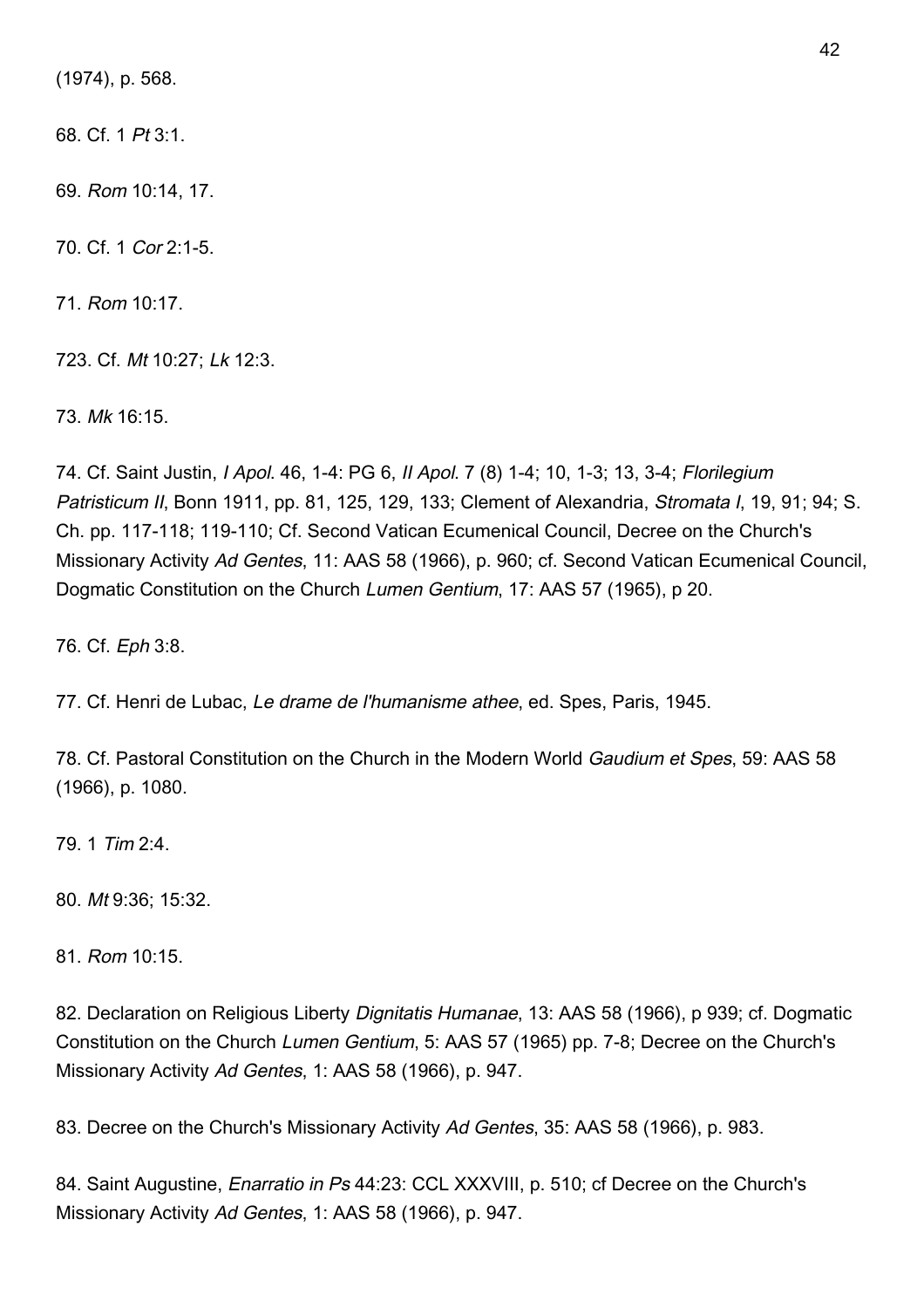(1974), p. 568.

68. Cf. 1 *Pt* 3:1.

69. *Rom* 10:14, 17.

70. Cf. 1 *Cor* 2:1-5.

71. *Rom* 10:17.

723. Cf. *Mt* 10:27; *Lk* 12:3.

73. *Mk* 16:15.

74. Cf. Saint Justin, *I Apol*. 46, 1-4: PG 6, *II Apol*. 7 (8) 1-4; 10, 1-3; 13, 3-4; *Florilegium Patristicum II*, Bonn 1911, pp. 81, 125, 129, 133; Clement of Alexandria, *Stromata I*, 19, 91; 94; S. Ch. pp. 117-118; 119-110; Cf. Second Vatican Ecumenical Council, Decree on the Church's Missionary Activity *Ad Gentes*, 11: AAS 58 (1966), p. 960; cf. Second Vatican Ecumenical Council, Dogmatic Constitution on the Church *Lumen Gentium*, 17: AAS 57 (1965), p 20.

76. Cf. *Eph* 3:8.

77. Cf. Henri de Lubac, *Le drame de l'humanisme athee*, ed. Spes, Paris, 1945.

78. Cf. Pastoral Constitution on the Church in the Modern World *Gaudium et Spes*, 59: AAS 58 (1966), p. 1080.

79. 1 *Tim* 2:4.

80. *Mt* 9:36; 15:32.

81. *Rom* 10:15.

82. Declaration on Religious Liberty *Dignitatis Humanae*, 13: AAS 58 (1966), p 939; cf. Dogmatic Constitution on the Church *Lumen Gentium*, 5: AAS 57 (1965) pp. 7-8; Decree on the Church's Missionary Activity *Ad Gentes*, 1: AAS 58 (1966), p. 947.

83. Decree on the Church's Missionary Activity *Ad Gentes*, 35: AAS 58 (1966), p. 983.

84. Saint Augustine, *Enarratio in Ps* 44:23: CCL XXXVIII, p. 510; cf Decree on the Church's Missionary Activity *Ad Gentes*, 1: AAS 58 (1966), p. 947.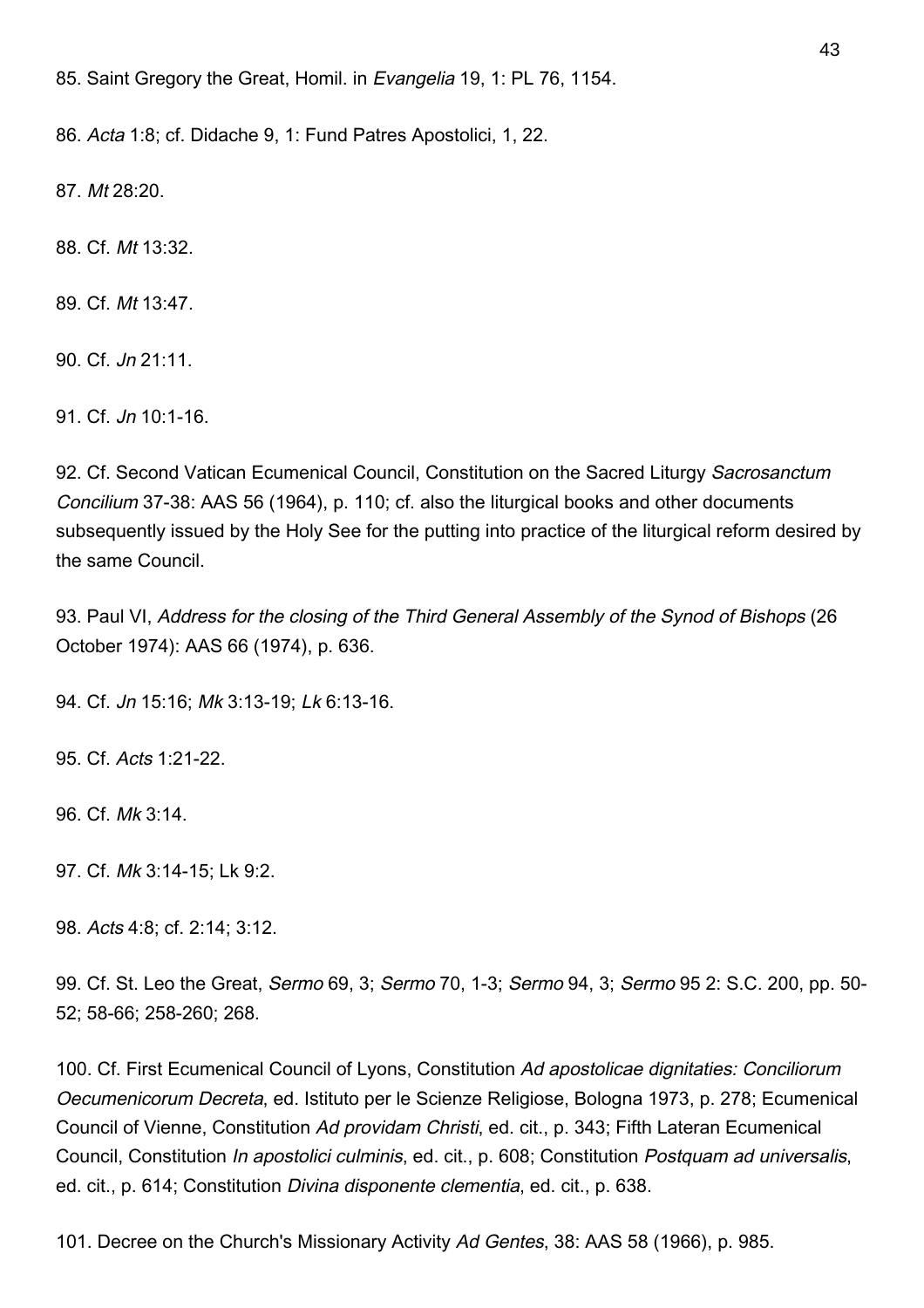85. Saint Gregory the Great, Homil. in *Evangelia* 19, 1: PL 76, 1154.

86. *Acta* 1:8; cf. Didache 9, 1: Fund Patres Apostolici, 1, 22.

87. *Mt* 28:20.

88. Cf. *Mt* 13:32.

89. Cf. *Mt* 13:47.

90. Cf. *Jn* 21:11.

91. Cf. *Jn* 10:1-16.

92. Cf. Second Vatican Ecumenical Council, Constitution on the Sacred Liturgy *Sacrosanctum Concilium* 37-38: AAS 56 (1964), p. 110; cf. also the liturgical books and other documents subsequently issued by the Holy See for the putting into practice of the liturgical reform desired by the same Council.

93. Paul VI, *Address for the closing of the Third General Assembly of the Synod of Bishops* (26 October 1974): AAS 66 (1974), p. 636.

94. Cf. *Jn* 15:16; *Mk* 3:13-19; *Lk* 6:13-16.

95. Cf. *Acts* 1:21-22.

96. Cf. *Mk* 3:14.

97. Cf. *Mk* 3:14-15; Lk 9:2.

98. *Acts* 4:8; cf. 2:14; 3:12.

99. Cf. St. Leo the Great, *Sermo* 69, 3; *Sermo* 70, 1-3; *Sermo* 94, 3; *Sermo* 95 2: S.C. 200, pp. 50-52; 58-66; 258-260; 268.

100. Cf. First Ecumenical Council of Lyons, Constitution *Ad apostolicae dignitaties: Conciliorum Oecumenicorum Decreta*, ed. Istituto per le Scienze Religiose, Bologna 1973, p. 278; Ecumenical Council of Vienne, Constitution *Ad providam Christi*, ed. cit., p. 343; Fifth Lateran Ecumenical Council, Constitution *In apostolici culminis*, ed. cit., p. 608; Constitution *Postquam ad universalis*, ed. cit., p. 614; Constitution *Divina disponente clementia*, ed. cit., p. 638.

101. Decree on the Church's Missionary Activity *Ad Gentes*, 38: AAS 58 (1966), p. 985.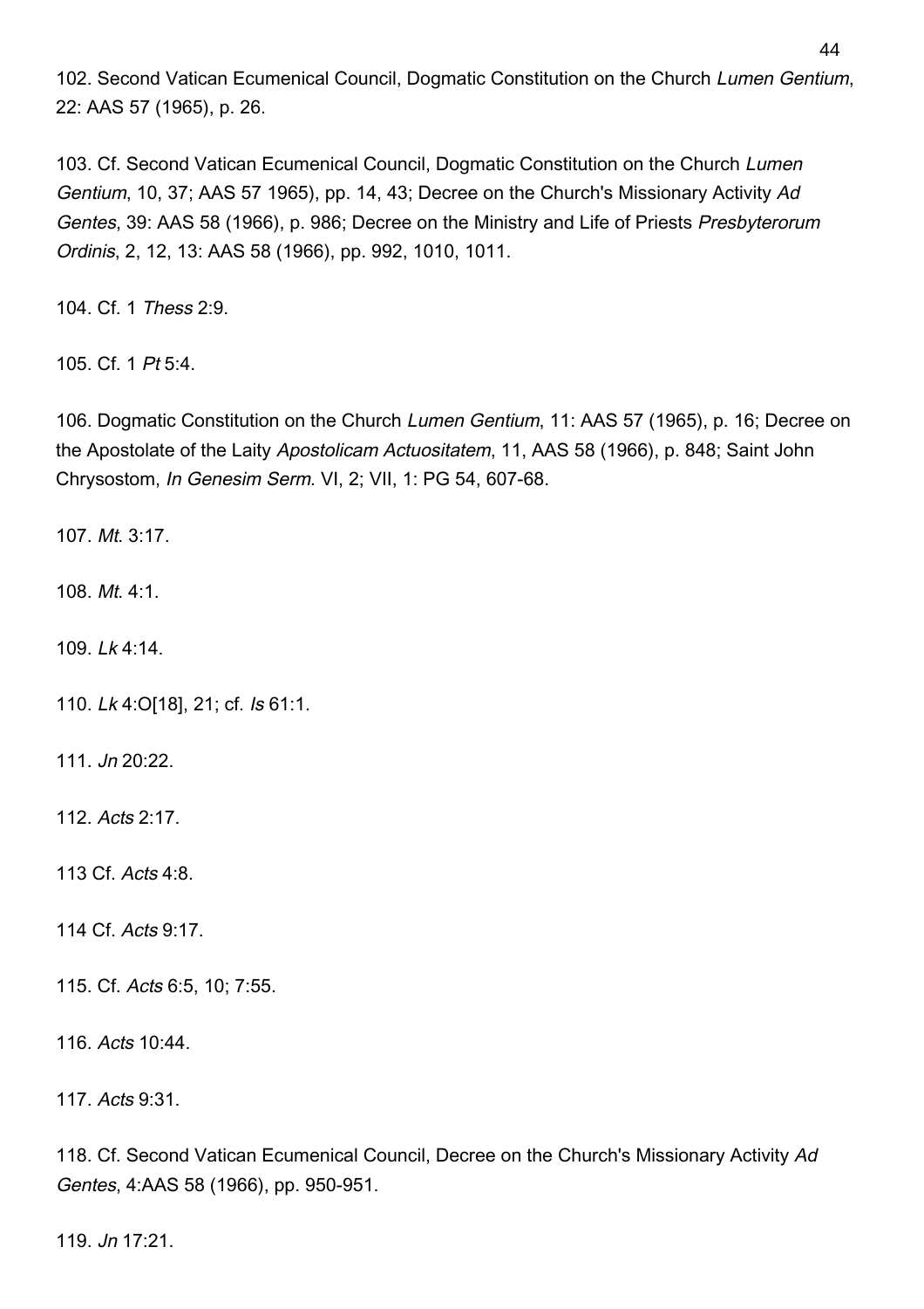102. Second Vatican Ecumenical Council, Dogmatic Constitution on the Church *Lumen Gentium*, 22: AAS 57 (1965), p. 26.

103. Cf. Second Vatican Ecumenical Council, Dogmatic Constitution on the Church *Lumen Gentium*, 10, 37; AAS 57 1965), pp. 14, 43; Decree on the Church's Missionary Activity *Ad Gentes*, 39: AAS 58 (1966), p. 986; Decree on the Ministry and Life of Priests *Presbyterorum Ordinis*, 2, 12, 13: AAS 58 (1966), pp. 992, 1010, 1011.

104. Cf. 1 *Thess* 2:9.

105. Cf. 1 *Pt* 5:4.

106. Dogmatic Constitution on the Church *Lumen Gentium*, 11: AAS 57 (1965), p. 16; Decree on the Apostolate of the Laity *Apostolicam Actuositatem*, 11, AAS 58 (1966), p. 848; Saint John Chrysostom, *In Genesim Serm*. VI, 2; VII, 1: PG 54, 607-68.

107. *Mt.* 3:17.

108. *Mt.* 4:1.

109. *Lk* 4:14.

110. *Lk* 4:O[18], 21; cf. *Is* 61:1.

111. *Jn* 20:22.

112. *Acts* 2:17.

113 Cf. *Acts* 4:8.

114 Cf. *Acts* 9:17.

115. Cf. *Acts* 6:5, 10; 7:55.

116. *Acts* 10:44.

117. *Acts* 9:31.

118. Cf. Second Vatican Ecumenical Council, Decree on the Church's Missionary Activity *Ad Gentes*, 4:AAS 58 (1966), pp. 950-951.

119. *Jn* 17:21.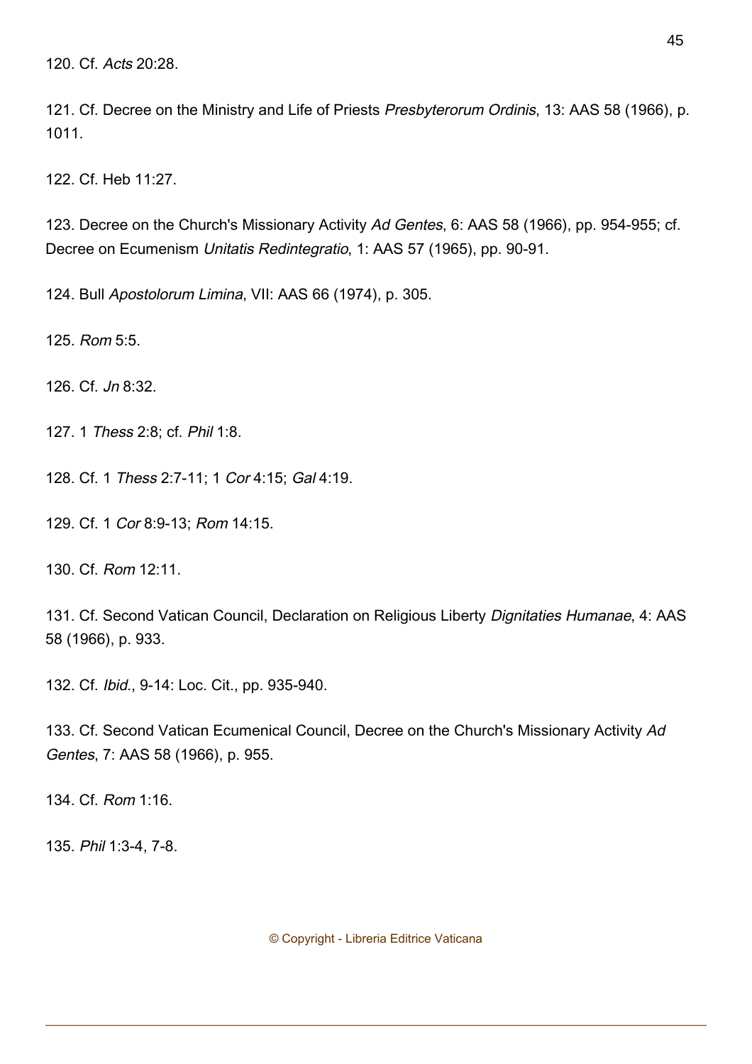120. Cf. *Acts* 20:28.

121. Cf. Decree on the Ministry and Life of Priests *Presbyterorum Ordinis*, 13: AAS 58 (1966), p. 1011.

122. Cf. Heb 11:27.

123. Decree on the Church's Missionary Activity *Ad Gentes*, 6: AAS 58 (1966), pp. 954-955; cf. Decree on Ecumenism *Unitatis Redintegratio*, 1: AAS 57 (1965), pp. 90-91.

124. Bull *Apostolorum Limina*, VII: AAS 66 (1974), p. 305.

125. *Rom* 5:5.

126. Cf. *Jn* 8:32.

127. 1 *Thess* 2:8; cf. *Phil* 1:8.

128. Cf. 1 *Thess* 2:7-11; 1 *Cor* 4:15; *Gal* 4:19.

129. Cf. 1 *Cor* 8:9-13; *Rom* 14:15.

130. Cf. *Rom* 12:11.

131. Cf. Second Vatican Council, Declaration on Religious Liberty *Dignitaties Humanae*, 4: AAS 58 (1966), p. 933.

132. Cf. *Ibid.*, 9-14: Loc. Cit., pp. 935-940.

133. Cf. Second Vatican Ecumenical Council, Decree on the Church's Missionary Activity *Ad Gentes*, 7: AAS 58 (1966), p. 955.

134. Cf. *Rom* 1:16.

135. *Phil* 1:3-4, 7-8.

© Copyright - Libreria Editrice Vaticana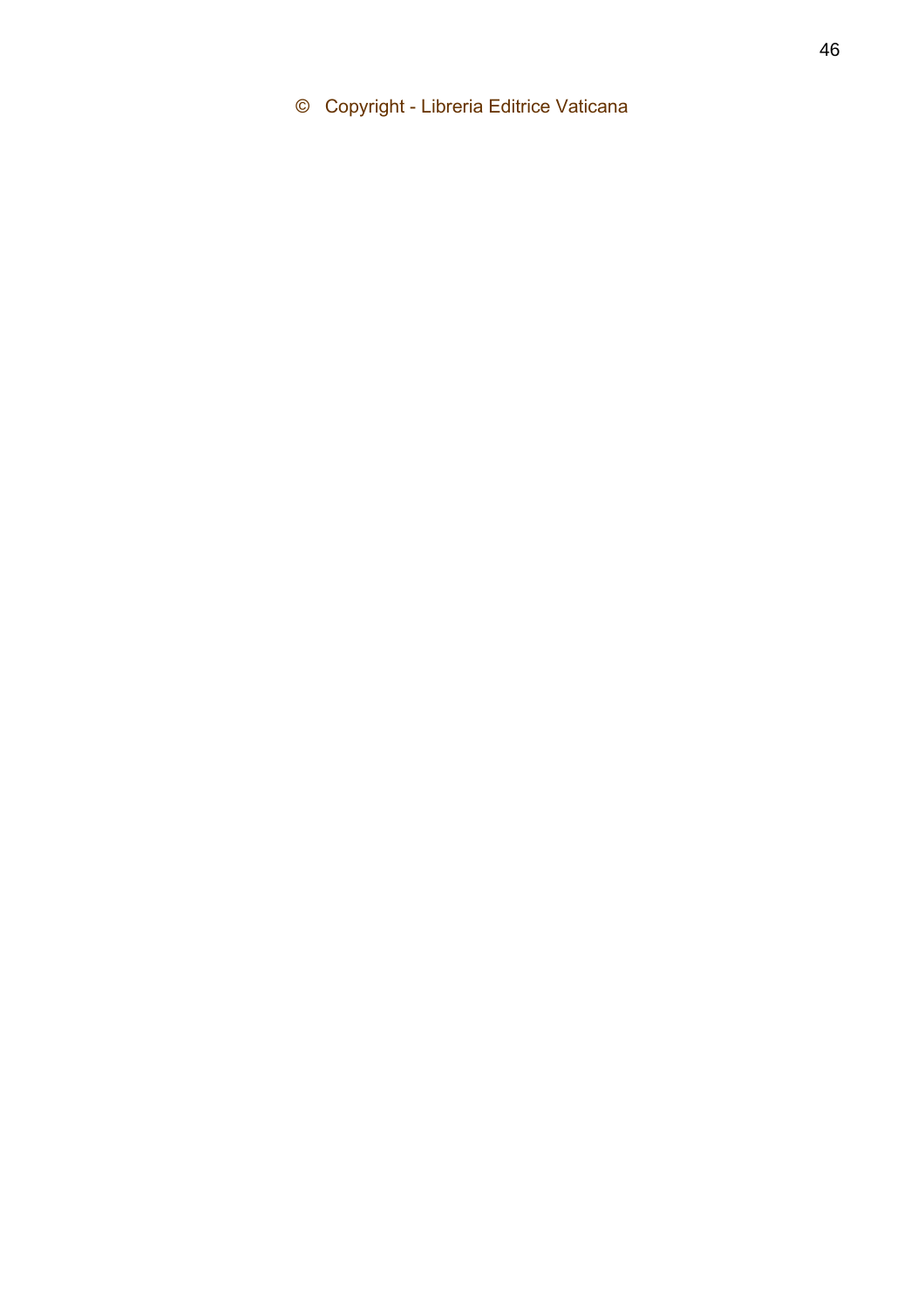© Copyright - Libreria Editrice Vaticana